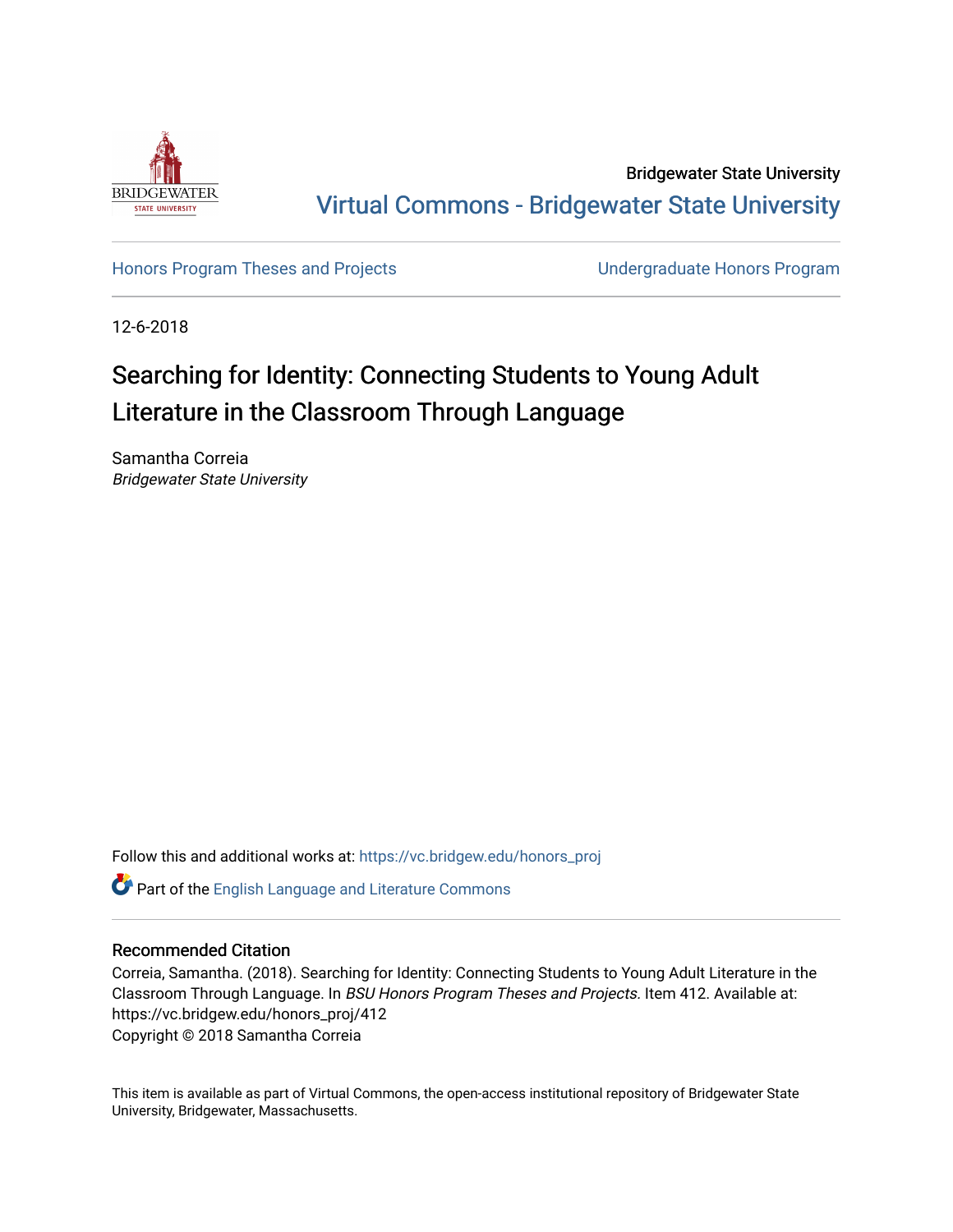Bridgewater State University

Virtual Commons - Bridgewater State University

Honors Program Theses and Projects

Undergraduate Honors Program

12-6-2018

# Searching for Identity: Connecting Students to Young Adult Literature in the Classroom Through Language

Samantha Correia
*Bridgewater State University*

Follow this and additional works at: https://vc.bridgew.edu/honors_proj

Part of the English Language and Literature Commons

## Recommended Citation

Correia, Samantha. (2018). Searching for Identity: Connecting Students to Young Adult Literature in the Classroom Through Language. In *BSU Honors Program Theses and Projects.* Item 412. Available at: https://vc.bridgew.edu/honors_proj/412

Copyright © 2018 Samantha Correia

This item is available as part of Virtual Commons, the open-access institutional repository of Bridgewater State University, Bridgewater, Massachusetts.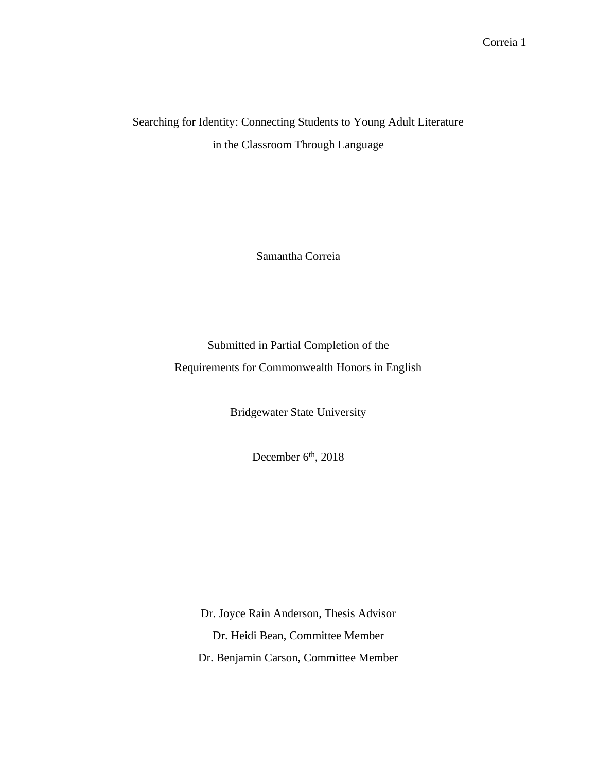# Searching for Identity: Connecting Students to Young Adult Literature in the Classroom Through Language

Samantha Correia

Submitted in Partial Completion of the
Requirements for Commonwealth Honors in English

Bridgewater State University

December 6th, 2018

Dr. Joyce Rain Anderson, Thesis Advisor
Dr. Heidi Bean, Committee Member
Dr. Benjamin Carson, Committee Member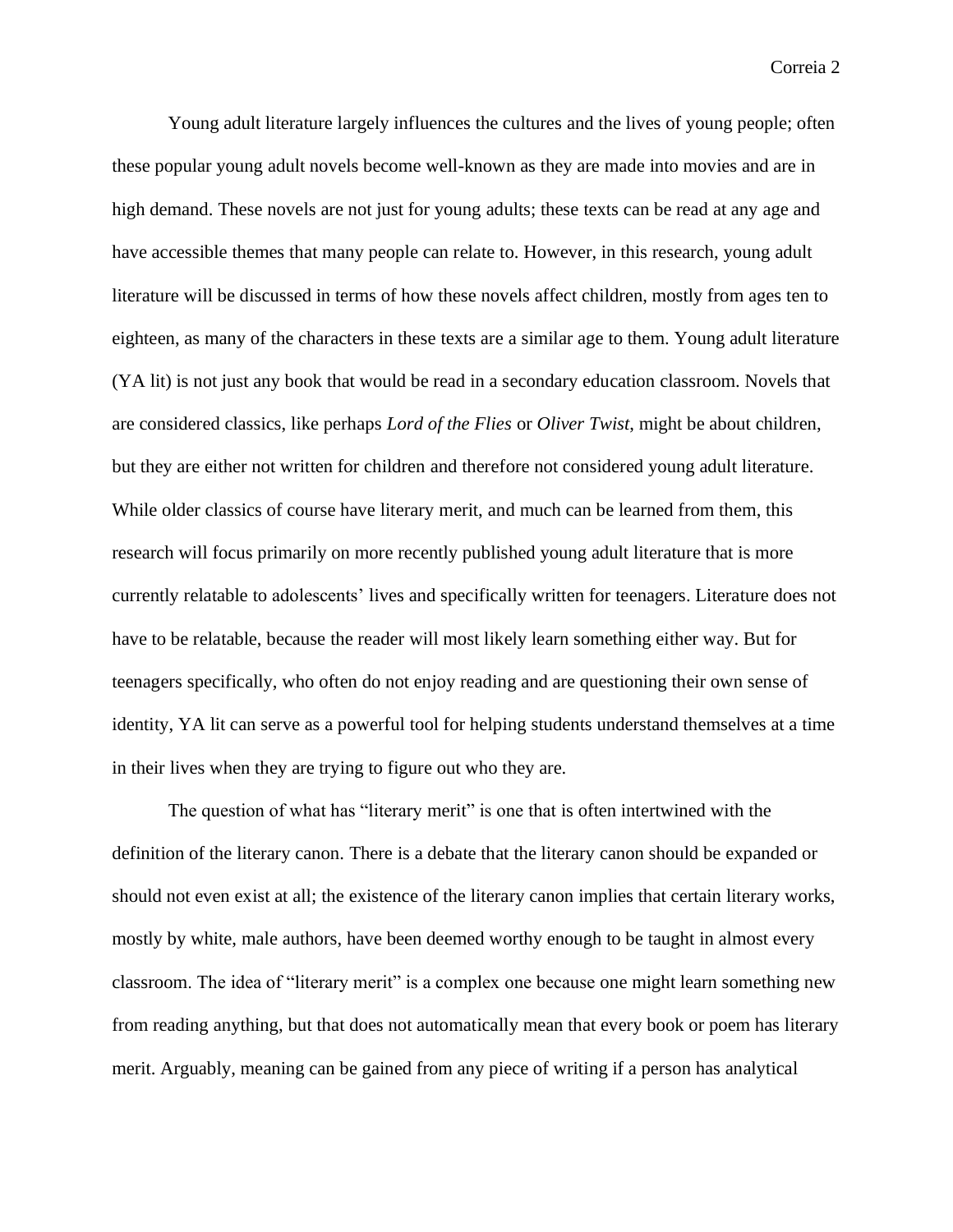Young adult literature largely influences the cultures and the lives of young people; often these popular young adult novels become well-known as they are made into movies and are in high demand. These novels are not just for young adults; these texts can be read at any age and have accessible themes that many people can relate to. However, in this research, young adult literature will be discussed in terms of how these novels affect children, mostly from ages ten to eighteen, as many of the characters in these texts are a similar age to them. Young adult literature (YA lit) is not just any book that would be read in a secondary education classroom. Novels that are considered classics, like perhaps *Lord of the Flies* or *Oliver Twist*, might be about children, but they are either not written for children and therefore not considered young adult literature. While older classics of course have literary merit, and much can be learned from them, this research will focus primarily on more recently published young adult literature that is more currently relatable to adolescents' lives and specifically written for teenagers. Literature does not have to be relatable, because the reader will most likely learn something either way. But for teenagers specifically, who often do not enjoy reading and are questioning their own sense of identity, YA lit can serve as a powerful tool for helping students understand themselves at a time in their lives when they are trying to figure out who they are.

The question of what has "literary merit" is one that is often intertwined with the definition of the literary canon. There is a debate that the literary canon should be expanded or should not even exist at all; the existence of the literary canon implies that certain literary works, mostly by white, male authors, have been deemed worthy enough to be taught in almost every classroom. The idea of "literary merit" is a complex one because one might learn something new from reading anything, but that does not automatically mean that every book or poem has literary merit. Arguably, meaning can be gained from any piece of writing if a person has analytical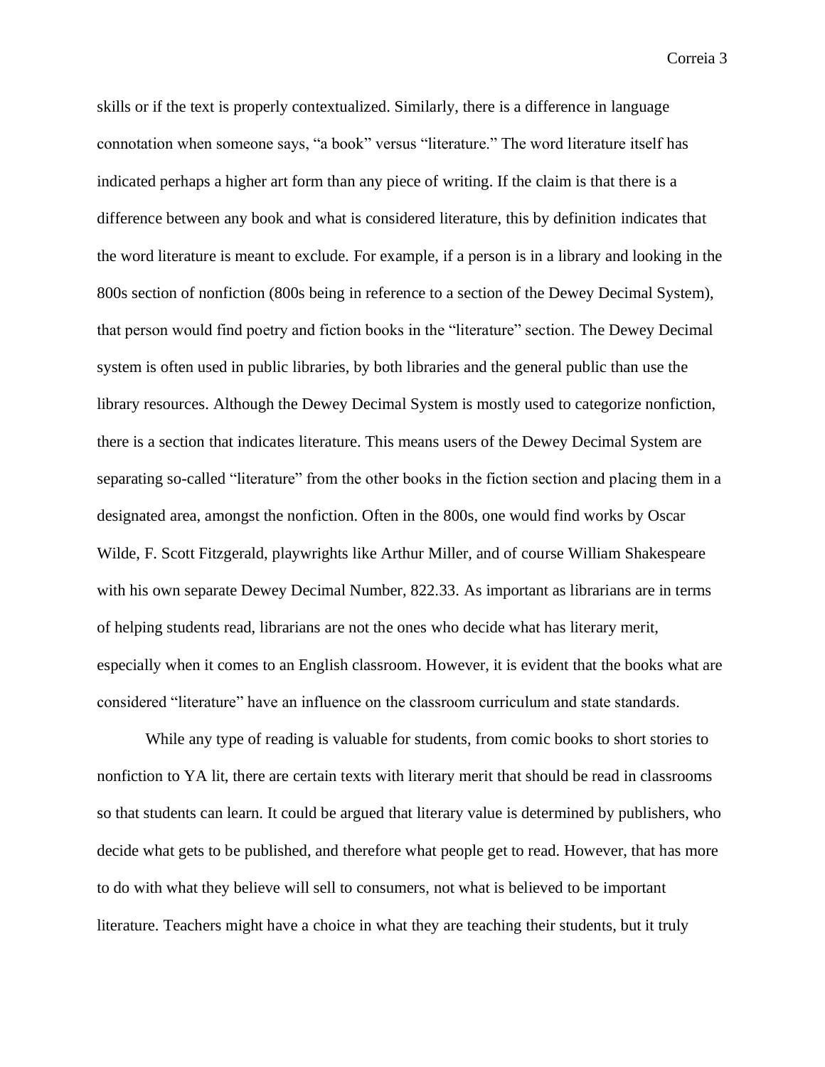skills or if the text is properly contextualized. Similarly, there is a difference in language connotation when someone says, "a book" versus "literature." The word literature itself has indicated perhaps a higher art form than any piece of writing. If the claim is that there is a difference between any book and what is considered literature, this by definition indicates that the word literature is meant to exclude. For example, if a person is in a library and looking in the 800s section of nonfiction (800s being in reference to a section of the Dewey Decimal System), that person would find poetry and fiction books in the "literature" section. The Dewey Decimal system is often used in public libraries, by both libraries and the general public than use the library resources. Although the Dewey Decimal System is mostly used to categorize nonfiction, there is a section that indicates literature. This means users of the Dewey Decimal System are separating so-called "literature" from the other books in the fiction section and placing them in a designated area, amongst the nonfiction. Often in the 800s, one would find works by Oscar Wilde, F. Scott Fitzgerald, playwrights like Arthur Miller, and of course William Shakespeare with his own separate Dewey Decimal Number, 822.33. As important as librarians are in terms of helping students read, librarians are not the ones who decide what has literary merit, especially when it comes to an English classroom. However, it is evident that the books what are considered "literature" have an influence on the classroom curriculum and state standards.

While any type of reading is valuable for students, from comic books to short stories to nonfiction to YA lit, there are certain texts with literary merit that should be read in classrooms so that students can learn. It could be argued that literary value is determined by publishers, who decide what gets to be published, and therefore what people get to read. However, that has more to do with what they believe will sell to consumers, not what is believed to be important literature. Teachers might have a choice in what they are teaching their students, but it truly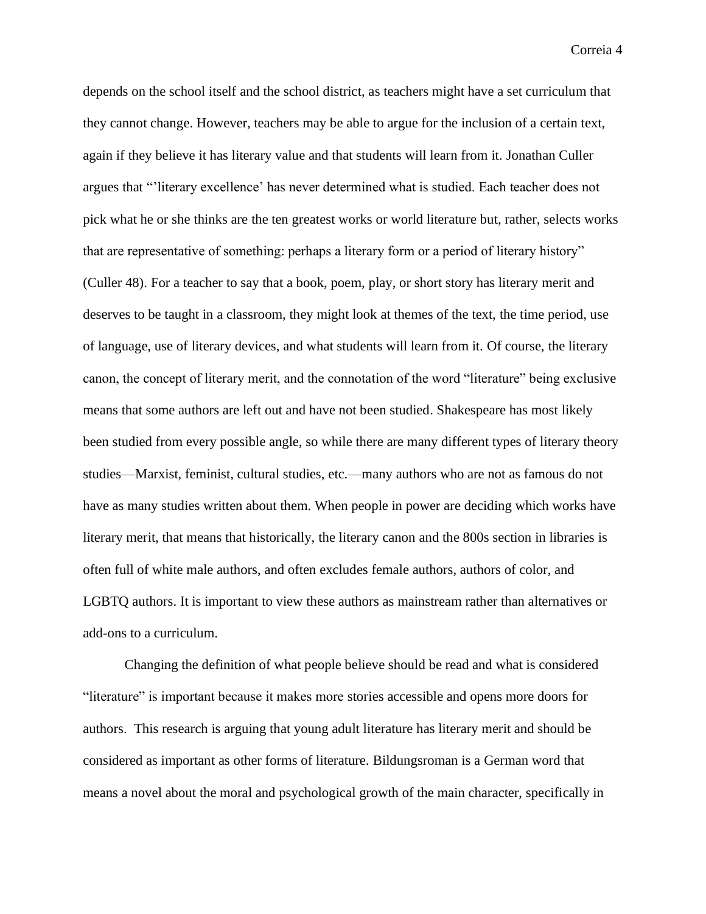depends on the school itself and the school district, as teachers might have a set curriculum that they cannot change. However, teachers may be able to argue for the inclusion of a certain text, again if they believe it has literary value and that students will learn from it. Jonathan Culler argues that "'literary excellence' has never determined what is studied. Each teacher does not pick what he or she thinks are the ten greatest works or world literature but, rather, selects works that are representative of something: perhaps a literary form or a period of literary history" (Culler 48). For a teacher to say that a book, poem, play, or short story has literary merit and deserves to be taught in a classroom, they might look at themes of the text, the time period, use of language, use of literary devices, and what students will learn from it. Of course, the literary canon, the concept of literary merit, and the connotation of the word "literature" being exclusive means that some authors are left out and have not been studied. Shakespeare has most likely been studied from every possible angle, so while there are many different types of literary theory studies—Marxist, feminist, cultural studies, etc.—many authors who are not as famous do not have as many studies written about them. When people in power are deciding which works have literary merit, that means that historically, the literary canon and the 800s section in libraries is often full of white male authors, and often excludes female authors, authors of color, and LGBTQ authors. It is important to view these authors as mainstream rather than alternatives or add-ons to a curriculum.

Changing the definition of what people believe should be read and what is considered "literature" is important because it makes more stories accessible and opens more doors for authors. This research is arguing that young adult literature has literary merit and should be considered as important as other forms of literature. Bildungsroman is a German word that means a novel about the moral and psychological growth of the main character, specifically in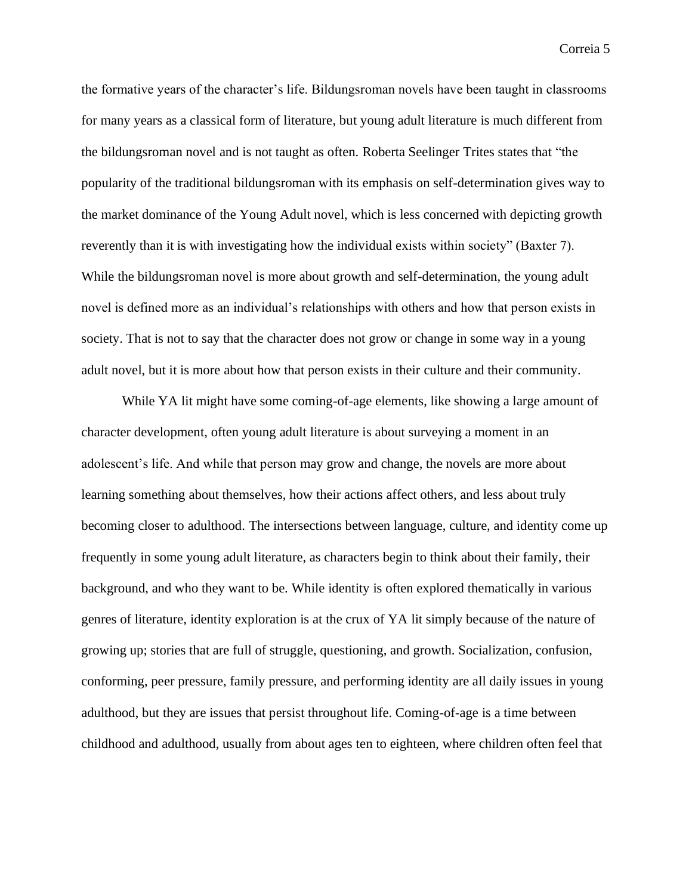the formative years of the character's life. Bildungsroman novels have been taught in classrooms for many years as a classical form of literature, but young adult literature is much different from the bildungsroman novel and is not taught as often. Roberta Seelinger Trites states that "the popularity of the traditional bildungsroman with its emphasis on self-determination gives way to the market dominance of the Young Adult novel, which is less concerned with depicting growth reverently than it is with investigating how the individual exists within society" (Baxter 7). While the bildungsroman novel is more about growth and self-determination, the young adult novel is defined more as an individual's relationships with others and how that person exists in society. That is not to say that the character does not grow or change in some way in a young adult novel, but it is more about how that person exists in their culture and their community.

While YA lit might have some coming-of-age elements, like showing a large amount of character development, often young adult literature is about surveying a moment in an adolescent's life. And while that person may grow and change, the novels are more about learning something about themselves, how their actions affect others, and less about truly becoming closer to adulthood. The intersections between language, culture, and identity come up frequently in some young adult literature, as characters begin to think about their family, their background, and who they want to be. While identity is often explored thematically in various genres of literature, identity exploration is at the crux of YA lit simply because of the nature of growing up; stories that are full of struggle, questioning, and growth. Socialization, confusion, conforming, peer pressure, family pressure, and performing identity are all daily issues in young adulthood, but they are issues that persist throughout life. Coming-of-age is a time between childhood and adulthood, usually from about ages ten to eighteen, where children often feel that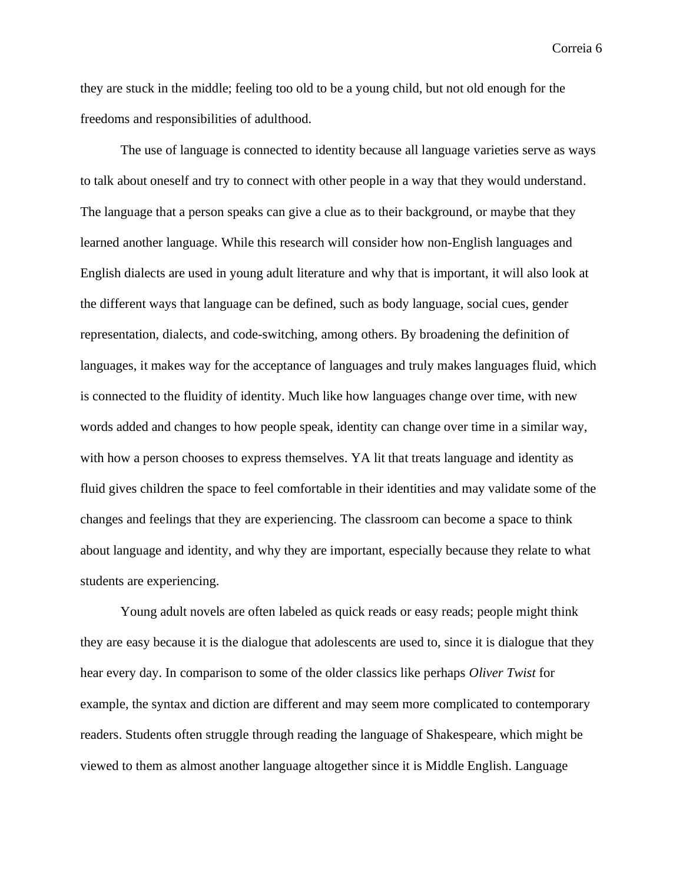they are stuck in the middle; feeling too old to be a young child, but not old enough for the freedoms and responsibilities of adulthood.

The use of language is connected to identity because all language varieties serve as ways to talk about oneself and try to connect with other people in a way that they would understand. The language that a person speaks can give a clue as to their background, or maybe that they learned another language. While this research will consider how non-English languages and English dialects are used in young adult literature and why that is important, it will also look at the different ways that language can be defined, such as body language, social cues, gender representation, dialects, and code-switching, among others. By broadening the definition of languages, it makes way for the acceptance of languages and truly makes languages fluid, which is connected to the fluidity of identity. Much like how languages change over time, with new words added and changes to how people speak, identity can change over time in a similar way, with how a person chooses to express themselves. YA lit that treats language and identity as fluid gives children the space to feel comfortable in their identities and may validate some of the changes and feelings that they are experiencing. The classroom can become a space to think about language and identity, and why they are important, especially because they relate to what students are experiencing.

Young adult novels are often labeled as quick reads or easy reads; people might think they are easy because it is the dialogue that adolescents are used to, since it is dialogue that they hear every day. In comparison to some of the older classics like perhaps *Oliver Twist* for example, the syntax and diction are different and may seem more complicated to contemporary readers. Students often struggle through reading the language of Shakespeare, which might be viewed to them as almost another language altogether since it is Middle English. Language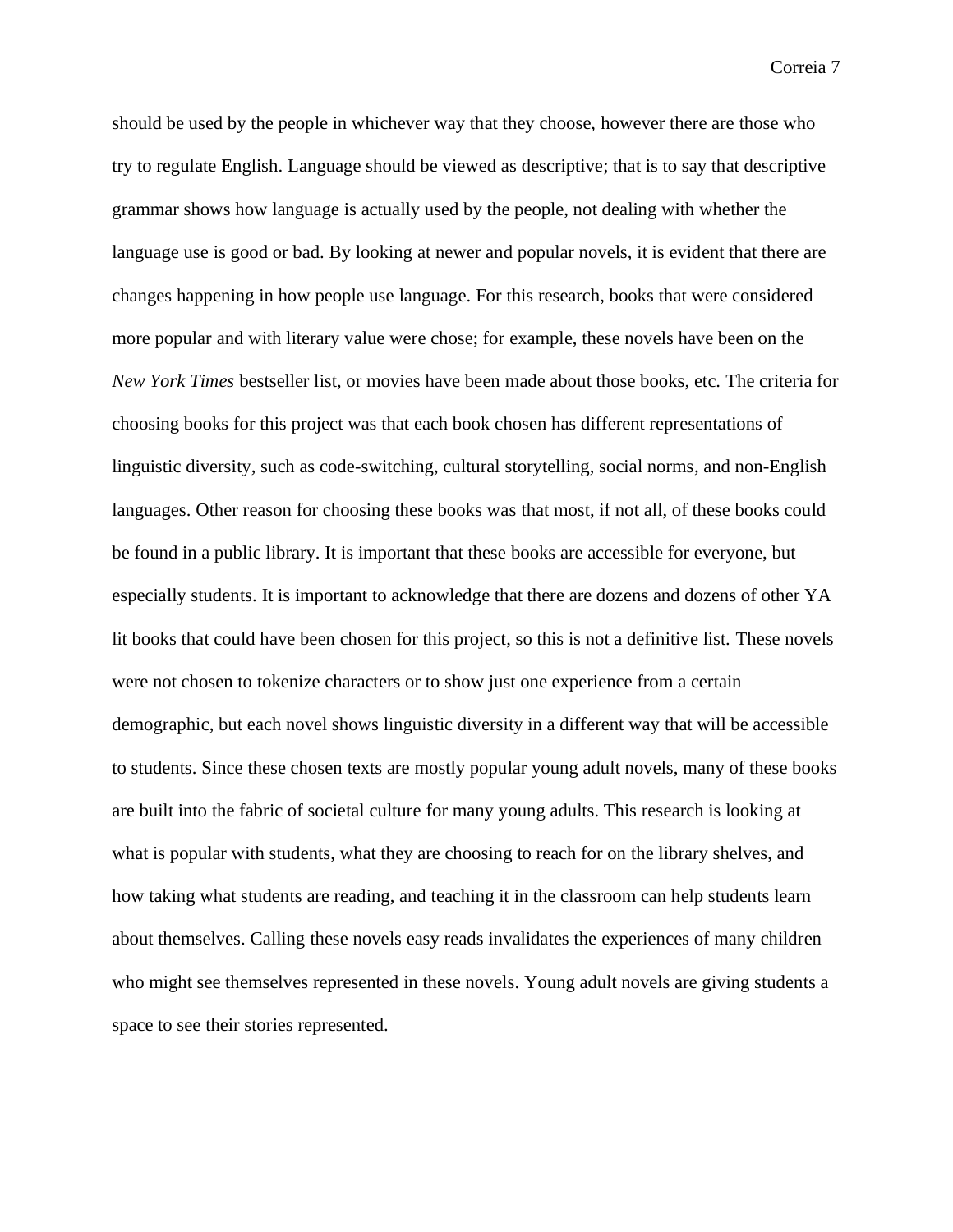should be used by the people in whichever way that they choose, however there are those who try to regulate English. Language should be viewed as descriptive; that is to say that descriptive grammar shows how language is actually used by the people, not dealing with whether the language use is good or bad. By looking at newer and popular novels, it is evident that there are changes happening in how people use language. For this research, books that were considered more popular and with literary value were chose; for example, these novels have been on the *New York Times* bestseller list, or movies have been made about those books, etc. The criteria for choosing books for this project was that each book chosen has different representations of linguistic diversity, such as code-switching, cultural storytelling, social norms, and non-English languages. Other reason for choosing these books was that most, if not all, of these books could be found in a public library. It is important that these books are accessible for everyone, but especially students. It is important to acknowledge that there are dozens and dozens of other YA lit books that could have been chosen for this project, so this is not a definitive list. These novels were not chosen to tokenize characters or to show just one experience from a certain demographic, but each novel shows linguistic diversity in a different way that will be accessible to students. Since these chosen texts are mostly popular young adult novels, many of these books are built into the fabric of societal culture for many young adults. This research is looking at what is popular with students, what they are choosing to reach for on the library shelves, and how taking what students are reading, and teaching it in the classroom can help students learn about themselves. Calling these novels easy reads invalidates the experiences of many children who might see themselves represented in these novels. Young adult novels are giving students a space to see their stories represented.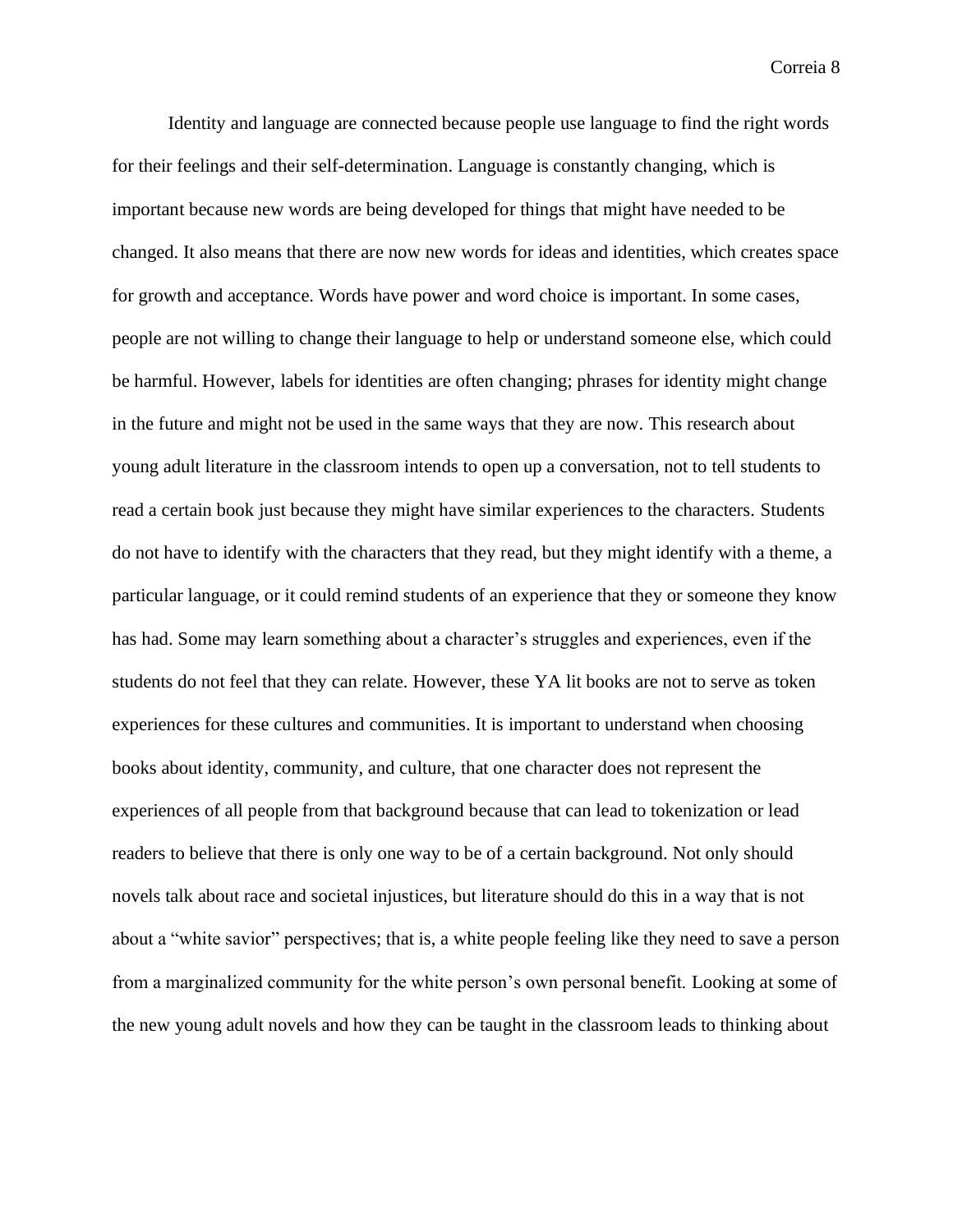Identity and language are connected because people use language to find the right words for their feelings and their self-determination. Language is constantly changing, which is important because new words are being developed for things that might have needed to be changed. It also means that there are now new words for ideas and identities, which creates space for growth and acceptance. Words have power and word choice is important. In some cases, people are not willing to change their language to help or understand someone else, which could be harmful. However, labels for identities are often changing; phrases for identity might change in the future and might not be used in the same ways that they are now. This research about young adult literature in the classroom intends to open up a conversation, not to tell students to read a certain book just because they might have similar experiences to the characters. Students do not have to identify with the characters that they read, but they might identify with a theme, a particular language, or it could remind students of an experience that they or someone they know has had. Some may learn something about a character's struggles and experiences, even if the students do not feel that they can relate. However, these YA lit books are not to serve as token experiences for these cultures and communities. It is important to understand when choosing books about identity, community, and culture, that one character does not represent the experiences of all people from that background because that can lead to tokenization or lead readers to believe that there is only one way to be of a certain background. Not only should novels talk about race and societal injustices, but literature should do this in a way that is not about a "white savior" perspectives; that is, a white people feeling like they need to save a person from a marginalized community for the white person's own personal benefit. Looking at some of the new young adult novels and how they can be taught in the classroom leads to thinking about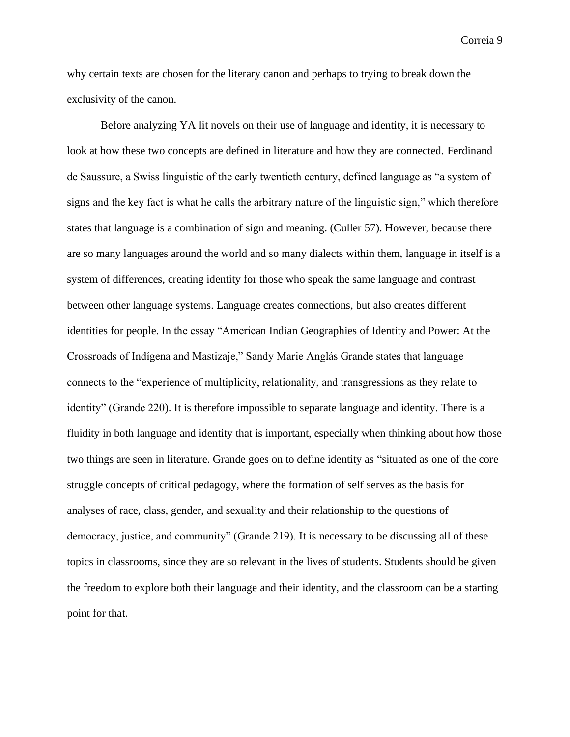why certain texts are chosen for the literary canon and perhaps to trying to break down the exclusivity of the canon.

Before analyzing YA lit novels on their use of language and identity, it is necessary to look at how these two concepts are defined in literature and how they are connected. Ferdinand de Saussure, a Swiss linguistic of the early twentieth century, defined language as "a system of signs and the key fact is what he calls the arbitrary nature of the linguistic sign," which therefore states that language is a combination of sign and meaning. (Culler 57). However, because there are so many languages around the world and so many dialects within them, language in itself is a system of differences, creating identity for those who speak the same language and contrast between other language systems. Language creates connections, but also creates different identities for people. In the essay "American Indian Geographies of Identity and Power: At the Crossroads of Indígena and Mastizaje," Sandy Marie Anglás Grande states that language connects to the "experience of multiplicity, relationality, and transgressions as they relate to identity" (Grande 220). It is therefore impossible to separate language and identity. There is a fluidity in both language and identity that is important, especially when thinking about how those two things are seen in literature. Grande goes on to define identity as "situated as one of the core struggle concepts of critical pedagogy, where the formation of self serves as the basis for analyses of race, class, gender, and sexuality and their relationship to the questions of democracy, justice, and community" (Grande 219). It is necessary to be discussing all of these topics in classrooms, since they are so relevant in the lives of students. Students should be given the freedom to explore both their language and their identity, and the classroom can be a starting point for that.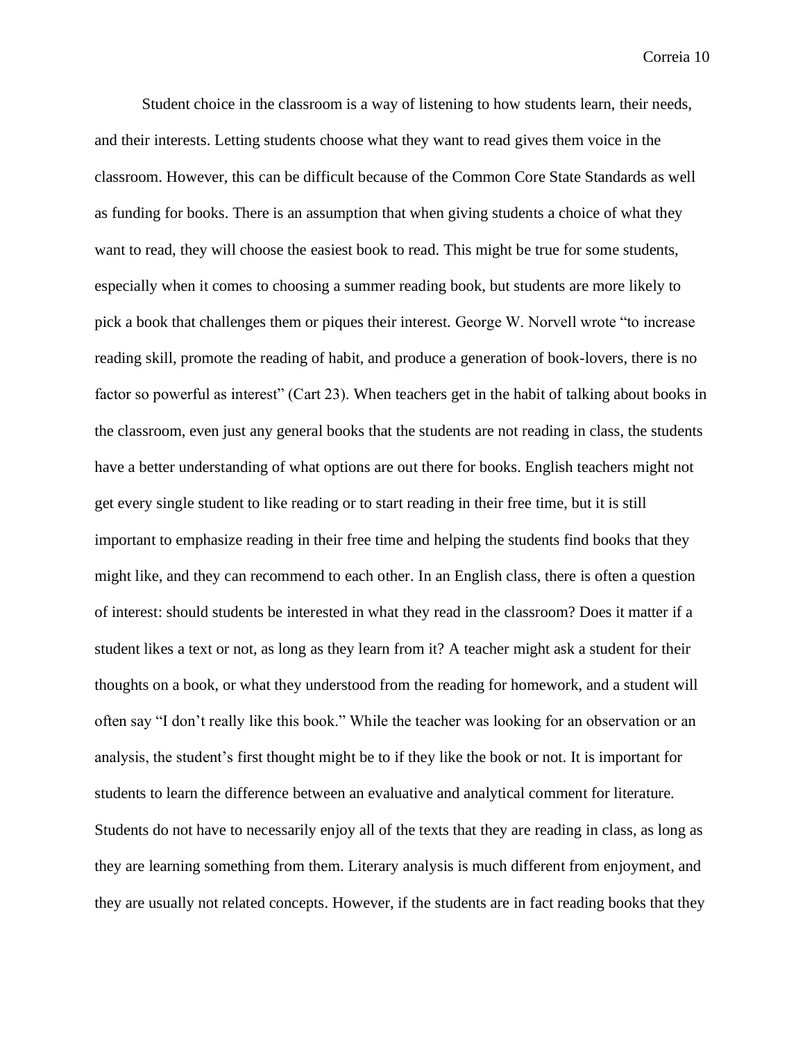Student choice in the classroom is a way of listening to how students learn, their needs, and their interests. Letting students choose what they want to read gives them voice in the classroom. However, this can be difficult because of the Common Core State Standards as well as funding for books. There is an assumption that when giving students a choice of what they want to read, they will choose the easiest book to read. This might be true for some students, especially when it comes to choosing a summer reading book, but students are more likely to pick a book that challenges them or piques their interest. George W. Norvell wrote "to increase reading skill, promote the reading of habit, and produce a generation of book-lovers, there is no factor so powerful as interest" (Cart 23). When teachers get in the habit of talking about books in the classroom, even just any general books that the students are not reading in class, the students have a better understanding of what options are out there for books. English teachers might not get every single student to like reading or to start reading in their free time, but it is still important to emphasize reading in their free time and helping the students find books that they might like, and they can recommend to each other. In an English class, there is often a question of interest: should students be interested in what they read in the classroom? Does it matter if a student likes a text or not, as long as they learn from it? A teacher might ask a student for their thoughts on a book, or what they understood from the reading for homework, and a student will often say "I don't really like this book." While the teacher was looking for an observation or an analysis, the student's first thought might be to if they like the book or not. It is important for students to learn the difference between an evaluative and analytical comment for literature. Students do not have to necessarily enjoy all of the texts that they are reading in class, as long as they are learning something from them. Literary analysis is much different from enjoyment, and they are usually not related concepts. However, if the students are in fact reading books that they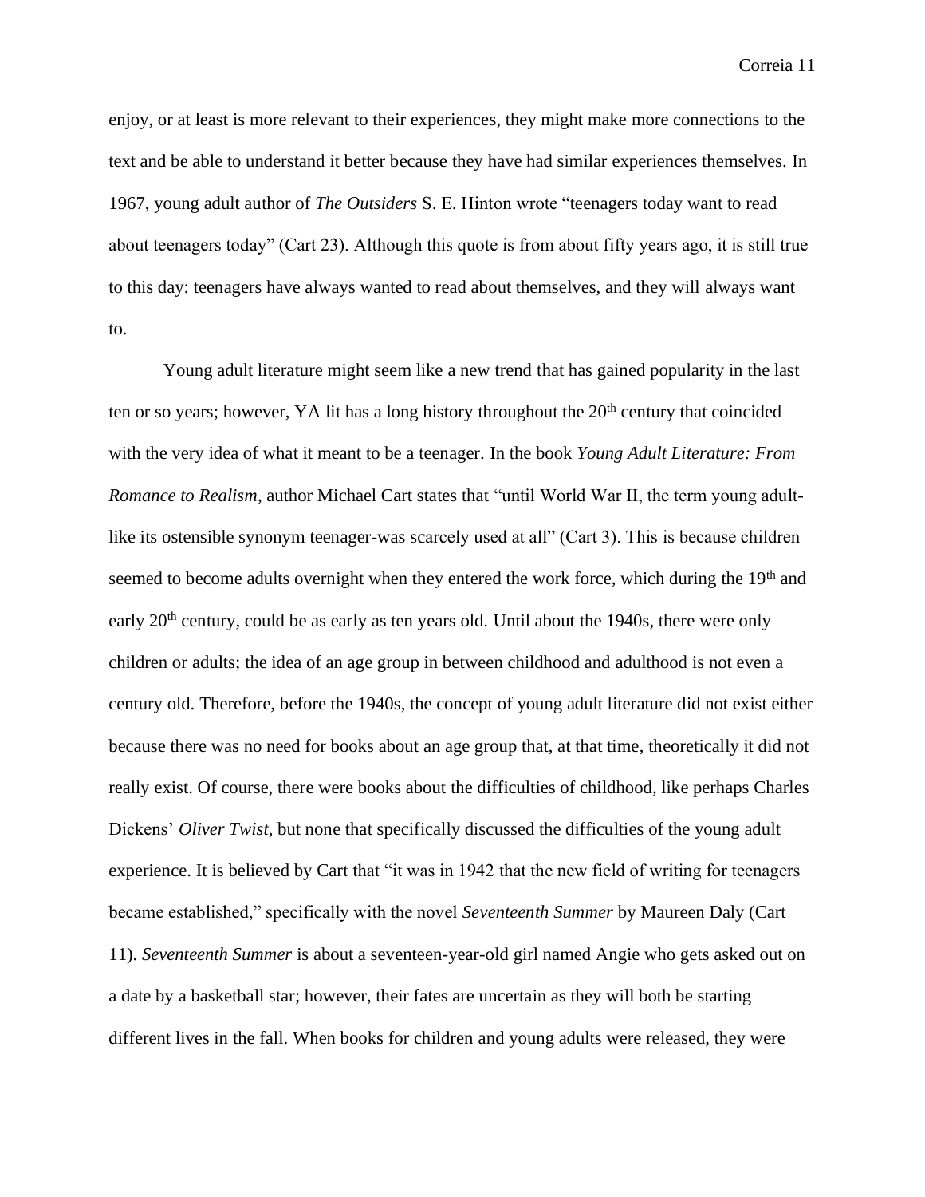enjoy, or at least is more relevant to their experiences, they might make more connections to the text and be able to understand it better because they have had similar experiences themselves. In 1967, young adult author of *The Outsiders* S. E. Hinton wrote "teenagers today want to read about teenagers today" (Cart 23). Although this quote is from about fifty years ago, it is still true to this day: teenagers have always wanted to read about themselves, and they will always want to.

Young adult literature might seem like a new trend that has gained popularity in the last ten or so years; however, YA lit has a long history throughout the 20th century that coincided with the very idea of what it meant to be a teenager. In the book *Young Adult Literature: From Romance to Realism*, author Michael Cart states that "until World War II, the term young adult-like its ostensible synonym teenager-was scarcely used at all" (Cart 3). This is because children seemed to become adults overnight when they entered the work force, which during the 19th and early 20th century, could be as early as ten years old. Until about the 1940s, there were only children or adults; the idea of an age group in between childhood and adulthood is not even a century old. Therefore, before the 1940s, the concept of young adult literature did not exist either because there was no need for books about an age group that, at that time, theoretically it did not really exist. Of course, there were books about the difficulties of childhood, like perhaps Charles Dickens' *Oliver Twist*, but none that specifically discussed the difficulties of the young adult experience. It is believed by Cart that "it was in 1942 that the new field of writing for teenagers became established," specifically with the novel *Seventeenth Summer* by Maureen Daly (Cart 11). *Seventeenth Summer* is about a seventeen-year-old girl named Angie who gets asked out on a date by a basketball star; however, their fates are uncertain as they will both be starting different lives in the fall. When books for children and young adults were released, they were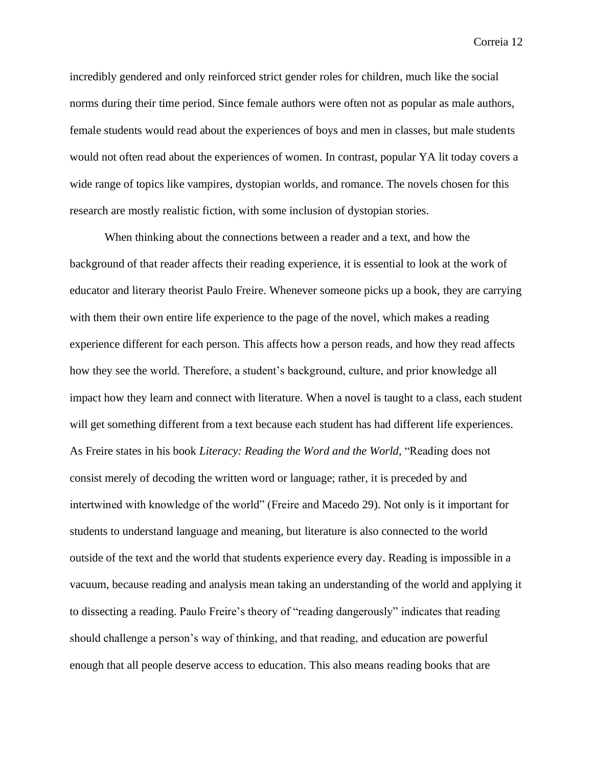incredibly gendered and only reinforced strict gender roles for children, much like the social norms during their time period. Since female authors were often not as popular as male authors, female students would read about the experiences of boys and men in classes, but male students would not often read about the experiences of women. In contrast, popular YA lit today covers a wide range of topics like vampires, dystopian worlds, and romance. The novels chosen for this research are mostly realistic fiction, with some inclusion of dystopian stories.

When thinking about the connections between a reader and a text, and how the background of that reader affects their reading experience, it is essential to look at the work of educator and literary theorist Paulo Freire. Whenever someone picks up a book, they are carrying with them their own entire life experience to the page of the novel, which makes a reading experience different for each person. This affects how a person reads, and how they read affects how they see the world. Therefore, a student's background, culture, and prior knowledge all impact how they learn and connect with literature. When a novel is taught to a class, each student will get something different from a text because each student has had different life experiences. As Freire states in his book *Literacy: Reading the Word and the World*, "Reading does not consist merely of decoding the written word or language; rather, it is preceded by and intertwined with knowledge of the world" (Freire and Macedo 29). Not only is it important for students to understand language and meaning, but literature is also connected to the world outside of the text and the world that students experience every day. Reading is impossible in a vacuum, because reading and analysis mean taking an understanding of the world and applying it to dissecting a reading. Paulo Freire's theory of "reading dangerously" indicates that reading should challenge a person's way of thinking, and that reading, and education are powerful enough that all people deserve access to education. This also means reading books that are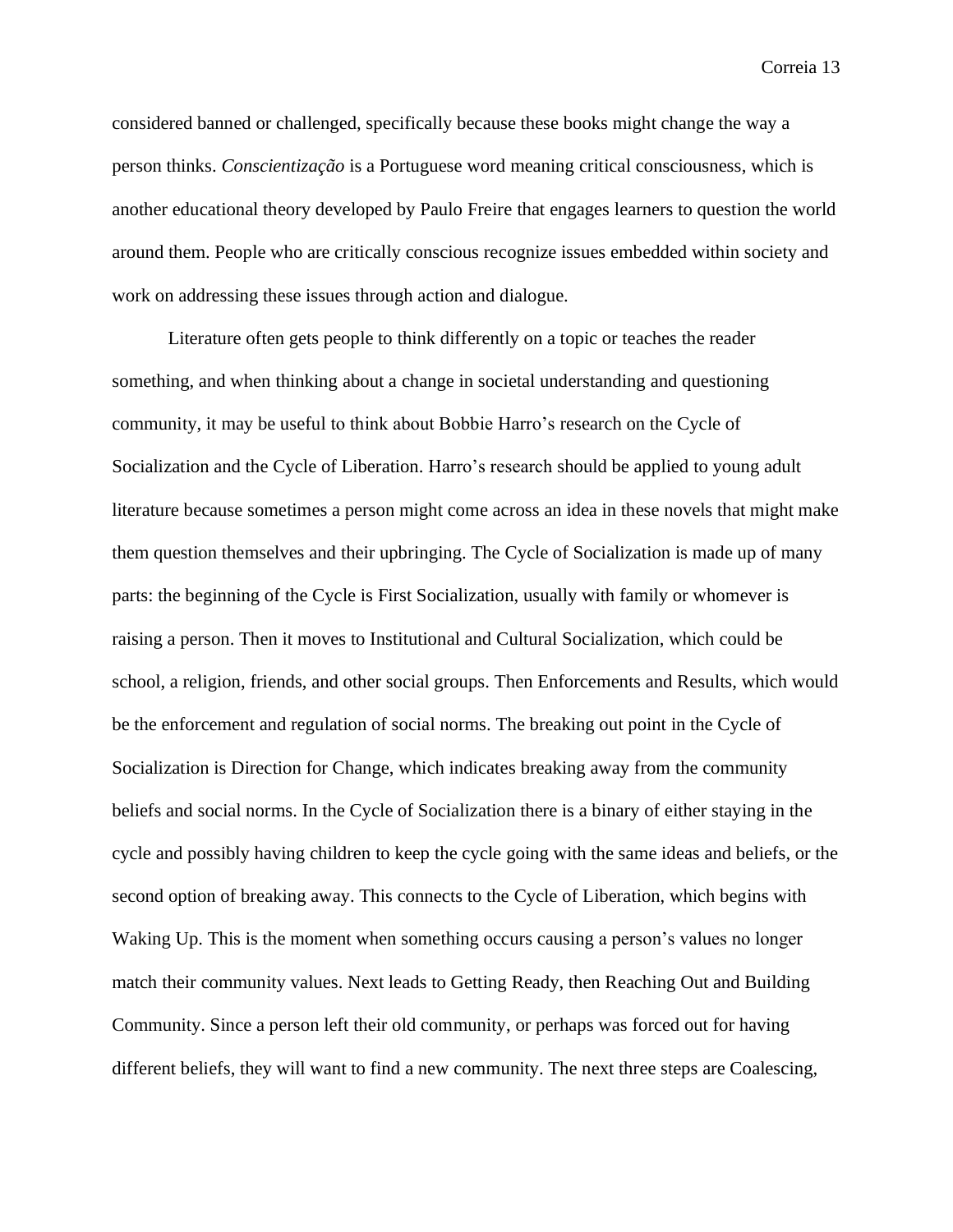considered banned or challenged, specifically because these books might change the way a person thinks. *Conscientização* is a Portuguese word meaning critical consciousness, which is another educational theory developed by Paulo Freire that engages learners to question the world around them. People who are critically conscious recognize issues embedded within society and work on addressing these issues through action and dialogue.

Literature often gets people to think differently on a topic or teaches the reader something, and when thinking about a change in societal understanding and questioning community, it may be useful to think about Bobbie Harro's research on the Cycle of Socialization and the Cycle of Liberation. Harro's research should be applied to young adult literature because sometimes a person might come across an idea in these novels that might make them question themselves and their upbringing. The Cycle of Socialization is made up of many parts: the beginning of the Cycle is First Socialization, usually with family or whomever is raising a person. Then it moves to Institutional and Cultural Socialization, which could be school, a religion, friends, and other social groups. Then Enforcements and Results, which would be the enforcement and regulation of social norms. The breaking out point in the Cycle of Socialization is Direction for Change, which indicates breaking away from the community beliefs and social norms. In the Cycle of Socialization there is a binary of either staying in the cycle and possibly having children to keep the cycle going with the same ideas and beliefs, or the second option of breaking away. This connects to the Cycle of Liberation, which begins with Waking Up. This is the moment when something occurs causing a person's values no longer match their community values. Next leads to Getting Ready, then Reaching Out and Building Community. Since a person left their old community, or perhaps was forced out for having different beliefs, they will want to find a new community. The next three steps are Coalescing,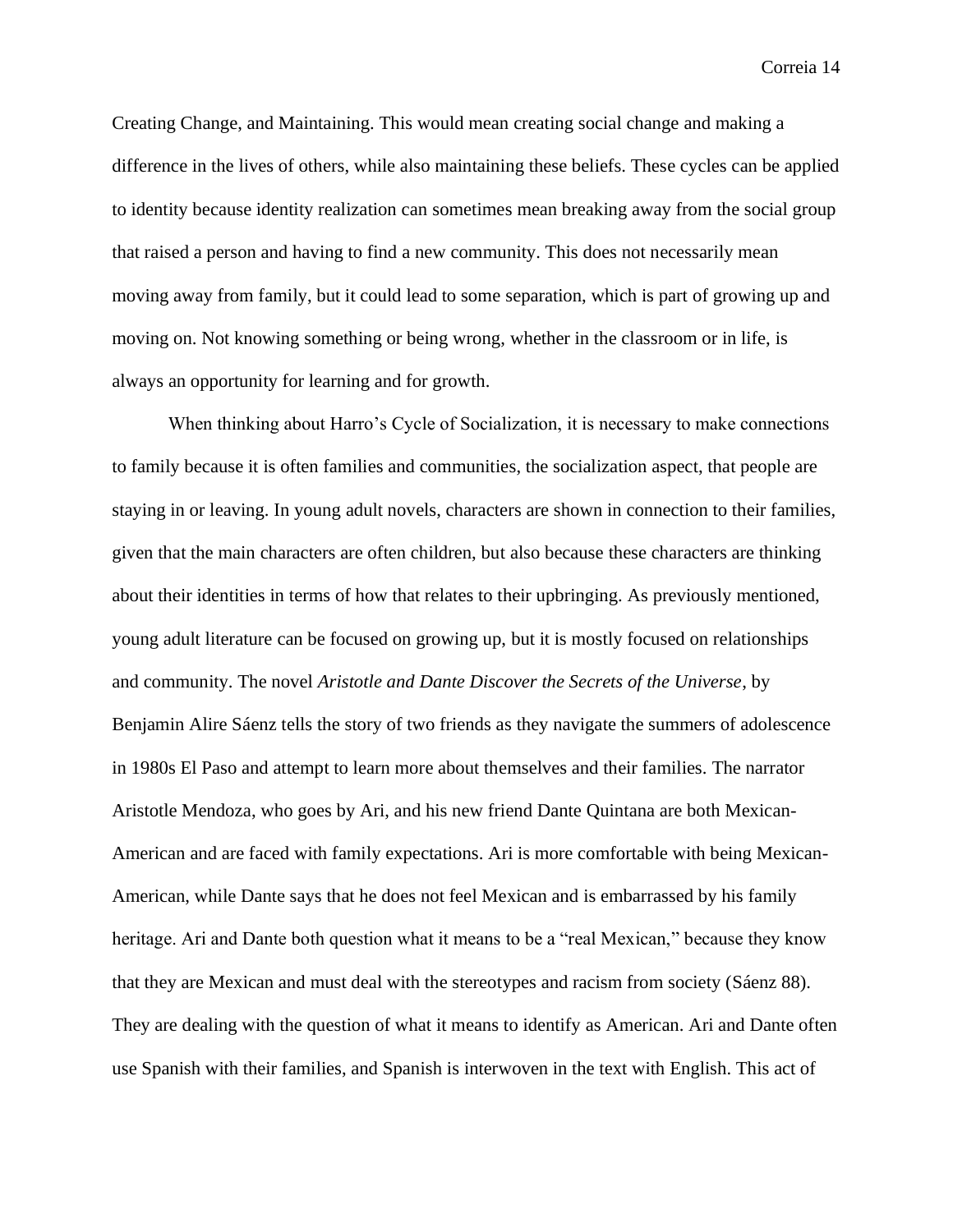Creating Change, and Maintaining. This would mean creating social change and making a difference in the lives of others, while also maintaining these beliefs. These cycles can be applied to identity because identity realization can sometimes mean breaking away from the social group that raised a person and having to find a new community. This does not necessarily mean moving away from family, but it could lead to some separation, which is part of growing up and moving on. Not knowing something or being wrong, whether in the classroom or in life, is always an opportunity for learning and for growth.

When thinking about Harro's Cycle of Socialization, it is necessary to make connections to family because it is often families and communities, the socialization aspect, that people are staying in or leaving. In young adult novels, characters are shown in connection to their families, given that the main characters are often children, but also because these characters are thinking about their identities in terms of how that relates to their upbringing. As previously mentioned, young adult literature can be focused on growing up, but it is mostly focused on relationships and community. The novel *Aristotle and Dante Discover the Secrets of the Universe*, by Benjamin Alire Sáenz tells the story of two friends as they navigate the summers of adolescence in 1980s El Paso and attempt to learn more about themselves and their families. The narrator Aristotle Mendoza, who goes by Ari, and his new friend Dante Quintana are both Mexican-American and are faced with family expectations. Ari is more comfortable with being Mexican-American, while Dante says that he does not feel Mexican and is embarrassed by his family heritage. Ari and Dante both question what it means to be a "real Mexican," because they know that they are Mexican and must deal with the stereotypes and racism from society (Sáenz 88). They are dealing with the question of what it means to identify as American. Ari and Dante often use Spanish with their families, and Spanish is interwoven in the text with English. This act of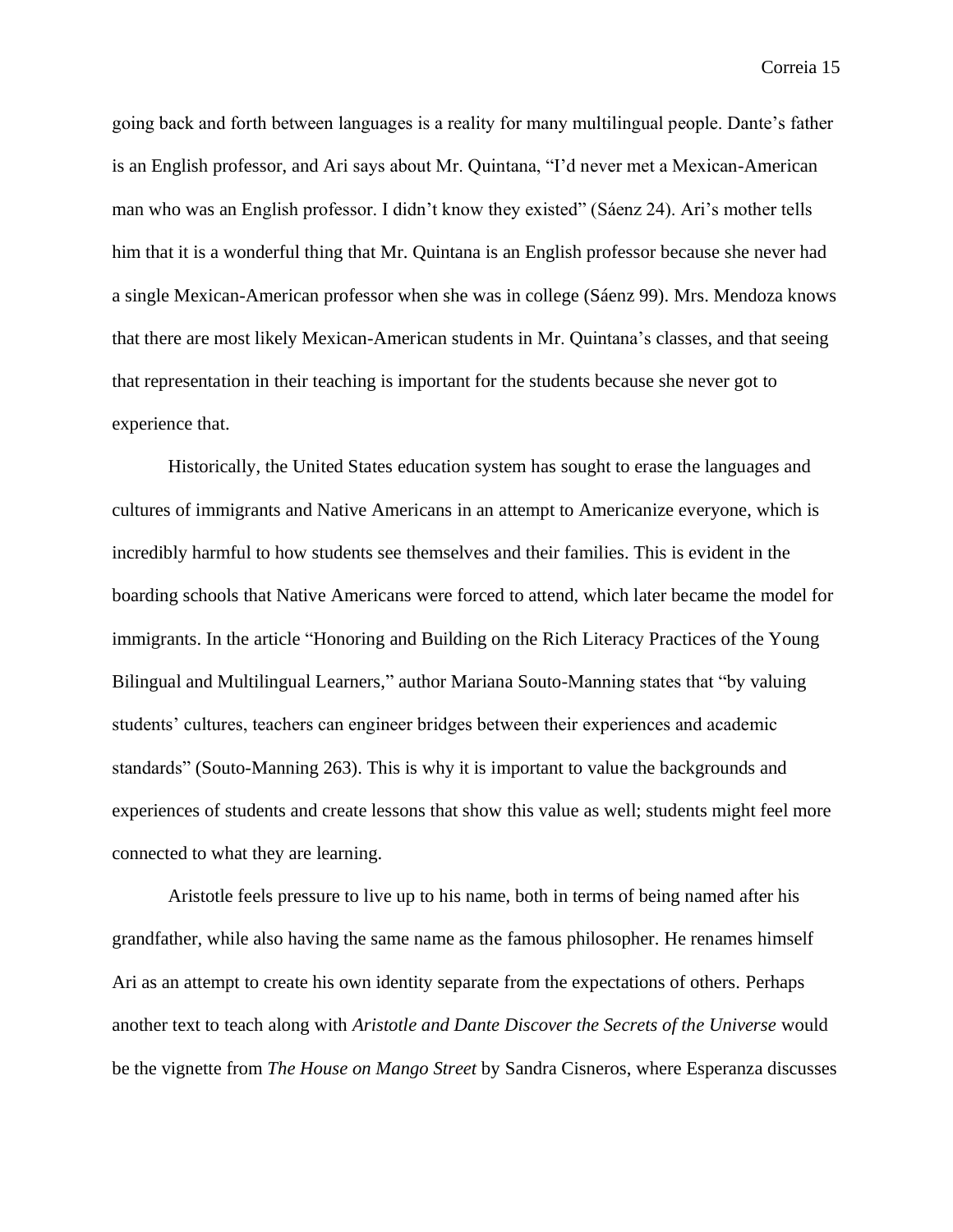going back and forth between languages is a reality for many multilingual people. Dante's father is an English professor, and Ari says about Mr. Quintana, "I'd never met a Mexican-American man who was an English professor. I didn't know they existed" (Sáenz 24). Ari's mother tells him that it is a wonderful thing that Mr. Quintana is an English professor because she never had a single Mexican-American professor when she was in college (Sáenz 99). Mrs. Mendoza knows that there are most likely Mexican-American students in Mr. Quintana's classes, and that seeing that representation in their teaching is important for the students because she never got to experience that.

Historically, the United States education system has sought to erase the languages and cultures of immigrants and Native Americans in an attempt to Americanize everyone, which is incredibly harmful to how students see themselves and their families. This is evident in the boarding schools that Native Americans were forced to attend, which later became the model for immigrants. In the article "Honoring and Building on the Rich Literacy Practices of the Young Bilingual and Multilingual Learners," author Mariana Souto-Manning states that "by valuing students' cultures, teachers can engineer bridges between their experiences and academic standards" (Souto-Manning 263). This is why it is important to value the backgrounds and experiences of students and create lessons that show this value as well; students might feel more connected to what they are learning.

Aristotle feels pressure to live up to his name, both in terms of being named after his grandfather, while also having the same name as the famous philosopher. He renames himself Ari as an attempt to create his own identity separate from the expectations of others. Perhaps another text to teach along with *Aristotle and Dante Discover the Secrets of the Universe* would be the vignette from *The House on Mango Street* by Sandra Cisneros, where Esperanza discusses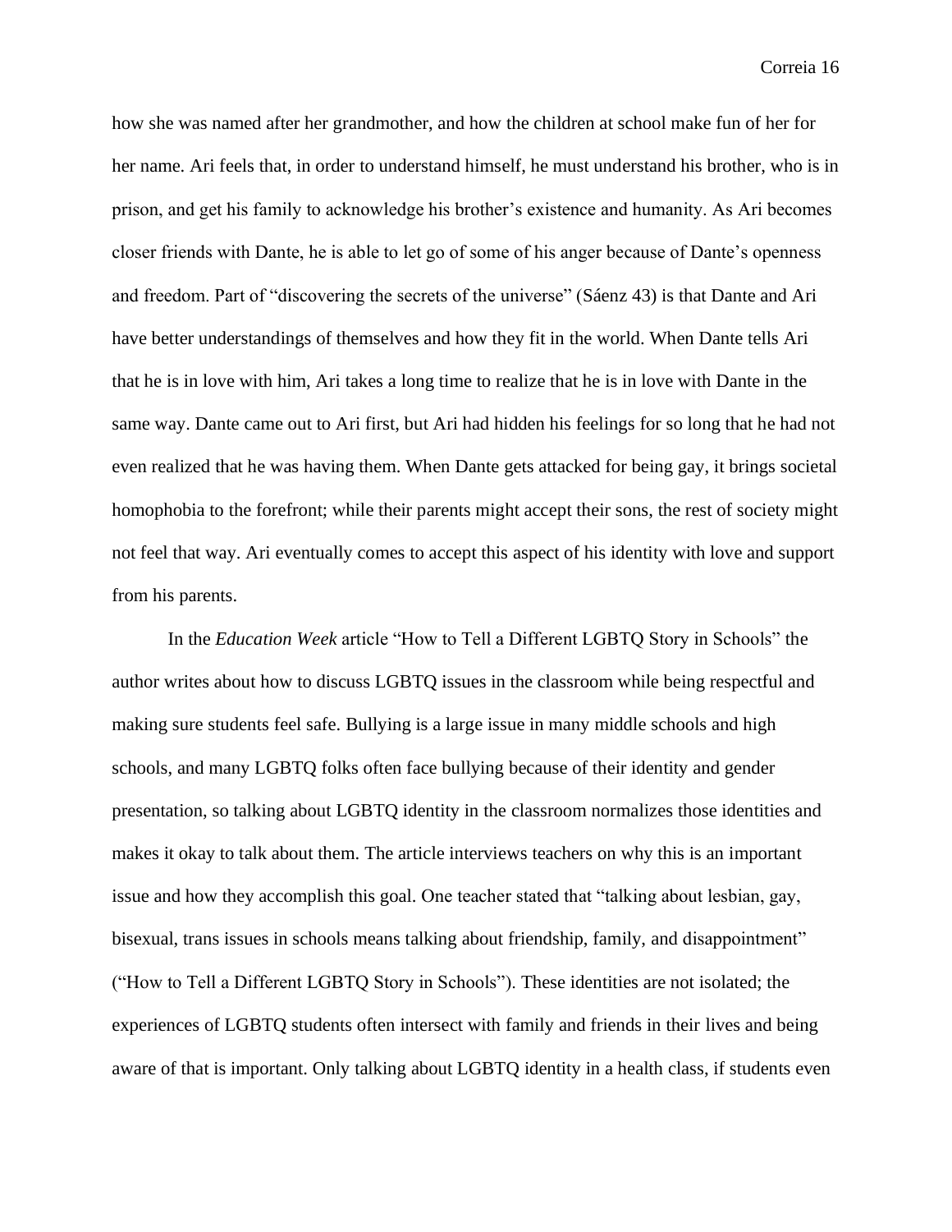how she was named after her grandmother, and how the children at school make fun of her for her name. Ari feels that, in order to understand himself, he must understand his brother, who is in prison, and get his family to acknowledge his brother's existence and humanity. As Ari becomes closer friends with Dante, he is able to let go of some of his anger because of Dante's openness and freedom. Part of "discovering the secrets of the universe" (Sáenz 43) is that Dante and Ari have better understandings of themselves and how they fit in the world. When Dante tells Ari that he is in love with him, Ari takes a long time to realize that he is in love with Dante in the same way. Dante came out to Ari first, but Ari had hidden his feelings for so long that he had not even realized that he was having them. When Dante gets attacked for being gay, it brings societal homophobia to the forefront; while their parents might accept their sons, the rest of society might not feel that way. Ari eventually comes to accept this aspect of his identity with love and support from his parents.

In the *Education Week* article "How to Tell a Different LGBTQ Story in Schools" the author writes about how to discuss LGBTQ issues in the classroom while being respectful and making sure students feel safe. Bullying is a large issue in many middle schools and high schools, and many LGBTQ folks often face bullying because of their identity and gender presentation, so talking about LGBTQ identity in the classroom normalizes those identities and makes it okay to talk about them. The article interviews teachers on why this is an important issue and how they accomplish this goal. One teacher stated that "talking about lesbian, gay, bisexual, trans issues in schools means talking about friendship, family, and disappointment" ("How to Tell a Different LGBTQ Story in Schools"). These identities are not isolated; the experiences of LGBTQ students often intersect with family and friends in their lives and being aware of that is important. Only talking about LGBTQ identity in a health class, if students even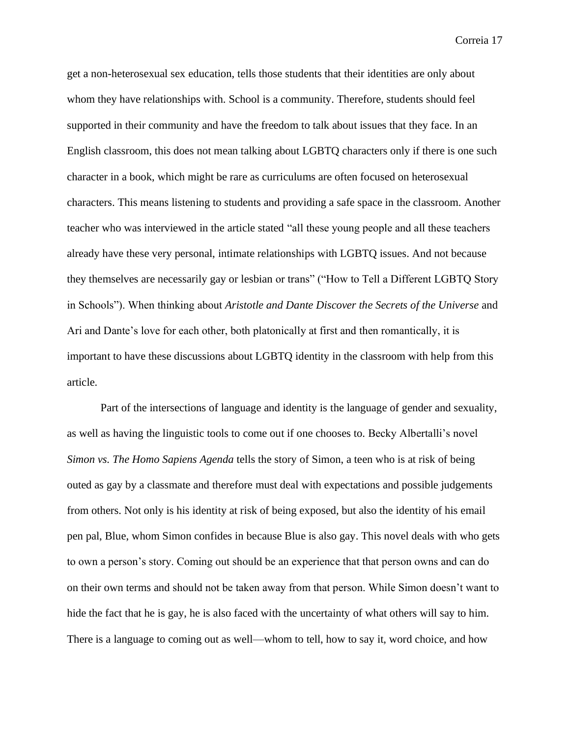get a non-heterosexual sex education, tells those students that their identities are only about whom they have relationships with. School is a community. Therefore, students should feel supported in their community and have the freedom to talk about issues that they face. In an English classroom, this does not mean talking about LGBTQ characters only if there is one such character in a book, which might be rare as curriculums are often focused on heterosexual characters. This means listening to students and providing a safe space in the classroom. Another teacher who was interviewed in the article stated "all these young people and all these teachers already have these very personal, intimate relationships with LGBTQ issues. And not because they themselves are necessarily gay or lesbian or trans" ("How to Tell a Different LGBTQ Story in Schools"). When thinking about *Aristotle and Dante Discover the Secrets of the Universe* and Ari and Dante's love for each other, both platonically at first and then romantically, it is important to have these discussions about LGBTQ identity in the classroom with help from this article.

Part of the intersections of language and identity is the language of gender and sexuality, as well as having the linguistic tools to come out if one chooses to. Becky Albertalli's novel *Simon vs. The Homo Sapiens Agenda* tells the story of Simon, a teen who is at risk of being outed as gay by a classmate and therefore must deal with expectations and possible judgements from others. Not only is his identity at risk of being exposed, but also the identity of his email pen pal, Blue, whom Simon confides in because Blue is also gay. This novel deals with who gets to own a person's story. Coming out should be an experience that that person owns and can do on their own terms and should not be taken away from that person. While Simon doesn't want to hide the fact that he is gay, he is also faced with the uncertainty of what others will say to him. There is a language to coming out as well—whom to tell, how to say it, word choice, and how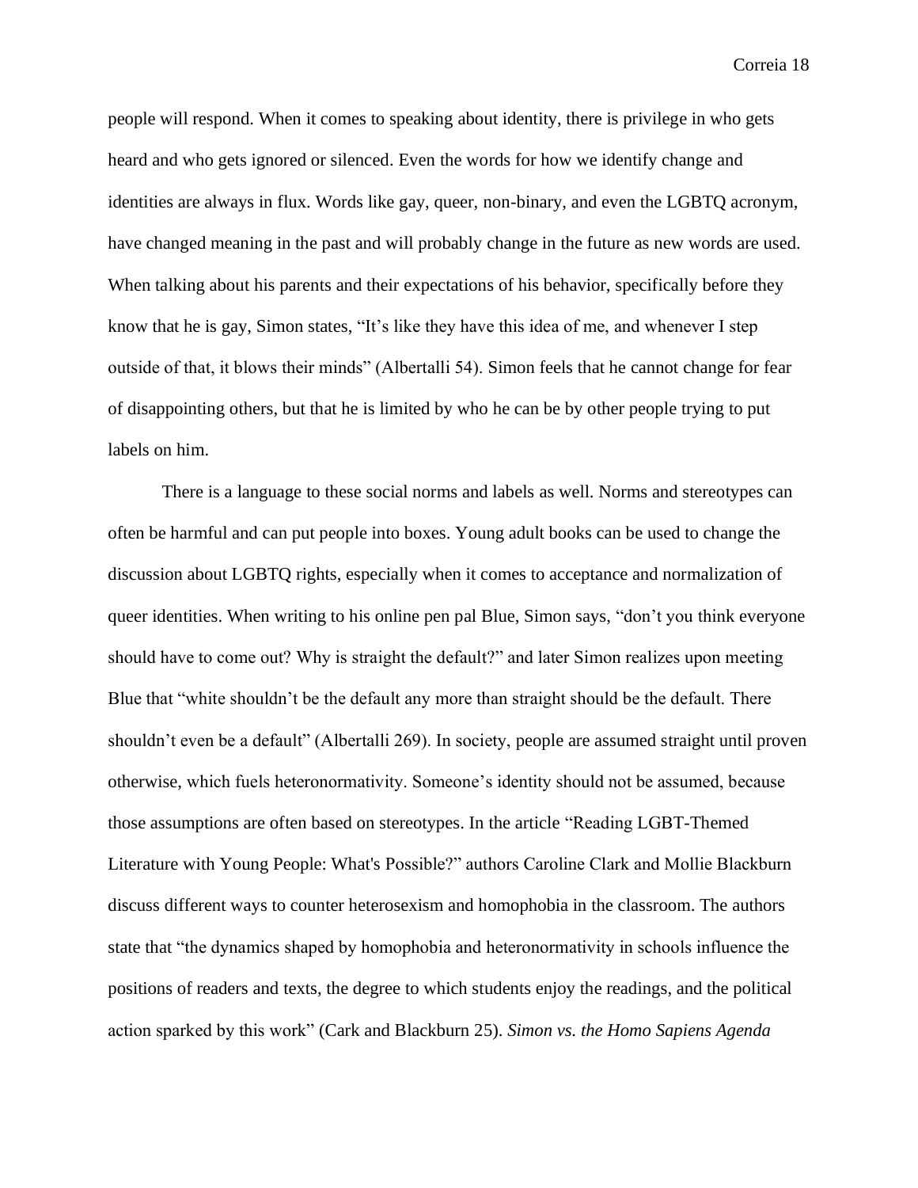people will respond. When it comes to speaking about identity, there is privilege in who gets heard and who gets ignored or silenced. Even the words for how we identify change and identities are always in flux. Words like gay, queer, non-binary, and even the LGBTQ acronym, have changed meaning in the past and will probably change in the future as new words are used. When talking about his parents and their expectations of his behavior, specifically before they know that he is gay, Simon states, "It's like they have this idea of me, and whenever I step outside of that, it blows their minds" (Albertalli 54). Simon feels that he cannot change for fear of disappointing others, but that he is limited by who he can be by other people trying to put labels on him.

There is a language to these social norms and labels as well. Norms and stereotypes can often be harmful and can put people into boxes. Young adult books can be used to change the discussion about LGBTQ rights, especially when it comes to acceptance and normalization of queer identities. When writing to his online pen pal Blue, Simon says, "don't you think everyone should have to come out? Why is straight the default?" and later Simon realizes upon meeting Blue that "white shouldn't be the default any more than straight should be the default. There shouldn't even be a default" (Albertalli 269). In society, people are assumed straight until proven otherwise, which fuels heteronormativity. Someone's identity should not be assumed, because those assumptions are often based on stereotypes. In the article "Reading LGBT-Themed Literature with Young People: What's Possible?" authors Caroline Clark and Mollie Blackburn discuss different ways to counter heterosexism and homophobia in the classroom. The authors state that "the dynamics shaped by homophobia and heteronormativity in schools influence the positions of readers and texts, the degree to which students enjoy the readings, and the political action sparked by this work" (Cark and Blackburn 25). *Simon vs. the Homo Sapiens Agenda*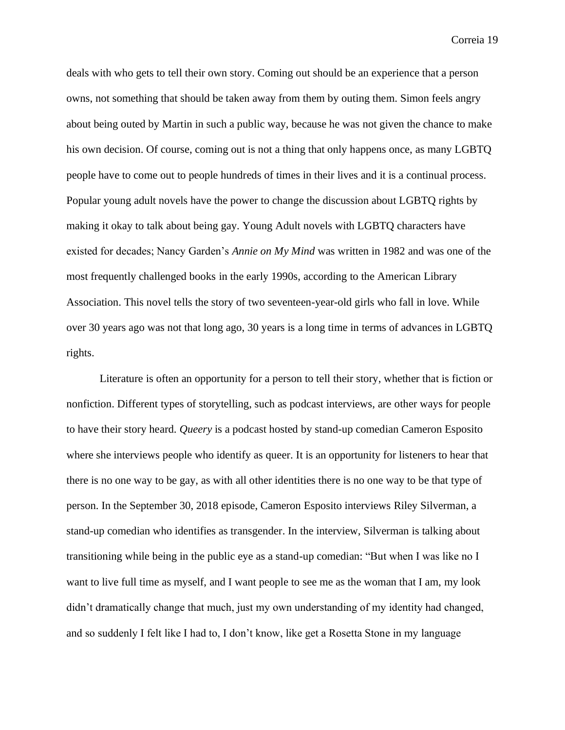deals with who gets to tell their own story. Coming out should be an experience that a person owns, not something that should be taken away from them by outing them. Simon feels angry about being outed by Martin in such a public way, because he was not given the chance to make his own decision. Of course, coming out is not a thing that only happens once, as many LGBTQ people have to come out to people hundreds of times in their lives and it is a continual process. Popular young adult novels have the power to change the discussion about LGBTQ rights by making it okay to talk about being gay. Young Adult novels with LGBTQ characters have existed for decades; Nancy Garden's *Annie on My Mind* was written in 1982 and was one of the most frequently challenged books in the early 1990s, according to the American Library Association. This novel tells the story of two seventeen-year-old girls who fall in love. While over 30 years ago was not that long ago, 30 years is a long time in terms of advances in LGBTQ rights.

Literature is often an opportunity for a person to tell their story, whether that is fiction or nonfiction. Different types of storytelling, such as podcast interviews, are other ways for people to have their story heard. *Queery* is a podcast hosted by stand-up comedian Cameron Esposito where she interviews people who identify as queer. It is an opportunity for listeners to hear that there is no one way to be gay, as with all other identities there is no one way to be that type of person. In the September 30, 2018 episode, Cameron Esposito interviews Riley Silverman, a stand-up comedian who identifies as transgender. In the interview, Silverman is talking about transitioning while being in the public eye as a stand-up comedian: "But when I was like no I want to live full time as myself, and I want people to see me as the woman that I am, my look didn't dramatically change that much, just my own understanding of my identity had changed, and so suddenly I felt like I had to, I don't know, like get a Rosetta Stone in my language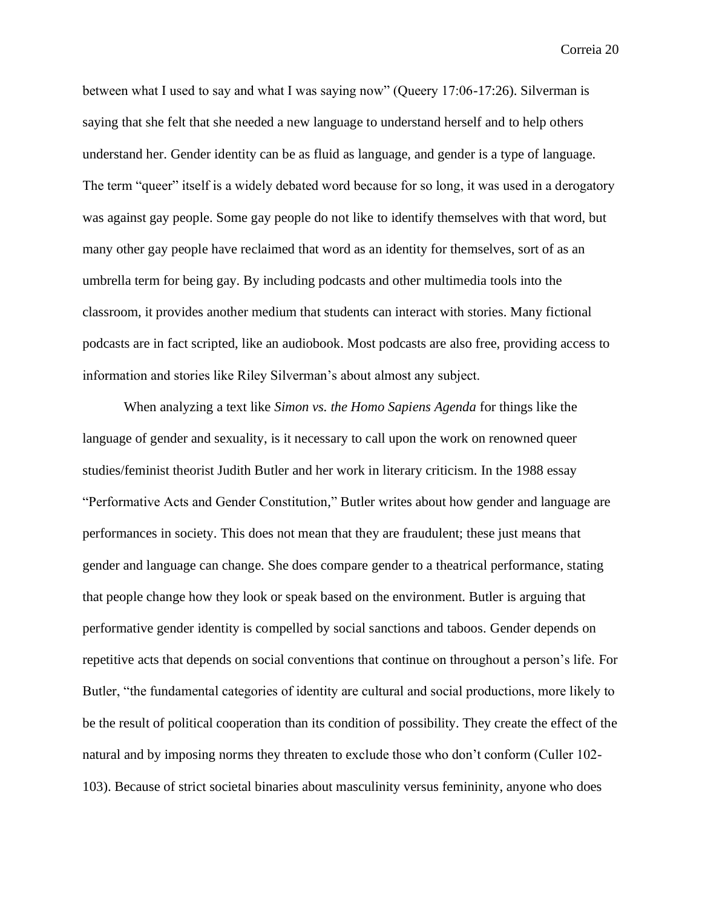between what I used to say and what I was saying now" (Queery 17:06-17:26). Silverman is saying that she felt that she needed a new language to understand herself and to help others understand her. Gender identity can be as fluid as language, and gender is a type of language. The term "queer" itself is a widely debated word because for so long, it was used in a derogatory was against gay people. Some gay people do not like to identify themselves with that word, but many other gay people have reclaimed that word as an identity for themselves, sort of as an umbrella term for being gay. By including podcasts and other multimedia tools into the classroom, it provides another medium that students can interact with stories. Many fictional podcasts are in fact scripted, like an audiobook. Most podcasts are also free, providing access to information and stories like Riley Silverman's about almost any subject.

When analyzing a text like *Simon vs. the Homo Sapiens Agenda* for things like the language of gender and sexuality, is it necessary to call upon the work on renowned queer studies/feminist theorist Judith Butler and her work in literary criticism. In the 1988 essay "Performative Acts and Gender Constitution," Butler writes about how gender and language are performances in society. This does not mean that they are fraudulent; these just means that gender and language can change. She does compare gender to a theatrical performance, stating that people change how they look or speak based on the environment. Butler is arguing that performative gender identity is compelled by social sanctions and taboos. Gender depends on repetitive acts that depends on social conventions that continue on throughout a person's life. For Butler, "the fundamental categories of identity are cultural and social productions, more likely to be the result of political cooperation than its condition of possibility. They create the effect of the natural and by imposing norms they threaten to exclude those who don't conform (Culler 102-103). Because of strict societal binaries about masculinity versus femininity, anyone who does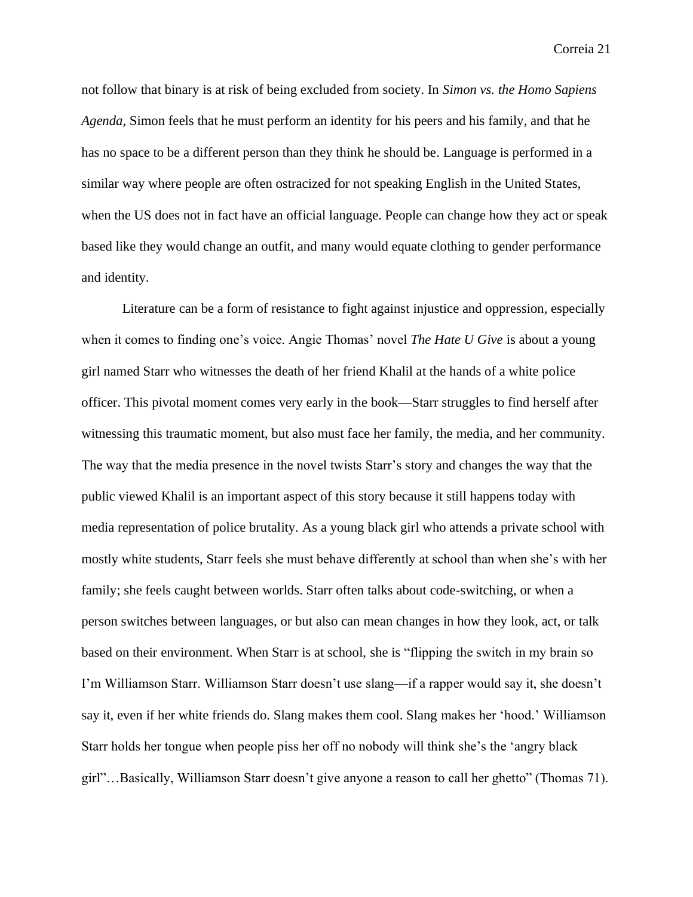not follow that binary is at risk of being excluded from society. In *Simon vs. the Homo Sapiens Agenda*, Simon feels that he must perform an identity for his peers and his family, and that he has no space to be a different person than they think he should be. Language is performed in a similar way where people are often ostracized for not speaking English in the United States, when the US does not in fact have an official language. People can change how they act or speak based like they would change an outfit, and many would equate clothing to gender performance and identity.

Literature can be a form of resistance to fight against injustice and oppression, especially when it comes to finding one's voice. Angie Thomas' novel *The Hate U Give* is about a young girl named Starr who witnesses the death of her friend Khalil at the hands of a white police officer. This pivotal moment comes very early in the book—Starr struggles to find herself after witnessing this traumatic moment, but also must face her family, the media, and her community. The way that the media presence in the novel twists Starr's story and changes the way that the public viewed Khalil is an important aspect of this story because it still happens today with media representation of police brutality. As a young black girl who attends a private school with mostly white students, Starr feels she must behave differently at school than when she's with her family; she feels caught between worlds. Starr often talks about code-switching, or when a person switches between languages, or but also can mean changes in how they look, act, or talk based on their environment. When Starr is at school, she is "flipping the switch in my brain so I'm Williamson Starr. Williamson Starr doesn't use slang—if a rapper would say it, she doesn't say it, even if her white friends do. Slang makes them cool. Slang makes her 'hood.' Williamson Starr holds her tongue when people piss her off no nobody will think she's the 'angry black girl"…Basically, Williamson Starr doesn't give anyone a reason to call her ghetto" (Thomas 71).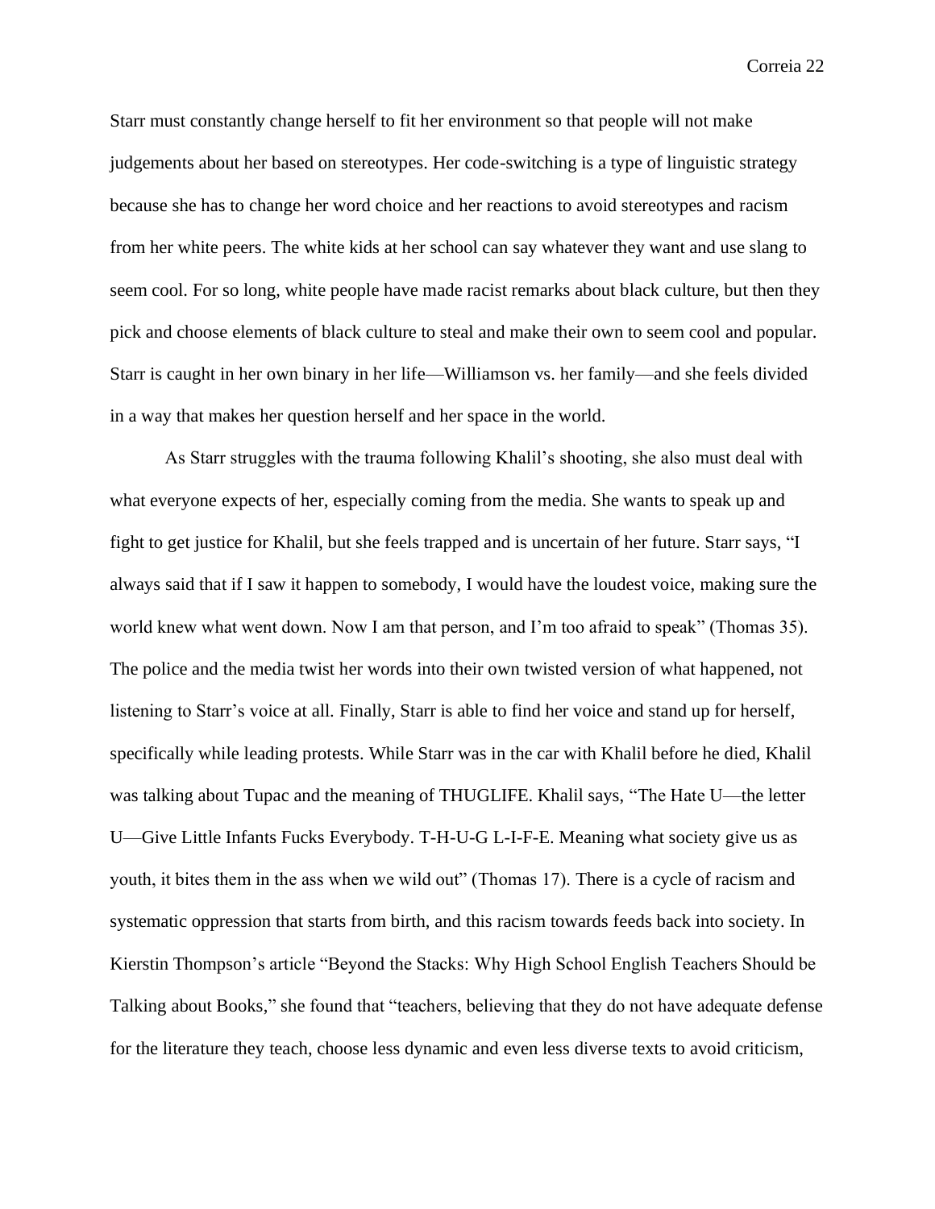Starr must constantly change herself to fit her environment so that people will not make judgements about her based on stereotypes. Her code-switching is a type of linguistic strategy because she has to change her word choice and her reactions to avoid stereotypes and racism from her white peers. The white kids at her school can say whatever they want and use slang to seem cool. For so long, white people have made racist remarks about black culture, but then they pick and choose elements of black culture to steal and make their own to seem cool and popular. Starr is caught in her own binary in her life—Williamson vs. her family—and she feels divided in a way that makes her question herself and her space in the world.

As Starr struggles with the trauma following Khalil's shooting, she also must deal with what everyone expects of her, especially coming from the media. She wants to speak up and fight to get justice for Khalil, but she feels trapped and is uncertain of her future. Starr says, "I always said that if I saw it happen to somebody, I would have the loudest voice, making sure the world knew what went down. Now I am that person, and I'm too afraid to speak" (Thomas 35). The police and the media twist her words into their own twisted version of what happened, not listening to Starr's voice at all. Finally, Starr is able to find her voice and stand up for herself, specifically while leading protests. While Starr was in the car with Khalil before he died, Khalil was talking about Tupac and the meaning of THUGLIFE. Khalil says, "The Hate U—the letter U—Give Little Infants Fucks Everybody. T-H-U-G L-I-F-E. Meaning what society give us as youth, it bites them in the ass when we wild out" (Thomas 17). There is a cycle of racism and systematic oppression that starts from birth, and this racism towards feeds back into society. In Kierstin Thompson's article "Beyond the Stacks: Why High School English Teachers Should be Talking about Books," she found that "teachers, believing that they do not have adequate defense for the literature they teach, choose less dynamic and even less diverse texts to avoid criticism,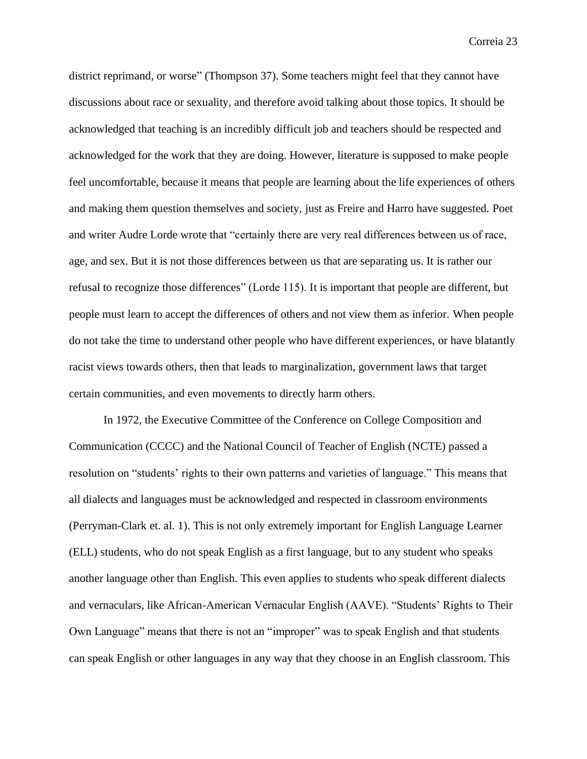district reprimand, or worse" (Thompson 37). Some teachers might feel that they cannot have discussions about race or sexuality, and therefore avoid talking about those topics. It should be acknowledged that teaching is an incredibly difficult job and teachers should be respected and acknowledged for the work that they are doing. However, literature is supposed to make people feel uncomfortable, because it means that people are learning about the life experiences of others and making them question themselves and society, just as Freire and Harro have suggested. Poet and writer Audre Lorde wrote that "certainly there are very real differences between us of race, age, and sex. But it is not those differences between us that are separating us. It is rather our refusal to recognize those differences" (Lorde 115). It is important that people are different, but people must learn to accept the differences of others and not view them as inferior. When people do not take the time to understand other people who have different experiences, or have blatantly racist views towards others, then that leads to marginalization, government laws that target certain communities, and even movements to directly harm others.

In 1972, the Executive Committee of the Conference on College Composition and Communication (CCCC) and the National Council of Teacher of English (NCTE) passed a resolution on "students' rights to their own patterns and varieties of language." This means that all dialects and languages must be acknowledged and respected in classroom environments (Perryman-Clark et. al. 1). This is not only extremely important for English Language Learner (ELL) students, who do not speak English as a first language, but to any student who speaks another language other than English. This even applies to students who speak different dialects and vernaculars, like African-American Vernacular English (AAVE). "Students' Rights to Their Own Language" means that there is not an "improper" was to speak English and that students can speak English or other languages in any way that they choose in an English classroom. This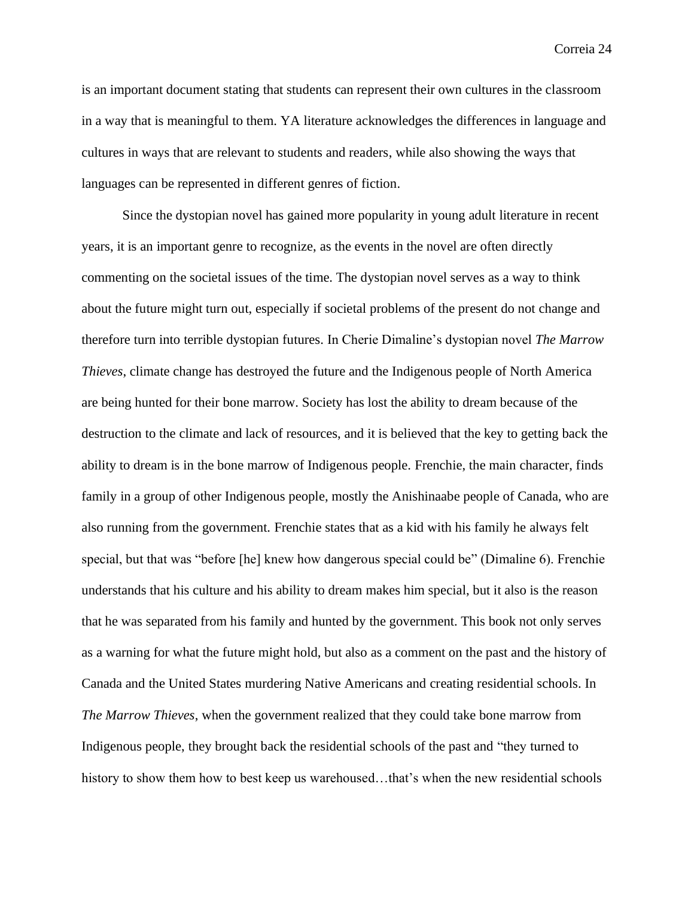is an important document stating that students can represent their own cultures in the classroom in a way that is meaningful to them. YA literature acknowledges the differences in language and cultures in ways that are relevant to students and readers, while also showing the ways that languages can be represented in different genres of fiction.

Since the dystopian novel has gained more popularity in young adult literature in recent years, it is an important genre to recognize, as the events in the novel are often directly commenting on the societal issues of the time. The dystopian novel serves as a way to think about the future might turn out, especially if societal problems of the present do not change and therefore turn into terrible dystopian futures. In Cherie Dimaline's dystopian novel *The Marrow Thieves*, climate change has destroyed the future and the Indigenous people of North America are being hunted for their bone marrow. Society has lost the ability to dream because of the destruction to the climate and lack of resources, and it is believed that the key to getting back the ability to dream is in the bone marrow of Indigenous people. Frenchie, the main character, finds family in a group of other Indigenous people, mostly the Anishinaabe people of Canada, who are also running from the government. Frenchie states that as a kid with his family he always felt special, but that was "before [he] knew how dangerous special could be" (Dimaline 6). Frenchie understands that his culture and his ability to dream makes him special, but it also is the reason that he was separated from his family and hunted by the government. This book not only serves as a warning for what the future might hold, but also as a comment on the past and the history of Canada and the United States murdering Native Americans and creating residential schools. In *The Marrow Thieves*, when the government realized that they could take bone marrow from Indigenous people, they brought back the residential schools of the past and "they turned to history to show them how to best keep us warehoused…that's when the new residential schools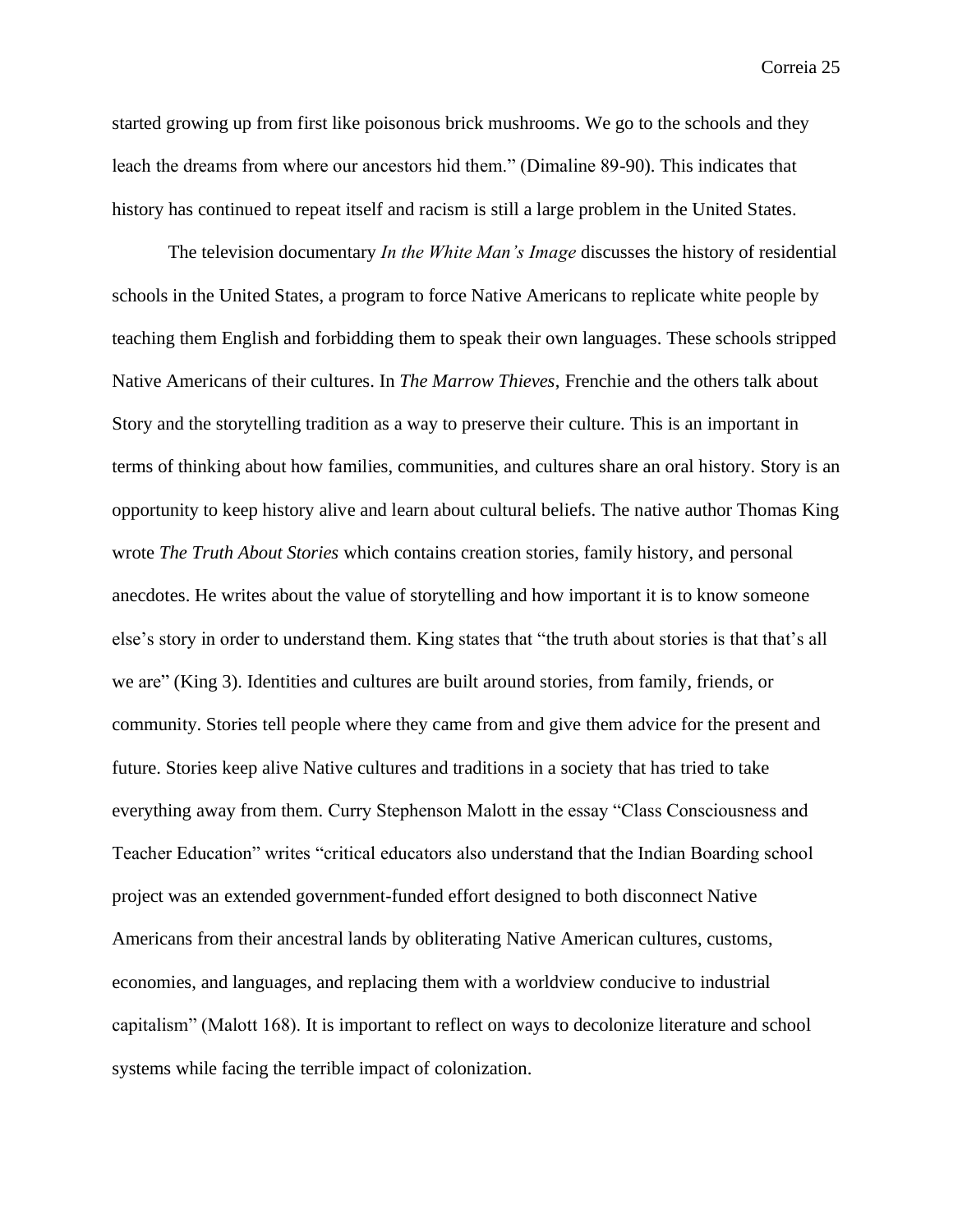started growing up from first like poisonous brick mushrooms. We go to the schools and they leach the dreams from where our ancestors hid them." (Dimaline 89-90). This indicates that history has continued to repeat itself and racism is still a large problem in the United States.

The television documentary *In the White Man's Image* discusses the history of residential schools in the United States, a program to force Native Americans to replicate white people by teaching them English and forbidding them to speak their own languages. These schools stripped Native Americans of their cultures. In *The Marrow Thieves*, Frenchie and the others talk about Story and the storytelling tradition as a way to preserve their culture. This is an important in terms of thinking about how families, communities, and cultures share an oral history. Story is an opportunity to keep history alive and learn about cultural beliefs. The native author Thomas King wrote *The Truth About Stories* which contains creation stories, family history, and personal anecdotes. He writes about the value of storytelling and how important it is to know someone else's story in order to understand them. King states that "the truth about stories is that that's all we are" (King 3). Identities and cultures are built around stories, from family, friends, or community. Stories tell people where they came from and give them advice for the present and future. Stories keep alive Native cultures and traditions in a society that has tried to take everything away from them. Curry Stephenson Malott in the essay "Class Consciousness and Teacher Education" writes "critical educators also understand that the Indian Boarding school project was an extended government-funded effort designed to both disconnect Native Americans from their ancestral lands by obliterating Native American cultures, customs, economies, and languages, and replacing them with a worldview conducive to industrial capitalism" (Malott 168). It is important to reflect on ways to decolonize literature and school systems while facing the terrible impact of colonization.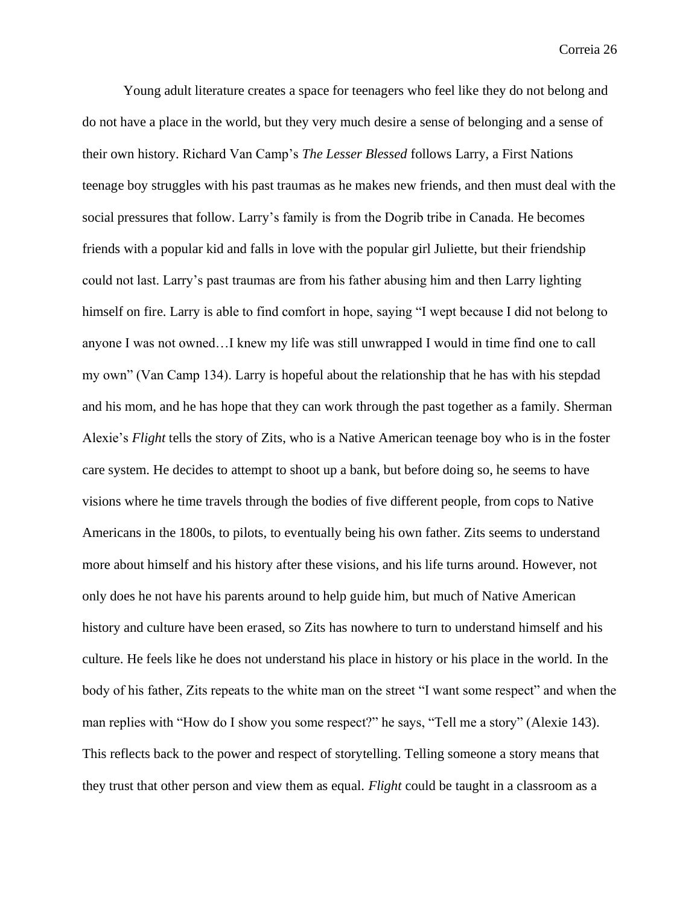Young adult literature creates a space for teenagers who feel like they do not belong and do not have a place in the world, but they very much desire a sense of belonging and a sense of their own history. Richard Van Camp's *The Lesser Blessed* follows Larry, a First Nations teenage boy struggles with his past traumas as he makes new friends, and then must deal with the social pressures that follow. Larry's family is from the Dogrib tribe in Canada. He becomes friends with a popular kid and falls in love with the popular girl Juliette, but their friendship could not last. Larry's past traumas are from his father abusing him and then Larry lighting himself on fire. Larry is able to find comfort in hope, saying "I wept because I did not belong to anyone I was not owned…I knew my life was still unwrapped I would in time find one to call my own" (Van Camp 134). Larry is hopeful about the relationship that he has with his stepdad and his mom, and he has hope that they can work through the past together as a family. Sherman Alexie's *Flight* tells the story of Zits, who is a Native American teenage boy who is in the foster care system. He decides to attempt to shoot up a bank, but before doing so, he seems to have visions where he time travels through the bodies of five different people, from cops to Native Americans in the 1800s, to pilots, to eventually being his own father. Zits seems to understand more about himself and his history after these visions, and his life turns around. However, not only does he not have his parents around to help guide him, but much of Native American history and culture have been erased, so Zits has nowhere to turn to understand himself and his culture. He feels like he does not understand his place in history or his place in the world. In the body of his father, Zits repeats to the white man on the street "I want some respect" and when the man replies with "How do I show you some respect?" he says, "Tell me a story" (Alexie 143). This reflects back to the power and respect of storytelling. Telling someone a story means that they trust that other person and view them as equal. *Flight* could be taught in a classroom as a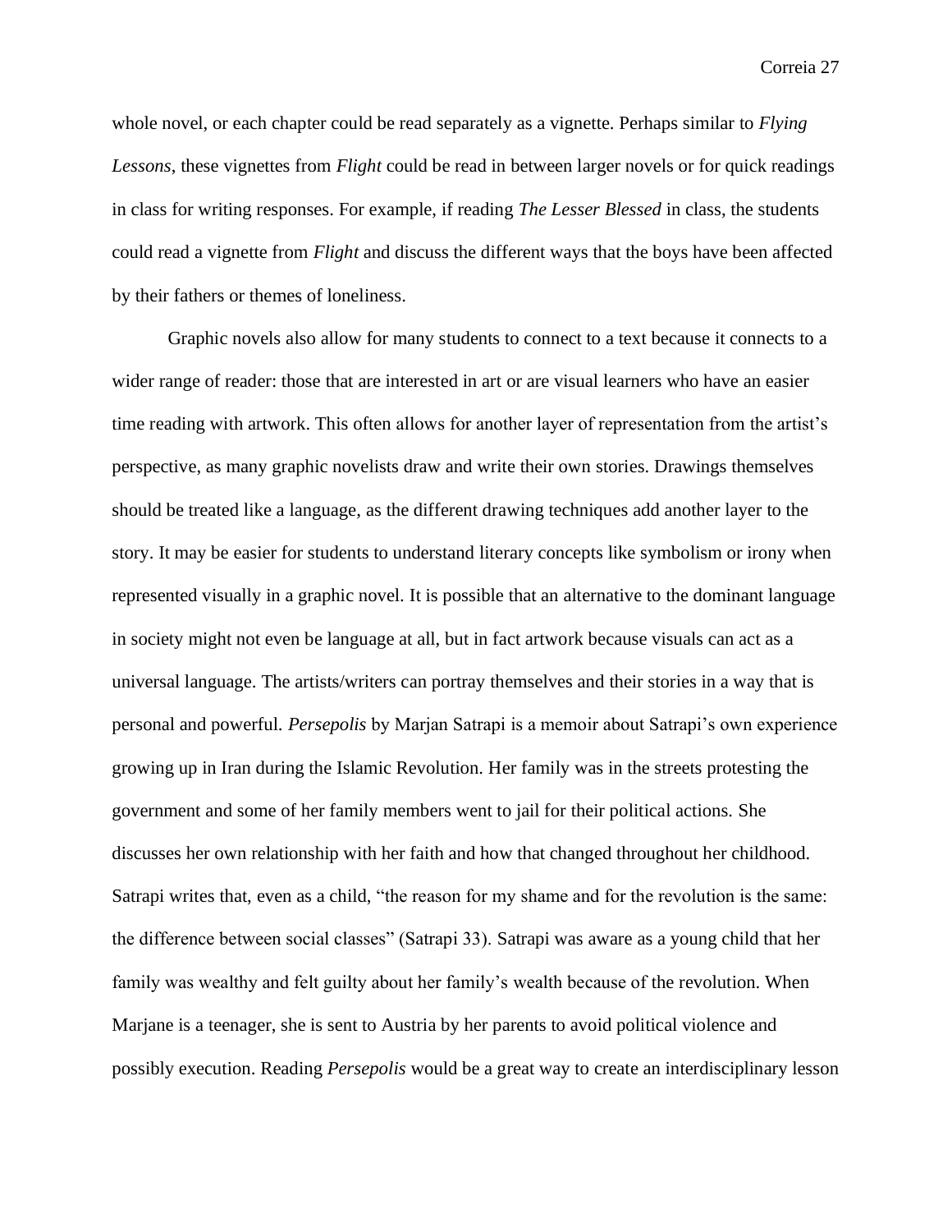whole novel, or each chapter could be read separately as a vignette. Perhaps similar to *Flying Lessons*, these vignettes from *Flight* could be read in between larger novels or for quick readings in class for writing responses. For example, if reading *The Lesser Blessed* in class, the students could read a vignette from *Flight* and discuss the different ways that the boys have been affected by their fathers or themes of loneliness.

Graphic novels also allow for many students to connect to a text because it connects to a wider range of reader: those that are interested in art or are visual learners who have an easier time reading with artwork. This often allows for another layer of representation from the artist's perspective, as many graphic novelists draw and write their own stories. Drawings themselves should be treated like a language, as the different drawing techniques add another layer to the story. It may be easier for students to understand literary concepts like symbolism or irony when represented visually in a graphic novel. It is possible that an alternative to the dominant language in society might not even be language at all, but in fact artwork because visuals can act as a universal language. The artists/writers can portray themselves and their stories in a way that is personal and powerful. *Persepolis* by Marjan Satrapi is a memoir about Satrapi's own experience growing up in Iran during the Islamic Revolution. Her family was in the streets protesting the government and some of her family members went to jail for their political actions. She discusses her own relationship with her faith and how that changed throughout her childhood. Satrapi writes that, even as a child, "the reason for my shame and for the revolution is the same: the difference between social classes" (Satrapi 33). Satrapi was aware as a young child that her family was wealthy and felt guilty about her family's wealth because of the revolution. When Marjane is a teenager, she is sent to Austria by her parents to avoid political violence and possibly execution. Reading *Persepolis* would be a great way to create an interdisciplinary lesson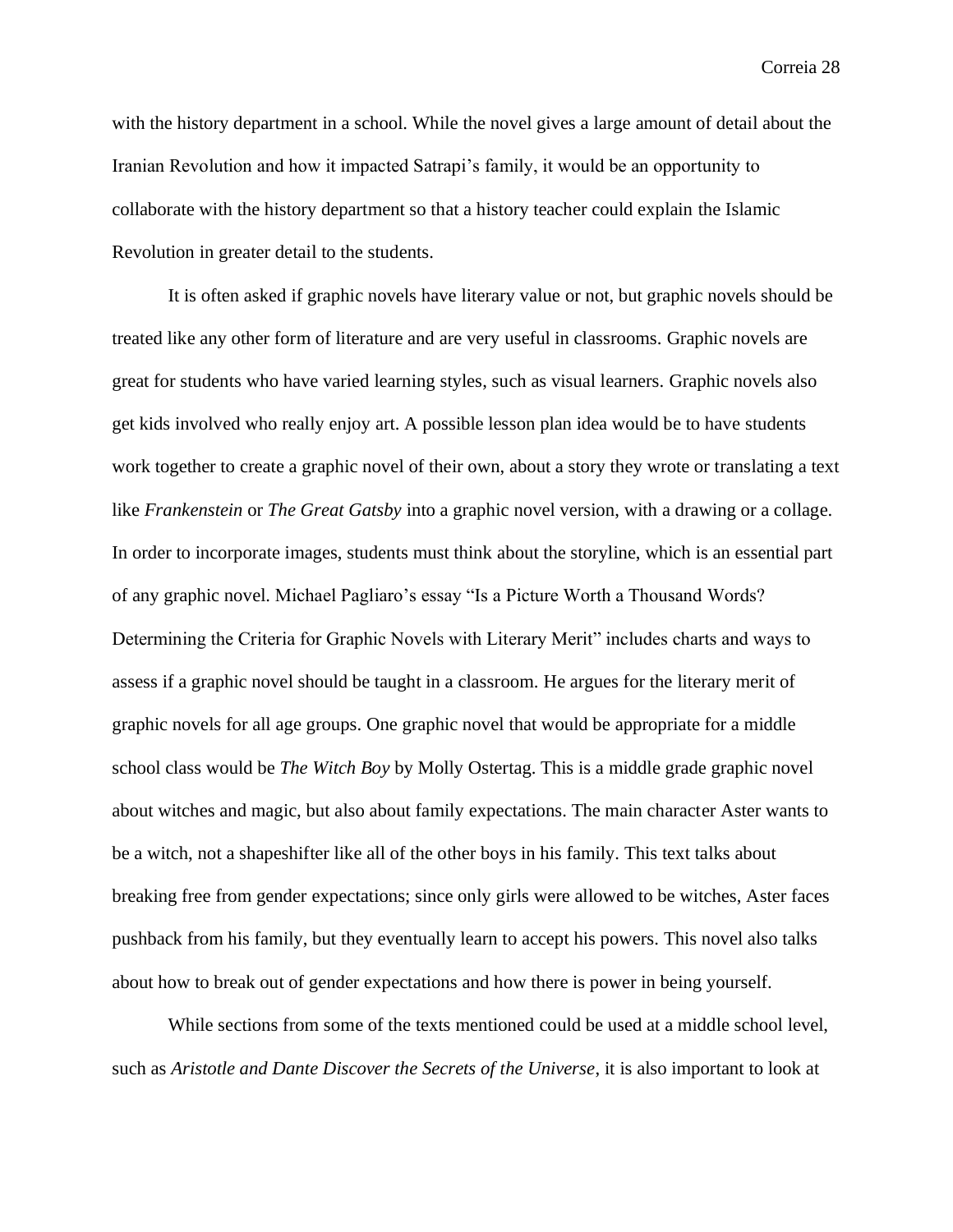with the history department in a school. While the novel gives a large amount of detail about the Iranian Revolution and how it impacted Satrapi's family, it would be an opportunity to collaborate with the history department so that a history teacher could explain the Islamic Revolution in greater detail to the students.

It is often asked if graphic novels have literary value or not, but graphic novels should be treated like any other form of literature and are very useful in classrooms. Graphic novels are great for students who have varied learning styles, such as visual learners. Graphic novels also get kids involved who really enjoy art. A possible lesson plan idea would be to have students work together to create a graphic novel of their own, about a story they wrote or translating a text like *Frankenstein* or *The Great Gatsby* into a graphic novel version, with a drawing or a collage. In order to incorporate images, students must think about the storyline, which is an essential part of any graphic novel. Michael Pagliaro's essay "Is a Picture Worth a Thousand Words? Determining the Criteria for Graphic Novels with Literary Merit" includes charts and ways to assess if a graphic novel should be taught in a classroom. He argues for the literary merit of graphic novels for all age groups. One graphic novel that would be appropriate for a middle school class would be *The Witch Boy* by Molly Ostertag. This is a middle grade graphic novel about witches and magic, but also about family expectations. The main character Aster wants to be a witch, not a shapeshifter like all of the other boys in his family. This text talks about breaking free from gender expectations; since only girls were allowed to be witches, Aster faces pushback from his family, but they eventually learn to accept his powers. This novel also talks about how to break out of gender expectations and how there is power in being yourself.

While sections from some of the texts mentioned could be used at a middle school level, such as *Aristotle and Dante Discover the Secrets of the Universe*, it is also important to look at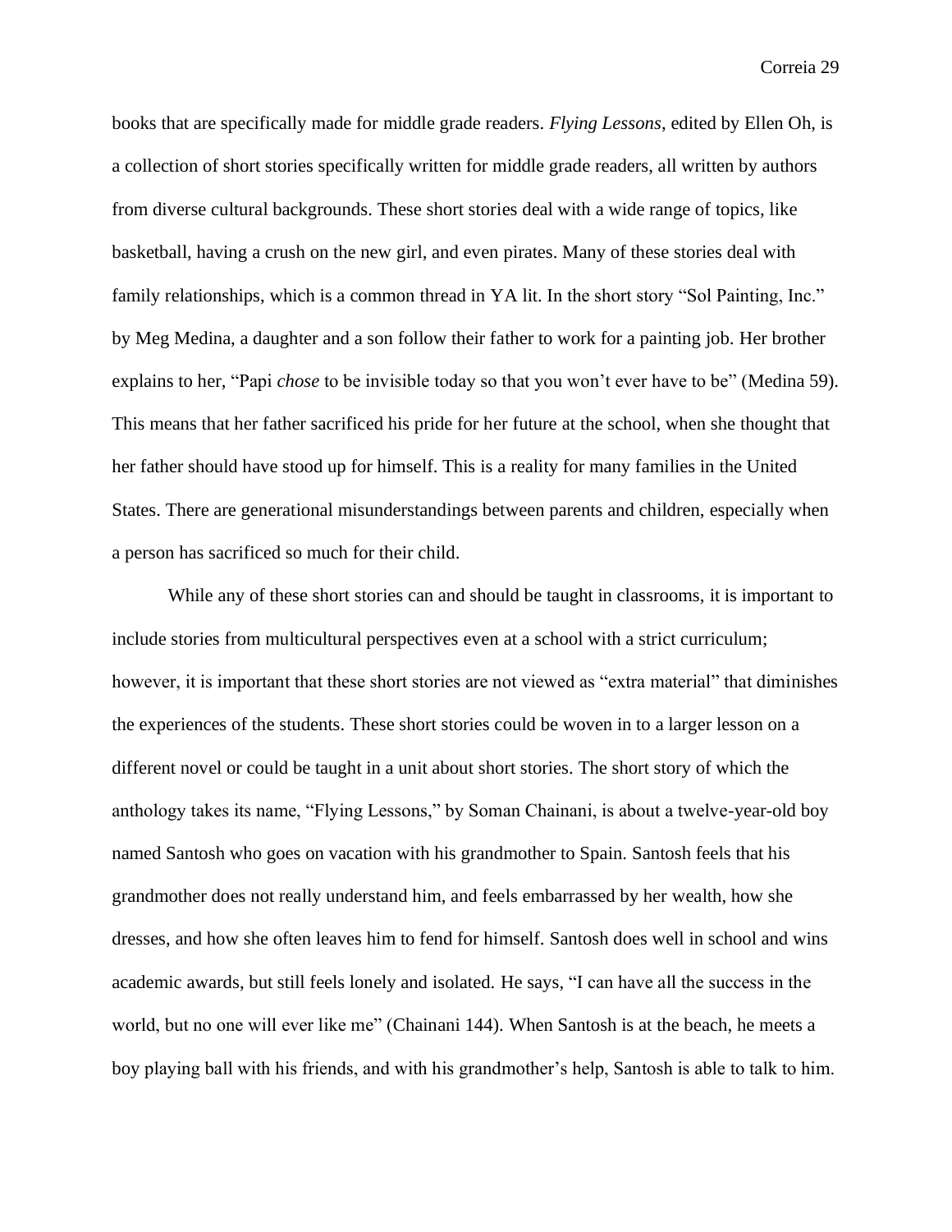books that are specifically made for middle grade readers. *Flying Lessons*, edited by Ellen Oh, is a collection of short stories specifically written for middle grade readers, all written by authors from diverse cultural backgrounds. These short stories deal with a wide range of topics, like basketball, having a crush on the new girl, and even pirates. Many of these stories deal with family relationships, which is a common thread in YA lit. In the short story "Sol Painting, Inc." by Meg Medina, a daughter and a son follow their father to work for a painting job. Her brother explains to her, "Papi *chose* to be invisible today so that you won't ever have to be" (Medina 59). This means that her father sacrificed his pride for her future at the school, when she thought that her father should have stood up for himself. This is a reality for many families in the United States. There are generational misunderstandings between parents and children, especially when a person has sacrificed so much for their child.

While any of these short stories can and should be taught in classrooms, it is important to include stories from multicultural perspectives even at a school with a strict curriculum; however, it is important that these short stories are not viewed as "extra material" that diminishes the experiences of the students. These short stories could be woven in to a larger lesson on a different novel or could be taught in a unit about short stories. The short story of which the anthology takes its name, "Flying Lessons," by Soman Chainani, is about a twelve-year-old boy named Santosh who goes on vacation with his grandmother to Spain. Santosh feels that his grandmother does not really understand him, and feels embarrassed by her wealth, how she dresses, and how she often leaves him to fend for himself. Santosh does well in school and wins academic awards, but still feels lonely and isolated. He says, "I can have all the success in the world, but no one will ever like me" (Chainani 144). When Santosh is at the beach, he meets a boy playing ball with his friends, and with his grandmother's help, Santosh is able to talk to him.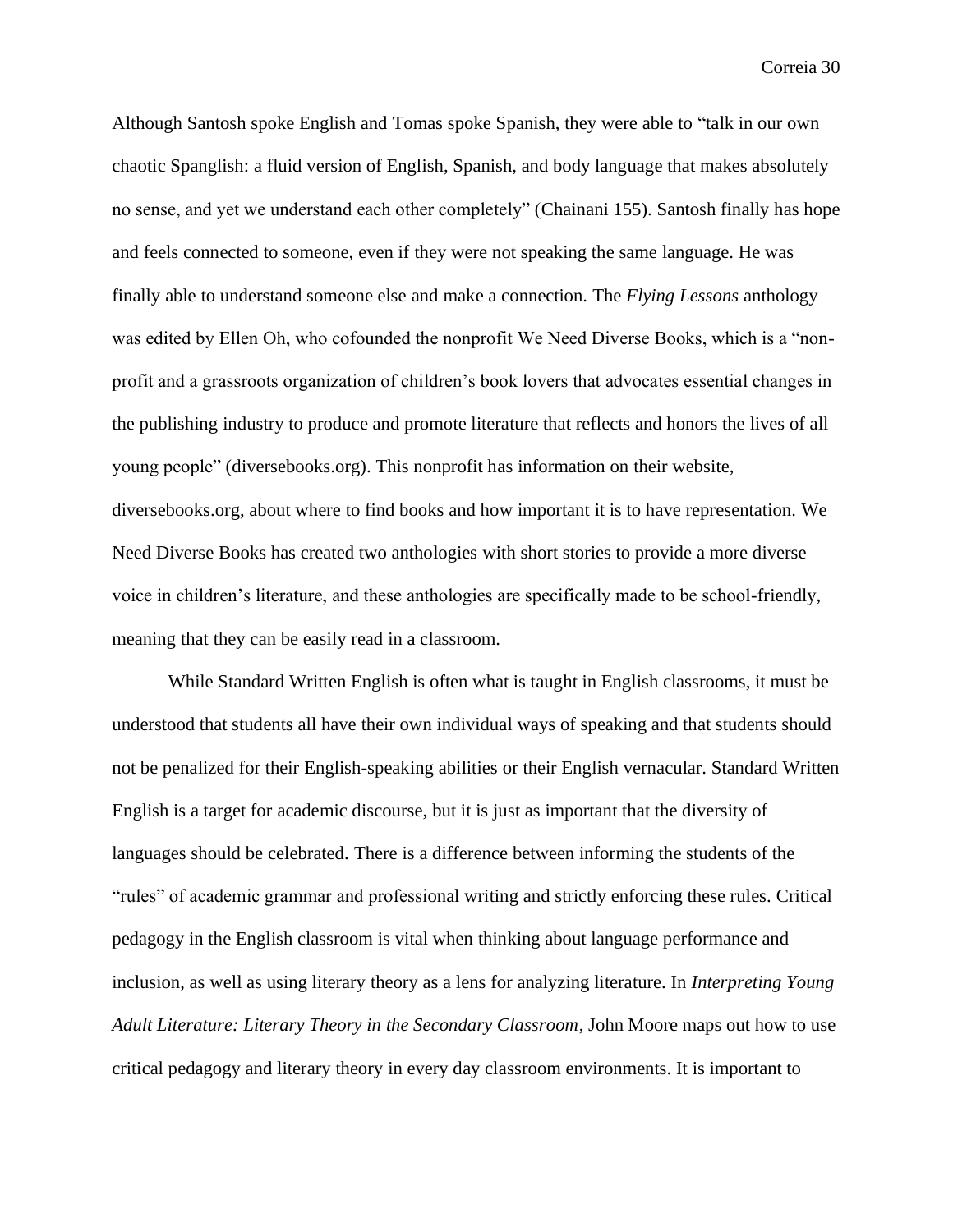Although Santosh spoke English and Tomas spoke Spanish, they were able to "talk in our own chaotic Spanglish: a fluid version of English, Spanish, and body language that makes absolutely no sense, and yet we understand each other completely" (Chainani 155). Santosh finally has hope and feels connected to someone, even if they were not speaking the same language. He was finally able to understand someone else and make a connection. The *Flying Lessons* anthology was edited by Ellen Oh, who cofounded the nonprofit We Need Diverse Books, which is a "non-profit and a grassroots organization of children's book lovers that advocates essential changes in the publishing industry to produce and promote literature that reflects and honors the lives of all young people" (diversebooks.org). This nonprofit has information on their website, diversebooks.org, about where to find books and how important it is to have representation. We Need Diverse Books has created two anthologies with short stories to provide a more diverse voice in children's literature, and these anthologies are specifically made to be school-friendly, meaning that they can be easily read in a classroom.

While Standard Written English is often what is taught in English classrooms, it must be understood that students all have their own individual ways of speaking and that students should not be penalized for their English-speaking abilities or their English vernacular. Standard Written English is a target for academic discourse, but it is just as important that the diversity of languages should be celebrated. There is a difference between informing the students of the "rules" of academic grammar and professional writing and strictly enforcing these rules. Critical pedagogy in the English classroom is vital when thinking about language performance and inclusion, as well as using literary theory as a lens for analyzing literature. In *Interpreting Young Adult Literature: Literary Theory in the Secondary Classroom*, John Moore maps out how to use critical pedagogy and literary theory in every day classroom environments. It is important to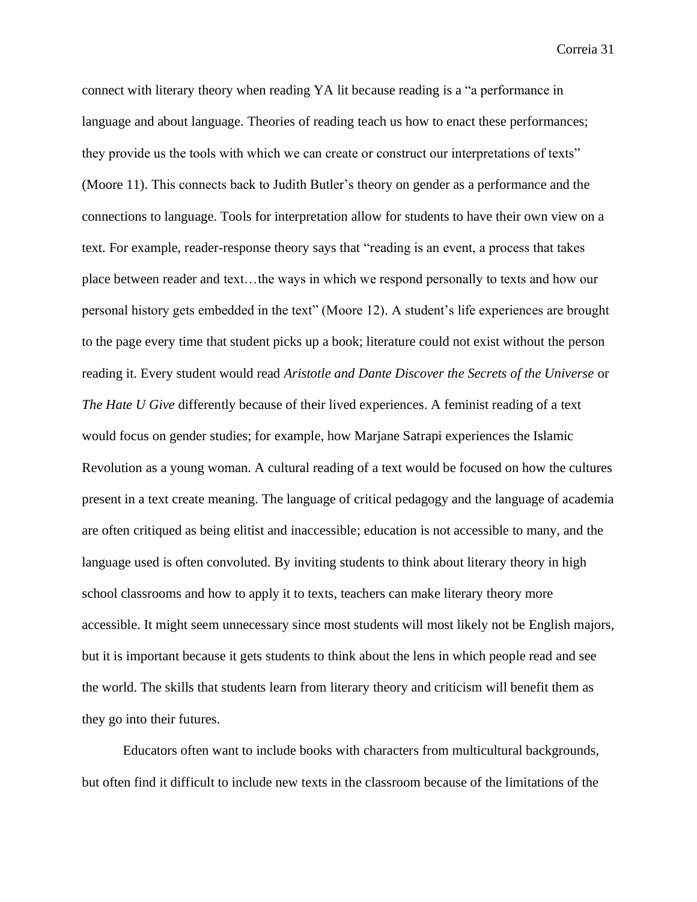connect with literary theory when reading YA lit because reading is a "a performance in language and about language. Theories of reading teach us how to enact these performances; they provide us the tools with which we can create or construct our interpretations of texts" (Moore 11). This connects back to Judith Butler's theory on gender as a performance and the connections to language. Tools for interpretation allow for students to have their own view on a text. For example, reader-response theory says that "reading is an event, a process that takes place between reader and text…the ways in which we respond personally to texts and how our personal history gets embedded in the text" (Moore 12). A student's life experiences are brought to the page every time that student picks up a book; literature could not exist without the person reading it. Every student would read *Aristotle and Dante Discover the Secrets of the Universe* or *The Hate U Give* differently because of their lived experiences. A feminist reading of a text would focus on gender studies; for example, how Marjane Satrapi experiences the Islamic Revolution as a young woman. A cultural reading of a text would be focused on how the cultures present in a text create meaning. The language of critical pedagogy and the language of academia are often critiqued as being elitist and inaccessible; education is not accessible to many, and the language used is often convoluted. By inviting students to think about literary theory in high school classrooms and how to apply it to texts, teachers can make literary theory more accessible. It might seem unnecessary since most students will most likely not be English majors, but it is important because it gets students to think about the lens in which people read and see the world. The skills that students learn from literary theory and criticism will benefit them as they go into their futures.

Educators often want to include books with characters from multicultural backgrounds, but often find it difficult to include new texts in the classroom because of the limitations of the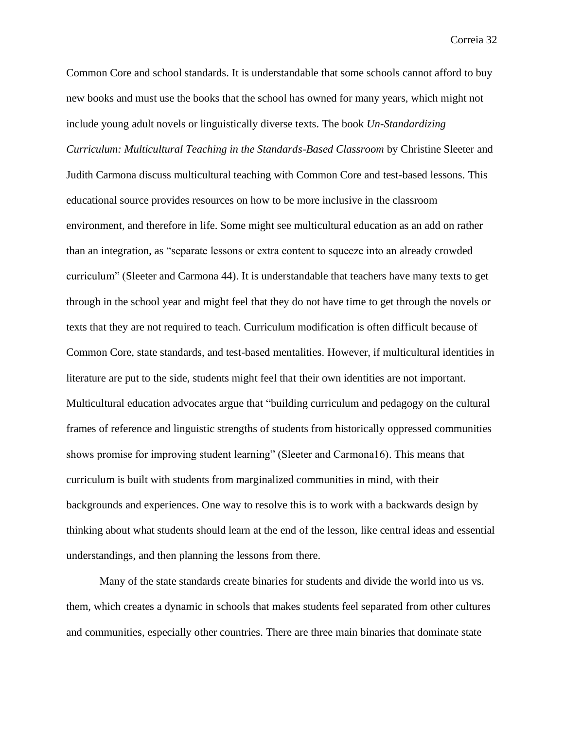Common Core and school standards. It is understandable that some schools cannot afford to buy new books and must use the books that the school has owned for many years, which might not include young adult novels or linguistically diverse texts. The book *Un-Standardizing Curriculum: Multicultural Teaching in the Standards-Based Classroom* by Christine Sleeter and Judith Carmona discuss multicultural teaching with Common Core and test-based lessons. This educational source provides resources on how to be more inclusive in the classroom environment, and therefore in life. Some might see multicultural education as an add on rather than an integration, as "separate lessons or extra content to squeeze into an already crowded curriculum" (Sleeter and Carmona 44). It is understandable that teachers have many texts to get through in the school year and might feel that they do not have time to get through the novels or texts that they are not required to teach. Curriculum modification is often difficult because of Common Core, state standards, and test-based mentalities. However, if multicultural identities in literature are put to the side, students might feel that their own identities are not important. Multicultural education advocates argue that "building curriculum and pedagogy on the cultural frames of reference and linguistic strengths of students from historically oppressed communities shows promise for improving student learning" (Sleeter and Carmona16). This means that curriculum is built with students from marginalized communities in mind, with their backgrounds and experiences. One way to resolve this is to work with a backwards design by thinking about what students should learn at the end of the lesson, like central ideas and essential understandings, and then planning the lessons from there.

Many of the state standards create binaries for students and divide the world into us vs. them, which creates a dynamic in schools that makes students feel separated from other cultures and communities, especially other countries. There are three main binaries that dominate state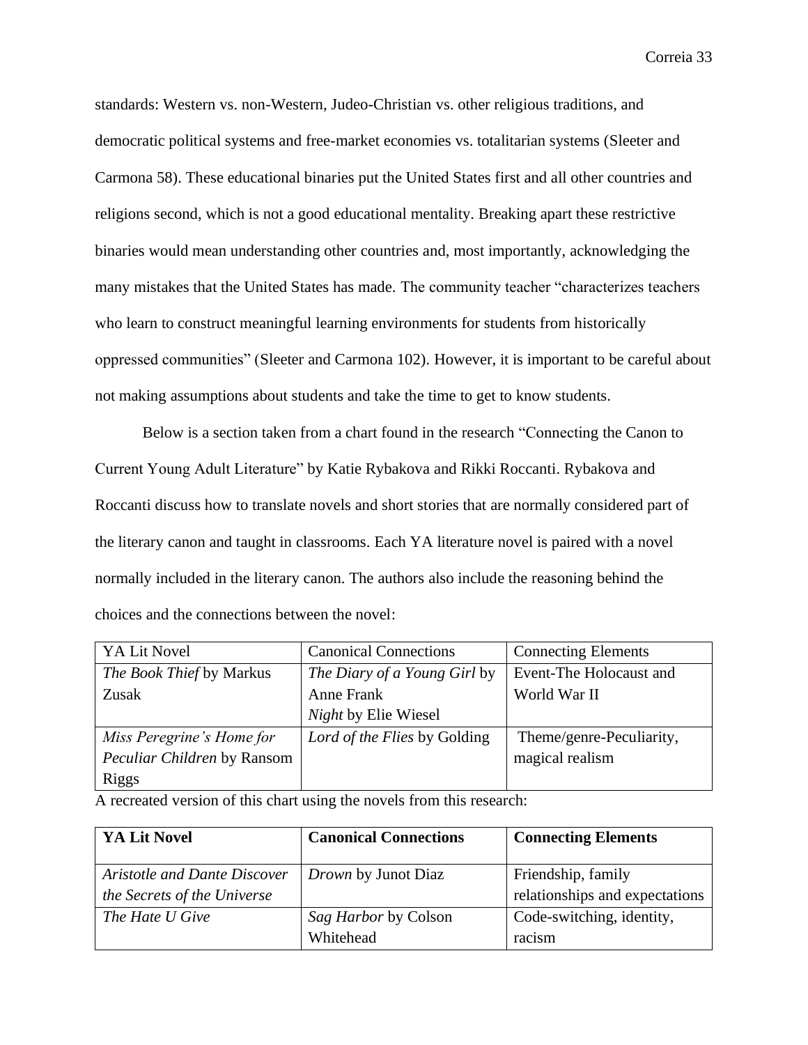standards: Western vs. non-Western, Judeo-Christian vs. other religious traditions, and democratic political systems and free-market economies vs. totalitarian systems (Sleeter and Carmona 58). These educational binaries put the United States first and all other countries and religions second, which is not a good educational mentality. Breaking apart these restrictive binaries would mean understanding other countries and, most importantly, acknowledging the many mistakes that the United States has made. The community teacher "characterizes teachers who learn to construct meaningful learning environments for students from historically oppressed communities" (Sleeter and Carmona 102). However, it is important to be careful about not making assumptions about students and take the time to get to know students.

Below is a section taken from a chart found in the research "Connecting the Canon to Current Young Adult Literature" by Katie Rybakova and Rikki Roccanti. Rybakova and Roccanti discuss how to translate novels and short stories that are normally considered part of the literary canon and taught in classrooms. Each YA literature novel is paired with a novel normally included in the literary canon. The authors also include the reasoning behind the choices and the connections between the novel:

| YA Lit Novel | Canonical Connections | Connecting Elements |
| --- | --- | --- |
| *The Book Thief* by Markus Zusak | *The Diary of a Young Girl* by Anne Frank<br>*Night* by Elie Wiesel | Event-The Holocaust and World War II |
| *Miss Peregrine's Home for Peculiar Children* by Ransom Riggs | *Lord of the Flies* by Golding | Theme/genre-Peculiarity, magical realism |

A recreated version of this chart using the novels from this research:

| **YA Lit Novel** | **Canonical Connections** | **Connecting Elements** |
| --- | --- | --- |
| *Aristotle and Dante Discover the Secrets of the Universe* | *Drown* by Junot Diaz | Friendship, family relationships and expectations |
| *The Hate U Give* | *Sag Harbor* by Colson Whitehead | Code-switching, identity, racism |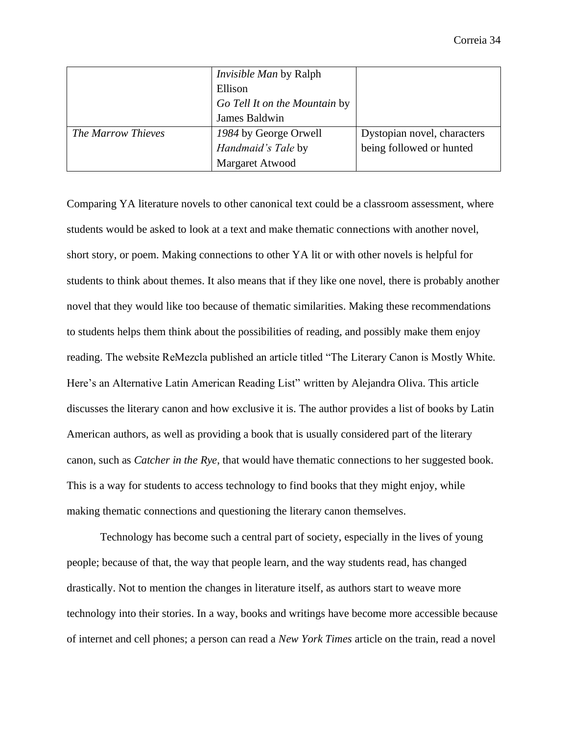| | | |
|---|---|---|
| | *Invisible Man* by Ralph Ellison<br>*Go Tell It on the Mountain* by James Baldwin | |
| *The Marrow Thieves* | *1984* by George Orwell<br>*Handmaid's Tale* by Margaret Atwood | Dystopian novel, characters being followed or hunted |

Comparing YA literature novels to other canonical text could be a classroom assessment, where students would be asked to look at a text and make thematic connections with another novel, short story, or poem. Making connections to other YA lit or with other novels is helpful for students to think about themes. It also means that if they like one novel, there is probably another novel that they would like too because of thematic similarities. Making these recommendations to students helps them think about the possibilities of reading, and possibly make them enjoy reading. The website ReMezcla published an article titled "The Literary Canon is Mostly White. Here's an Alternative Latin American Reading List" written by Alejandra Oliva. This article discusses the literary canon and how exclusive it is. The author provides a list of books by Latin American authors, as well as providing a book that is usually considered part of the literary canon, such as *Catcher in the Rye*, that would have thematic connections to her suggested book. This is a way for students to access technology to find books that they might enjoy, while making thematic connections and questioning the literary canon themselves.

Technology has become such a central part of society, especially in the lives of young people; because of that, the way that people learn, and the way students read, has changed drastically. Not to mention the changes in literature itself, as authors start to weave more technology into their stories. In a way, books and writings have become more accessible because of internet and cell phones; a person can read a *New York Times* article on the train, read a novel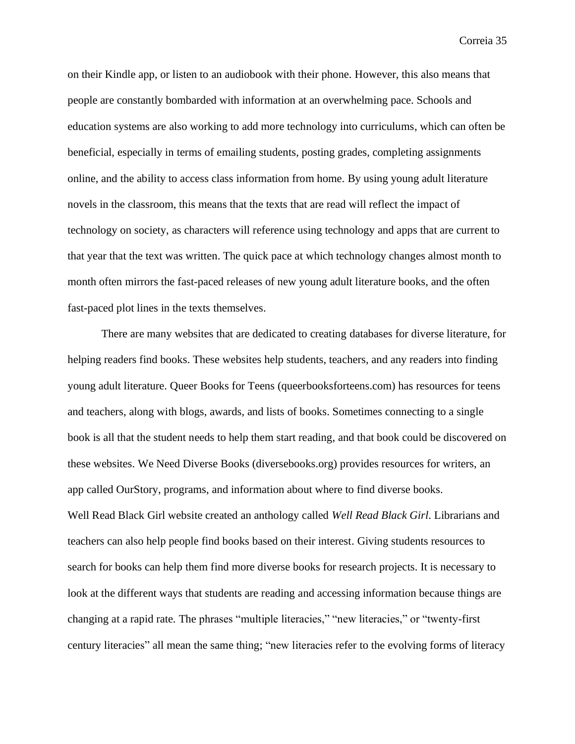on their Kindle app, or listen to an audiobook with their phone. However, this also means that people are constantly bombarded with information at an overwhelming pace. Schools and education systems are also working to add more technology into curriculums, which can often be beneficial, especially in terms of emailing students, posting grades, completing assignments online, and the ability to access class information from home. By using young adult literature novels in the classroom, this means that the texts that are read will reflect the impact of technology on society, as characters will reference using technology and apps that are current to that year that the text was written. The quick pace at which technology changes almost month to month often mirrors the fast-paced releases of new young adult literature books, and the often fast-paced plot lines in the texts themselves.

There are many websites that are dedicated to creating databases for diverse literature, for helping readers find books. These websites help students, teachers, and any readers into finding young adult literature. Queer Books for Teens (queerbooksforteens.com) has resources for teens and teachers, along with blogs, awards, and lists of books. Sometimes connecting to a single book is all that the student needs to help them start reading, and that book could be discovered on these websites. We Need Diverse Books (diversebooks.org) provides resources for writers, an app called OurStory, programs, and information about where to find diverse books. Well Read Black Girl website created an anthology called *Well Read Black Girl*. Librarians and teachers can also help people find books based on their interest. Giving students resources to search for books can help them find more diverse books for research projects. It is necessary to look at the different ways that students are reading and accessing information because things are changing at a rapid rate. The phrases "multiple literacies," "new literacies," or "twenty-first century literacies" all mean the same thing; "new literacies refer to the evolving forms of literacy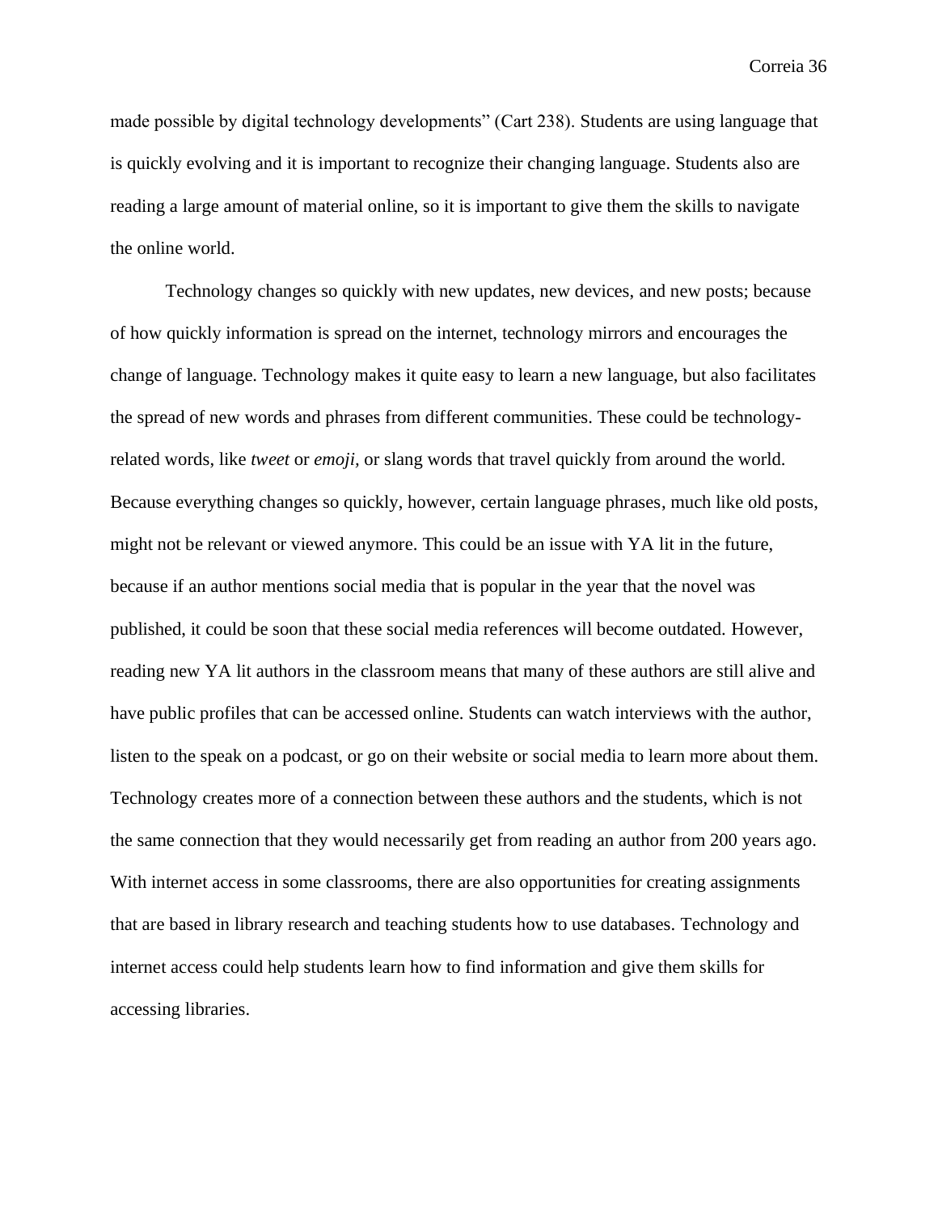made possible by digital technology developments" (Cart 238). Students are using language that is quickly evolving and it is important to recognize their changing language. Students also are reading a large amount of material online, so it is important to give them the skills to navigate the online world.

Technology changes so quickly with new updates, new devices, and new posts; because of how quickly information is spread on the internet, technology mirrors and encourages the change of language. Technology makes it quite easy to learn a new language, but also facilitates the spread of new words and phrases from different communities. These could be technology-related words, like *tweet* or *emoji,* or slang words that travel quickly from around the world. Because everything changes so quickly, however, certain language phrases, much like old posts, might not be relevant or viewed anymore. This could be an issue with YA lit in the future, because if an author mentions social media that is popular in the year that the novel was published, it could be soon that these social media references will become outdated. However, reading new YA lit authors in the classroom means that many of these authors are still alive and have public profiles that can be accessed online. Students can watch interviews with the author, listen to the speak on a podcast, or go on their website or social media to learn more about them. Technology creates more of a connection between these authors and the students, which is not the same connection that they would necessarily get from reading an author from 200 years ago. With internet access in some classrooms, there are also opportunities for creating assignments that are based in library research and teaching students how to use databases. Technology and internet access could help students learn how to find information and give them skills for accessing libraries.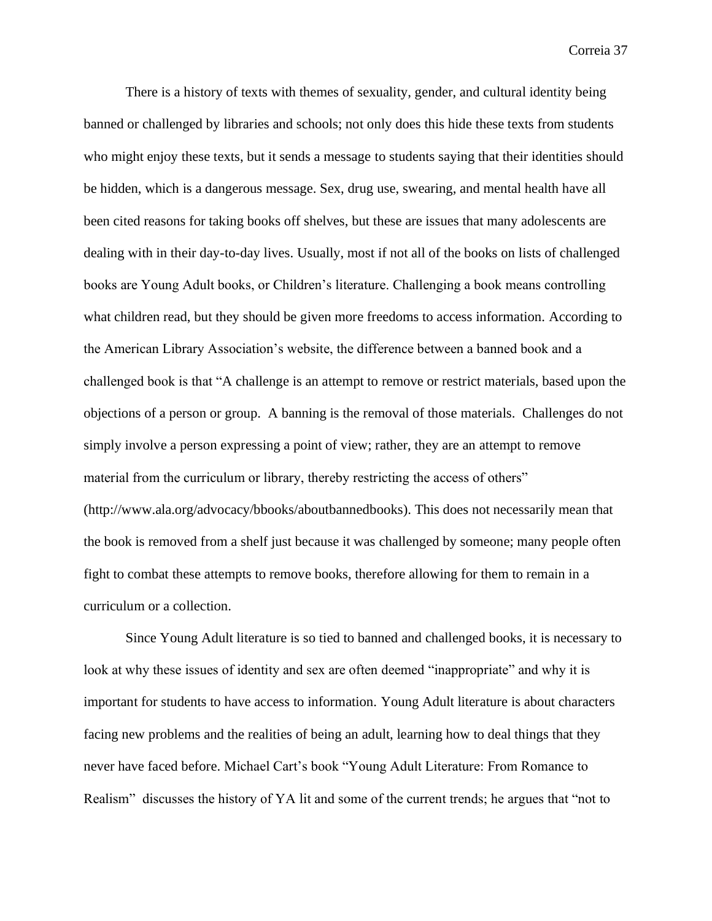There is a history of texts with themes of sexuality, gender, and cultural identity being banned or challenged by libraries and schools; not only does this hide these texts from students who might enjoy these texts, but it sends a message to students saying that their identities should be hidden, which is a dangerous message. Sex, drug use, swearing, and mental health have all been cited reasons for taking books off shelves, but these are issues that many adolescents are dealing with in their day-to-day lives. Usually, most if not all of the books on lists of challenged books are Young Adult books, or Children's literature. Challenging a book means controlling what children read, but they should be given more freedoms to access information. According to the American Library Association's website, the difference between a banned book and a challenged book is that "A challenge is an attempt to remove or restrict materials, based upon the objections of a person or group. A banning is the removal of those materials. Challenges do not simply involve a person expressing a point of view; rather, they are an attempt to remove material from the curriculum or library, thereby restricting the access of others" (http://www.ala.org/advocacy/bbooks/aboutbannedbooks). This does not necessarily mean that the book is removed from a shelf just because it was challenged by someone; many people often fight to combat these attempts to remove books, therefore allowing for them to remain in a curriculum or a collection.

Since Young Adult literature is so tied to banned and challenged books, it is necessary to look at why these issues of identity and sex are often deemed "inappropriate" and why it is important for students to have access to information. Young Adult literature is about characters facing new problems and the realities of being an adult, learning how to deal things that they never have faced before. Michael Cart's book "Young Adult Literature: From Romance to Realism" discusses the history of YA lit and some of the current trends; he argues that "not to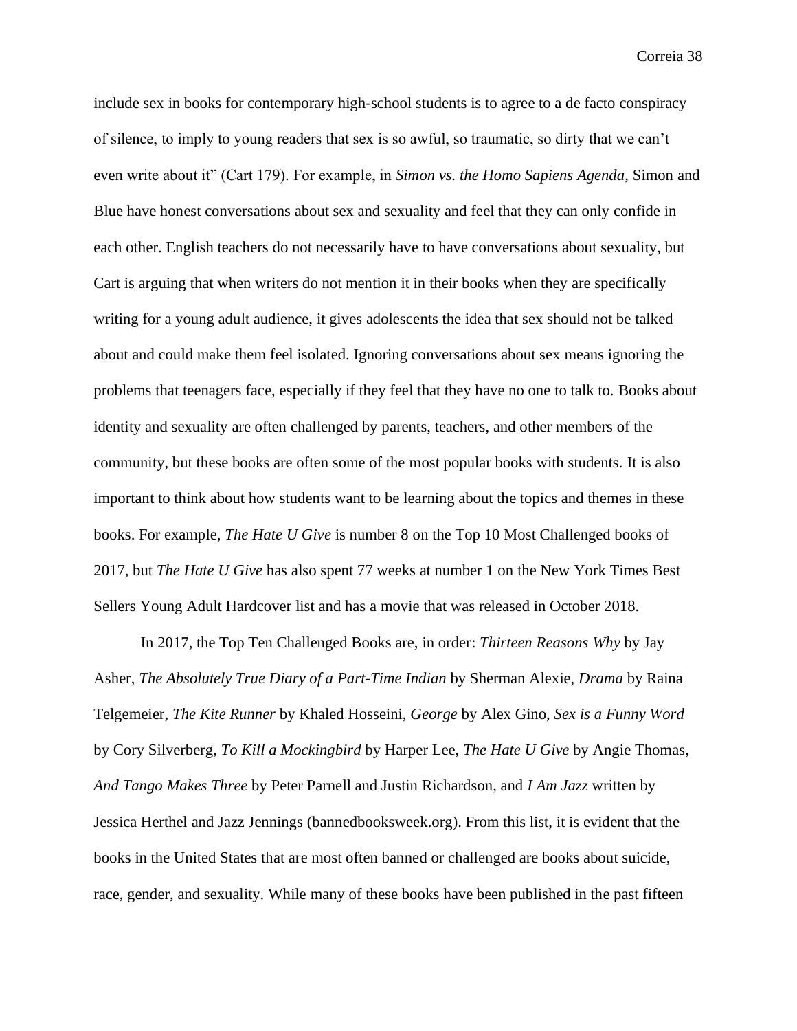include sex in books for contemporary high-school students is to agree to a de facto conspiracy of silence, to imply to young readers that sex is so awful, so traumatic, so dirty that we can't even write about it" (Cart 179). For example, in *Simon vs. the Homo Sapiens Agenda*, Simon and Blue have honest conversations about sex and sexuality and feel that they can only confide in each other. English teachers do not necessarily have to have conversations about sexuality, but Cart is arguing that when writers do not mention it in their books when they are specifically writing for a young adult audience, it gives adolescents the idea that sex should not be talked about and could make them feel isolated. Ignoring conversations about sex means ignoring the problems that teenagers face, especially if they feel that they have no one to talk to. Books about identity and sexuality are often challenged by parents, teachers, and other members of the community, but these books are often some of the most popular books with students. It is also important to think about how students want to be learning about the topics and themes in these books. For example, *The Hate U Give* is number 8 on the Top 10 Most Challenged books of 2017, but *The Hate U Give* has also spent 77 weeks at number 1 on the New York Times Best Sellers Young Adult Hardcover list and has a movie that was released in October 2018.

In 2017, the Top Ten Challenged Books are, in order: *Thirteen Reasons Why* by Jay Asher, *The Absolutely True Diary of a Part-Time Indian* by Sherman Alexie, *Drama* by Raina Telgemeier, *The Kite Runner* by Khaled Hosseini, *George* by Alex Gino, *Sex is a Funny Word* by Cory Silverberg, *To Kill a Mockingbird* by Harper Lee, *The Hate U Give* by Angie Thomas, *And Tango Makes Three* by Peter Parnell and Justin Richardson, and *I Am Jazz* written by Jessica Herthel and Jazz Jennings (bannedbooksweek.org). From this list, it is evident that the books in the United States that are most often banned or challenged are books about suicide, race, gender, and sexuality. While many of these books have been published in the past fifteen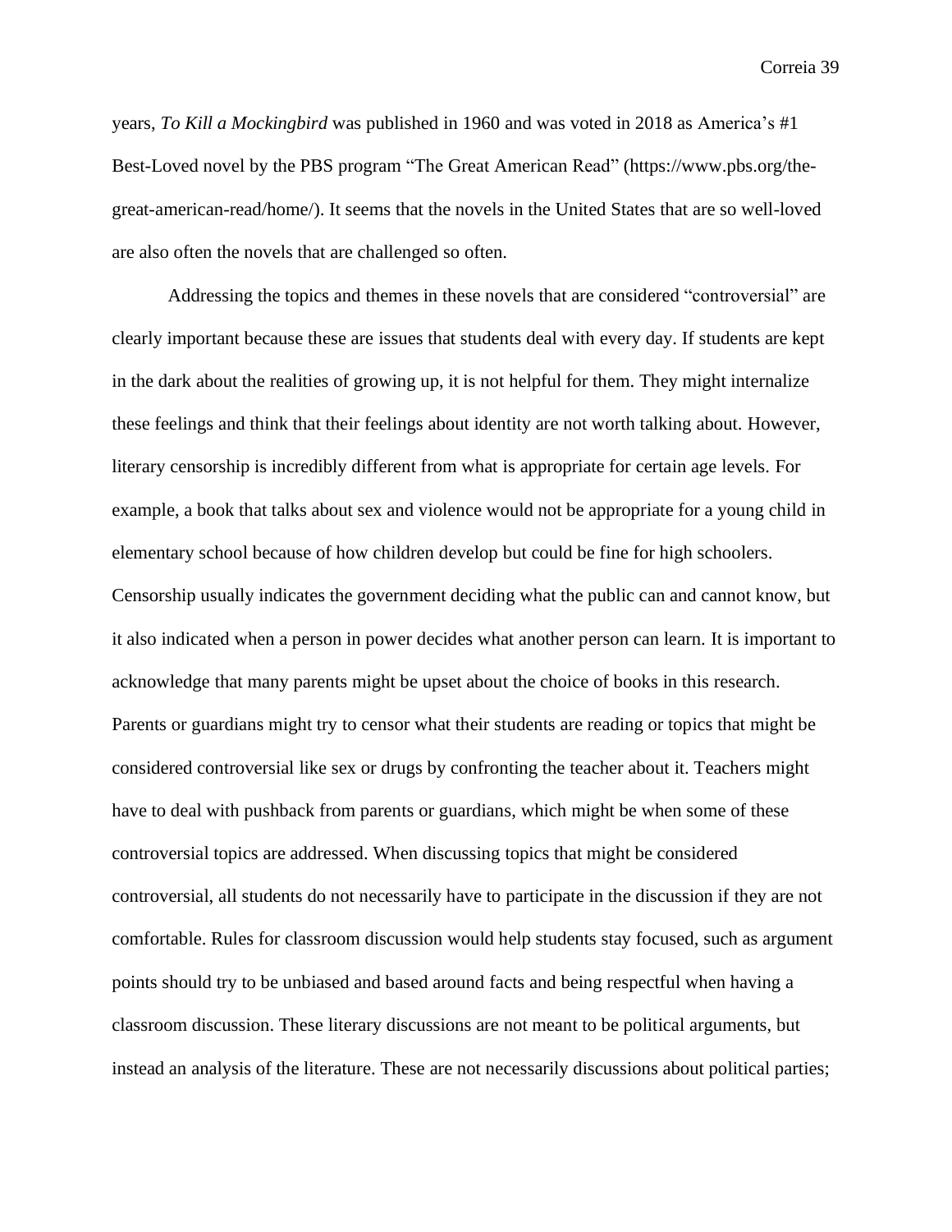years, *To Kill a Mockingbird* was published in 1960 and was voted in 2018 as America's #1 Best-Loved novel by the PBS program "The Great American Read" (https://www.pbs.org/the-great-american-read/home/). It seems that the novels in the United States that are so well-loved are also often the novels that are challenged so often.

Addressing the topics and themes in these novels that are considered "controversial" are clearly important because these are issues that students deal with every day. If students are kept in the dark about the realities of growing up, it is not helpful for them. They might internalize these feelings and think that their feelings about identity are not worth talking about. However, literary censorship is incredibly different from what is appropriate for certain age levels. For example, a book that talks about sex and violence would not be appropriate for a young child in elementary school because of how children develop but could be fine for high schoolers. Censorship usually indicates the government deciding what the public can and cannot know, but it also indicated when a person in power decides what another person can learn. It is important to acknowledge that many parents might be upset about the choice of books in this research. Parents or guardians might try to censor what their students are reading or topics that might be considered controversial like sex or drugs by confronting the teacher about it. Teachers might have to deal with pushback from parents or guardians, which might be when some of these controversial topics are addressed. When discussing topics that might be considered controversial, all students do not necessarily have to participate in the discussion if they are not comfortable. Rules for classroom discussion would help students stay focused, such as argument points should try to be unbiased and based around facts and being respectful when having a classroom discussion. These literary discussions are not meant to be political arguments, but instead an analysis of the literature. These are not necessarily discussions about political parties;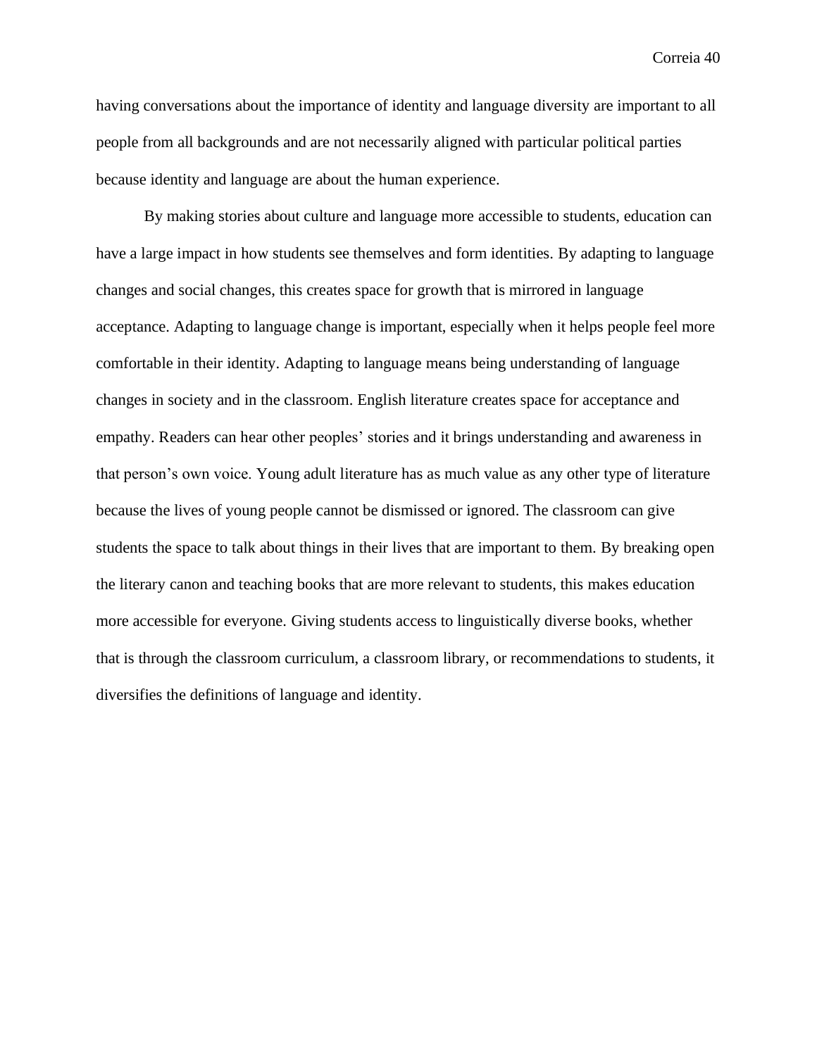having conversations about the importance of identity and language diversity are important to all people from all backgrounds and are not necessarily aligned with particular political parties because identity and language are about the human experience.

By making stories about culture and language more accessible to students, education can have a large impact in how students see themselves and form identities. By adapting to language changes and social changes, this creates space for growth that is mirrored in language acceptance. Adapting to language change is important, especially when it helps people feel more comfortable in their identity. Adapting to language means being understanding of language changes in society and in the classroom. English literature creates space for acceptance and empathy. Readers can hear other peoples' stories and it brings understanding and awareness in that person's own voice. Young adult literature has as much value as any other type of literature because the lives of young people cannot be dismissed or ignored. The classroom can give students the space to talk about things in their lives that are important to them. By breaking open the literary canon and teaching books that are more relevant to students, this makes education more accessible for everyone. Giving students access to linguistically diverse books, whether that is through the classroom curriculum, a classroom library, or recommendations to students, it diversifies the definitions of language and identity.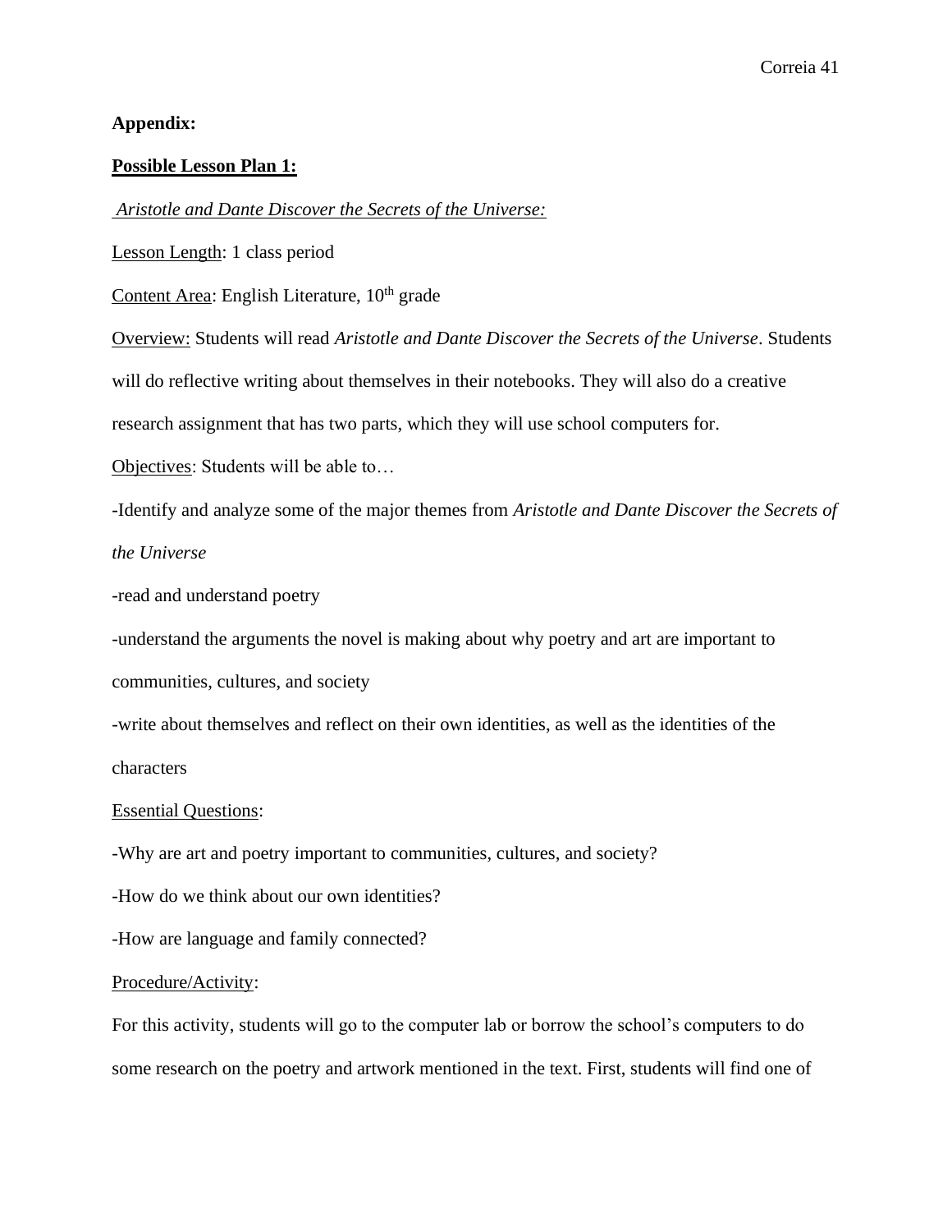**Appendix:**

**<u>Possible Lesson Plan 1:</u>**

<u>*Aristotle and Dante Discover the Secrets of the Universe:*</u>

<u>Lesson Length</u>: 1 class period

<u>Content Area</u>: English Literature, 10th grade

<u>Overview:</u> Students will read *Aristotle and Dante Discover the Secrets of the Universe*. Students will do reflective writing about themselves in their notebooks. They will also do a creative research assignment that has two parts, which they will use school computers for.

<u>Objectives</u>: Students will be able to…

-Identify and analyze some of the major themes from *Aristotle and Dante Discover the Secrets of the Universe*

-read and understand poetry

-understand the arguments the novel is making about why poetry and art are important to communities, cultures, and society

-write about themselves and reflect on their own identities, as well as the identities of the characters

<u>Essential Questions</u>:

-Why are art and poetry important to communities, cultures, and society?

-How do we think about our own identities?

-How are language and family connected?

<u>Procedure/Activity</u>:

For this activity, students will go to the computer lab or borrow the school's computers to do some research on the poetry and artwork mentioned in the text. First, students will find one of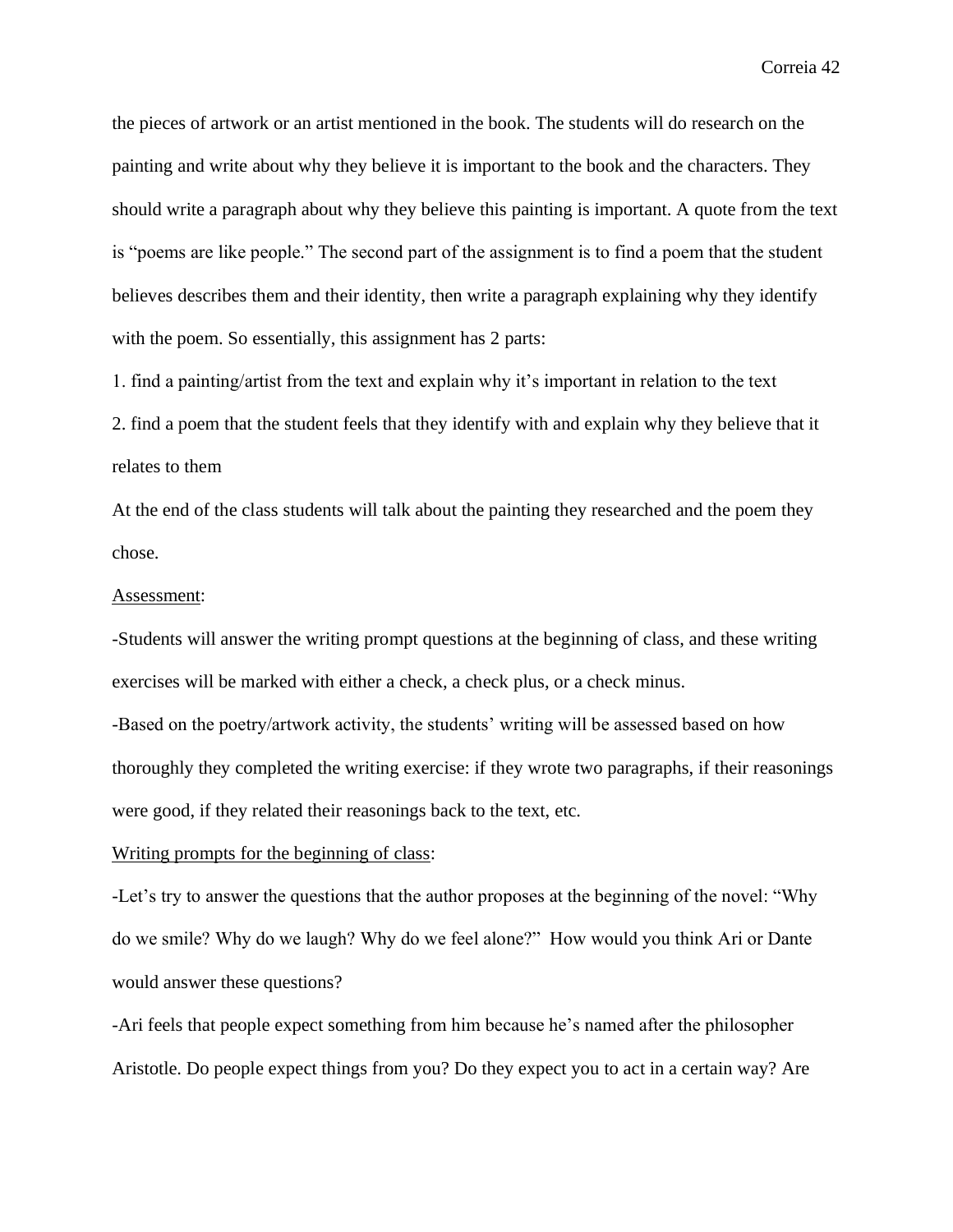the pieces of artwork or an artist mentioned in the book. The students will do research on the painting and write about why they believe it is important to the book and the characters. They should write a paragraph about why they believe this painting is important. A quote from the text is "poems are like people." The second part of the assignment is to find a poem that the student believes describes them and their identity, then write a paragraph explaining why they identify with the poem. So essentially, this assignment has 2 parts:

1. find a painting/artist from the text and explain why it's important in relation to the text
2. find a poem that the student feels that they identify with and explain why they believe that it relates to them

At the end of the class students will talk about the painting they researched and the poem they chose.

<u>Assessment</u>:

-Students will answer the writing prompt questions at the beginning of class, and these writing exercises will be marked with either a check, a check plus, or a check minus.

-Based on the poetry/artwork activity, the students' writing will be assessed based on how thoroughly they completed the writing exercise: if they wrote two paragraphs, if their reasonings were good, if they related their reasonings back to the text, etc.

<u>Writing prompts for the beginning of class</u>:

-Let's try to answer the questions that the author proposes at the beginning of the novel: "Why do we smile? Why do we laugh? Why do we feel alone?" How would you think Ari or Dante would answer these questions?

-Ari feels that people expect something from him because he's named after the philosopher Aristotle. Do people expect things from you? Do they expect you to act in a certain way? Are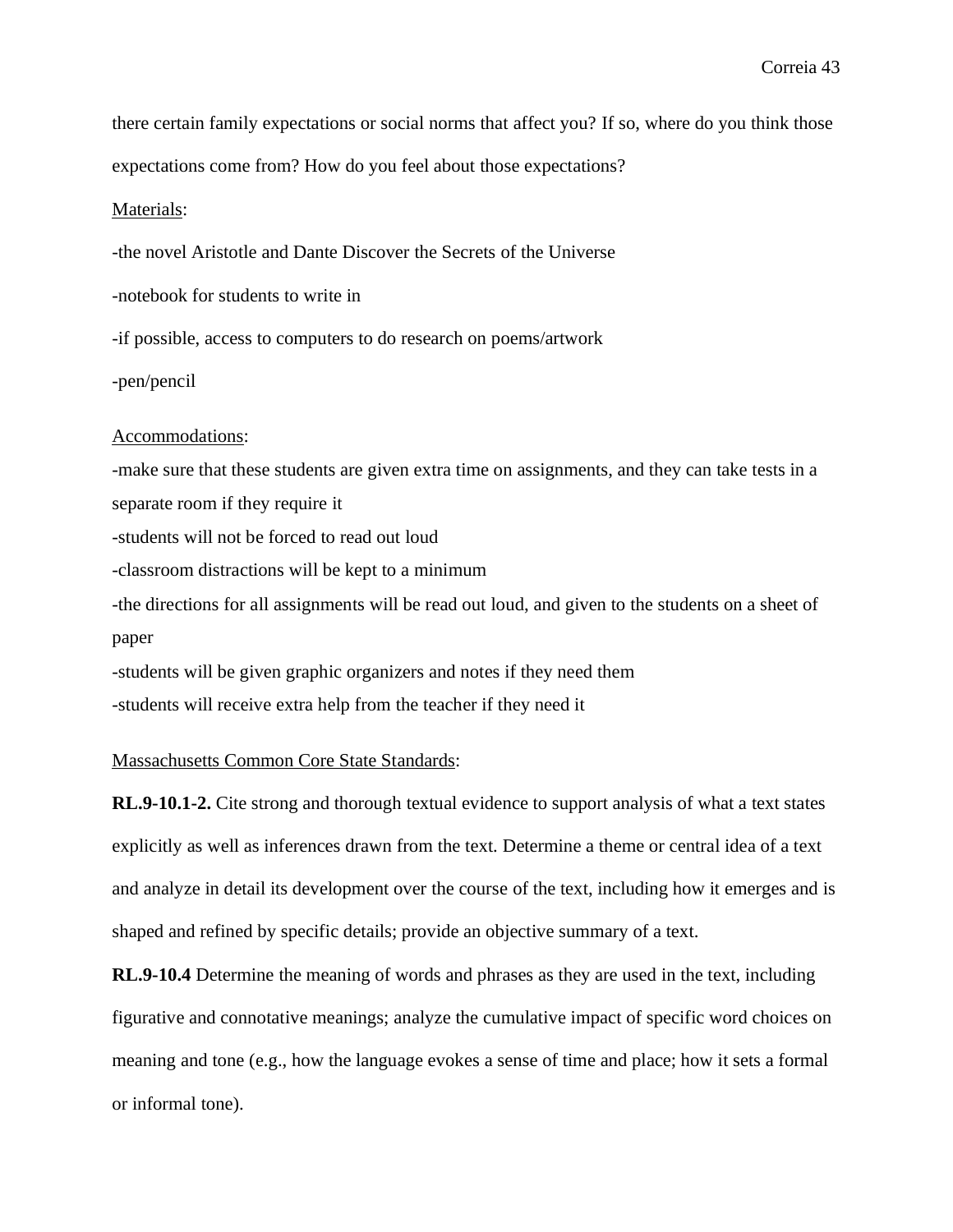there certain family expectations or social norms that affect you? If so, where do you think those expectations come from? How do you feel about those expectations?

Materials:

-the novel Aristotle and Dante Discover the Secrets of the Universe

-notebook for students to write in

-if possible, access to computers to do research on poems/artwork

-pen/pencil

Accommodations:

-make sure that these students are given extra time on assignments, and they can take tests in a separate room if they require it

-students will not be forced to read out loud

-classroom distractions will be kept to a minimum

-the directions for all assignments will be read out loud, and given to the students on a sheet of paper

-students will be given graphic organizers and notes if they need them

-students will receive extra help from the teacher if they need it

Massachusetts Common Core State Standards:

**RL.9-10.1-2.** Cite strong and thorough textual evidence to support analysis of what a text states explicitly as well as inferences drawn from the text. Determine a theme or central idea of a text and analyze in detail its development over the course of the text, including how it emerges and is shaped and refined by specific details; provide an objective summary of a text.

**RL.9-10.4** Determine the meaning of words and phrases as they are used in the text, including figurative and connotative meanings; analyze the cumulative impact of specific word choices on meaning and tone (e.g., how the language evokes a sense of time and place; how it sets a formal or informal tone).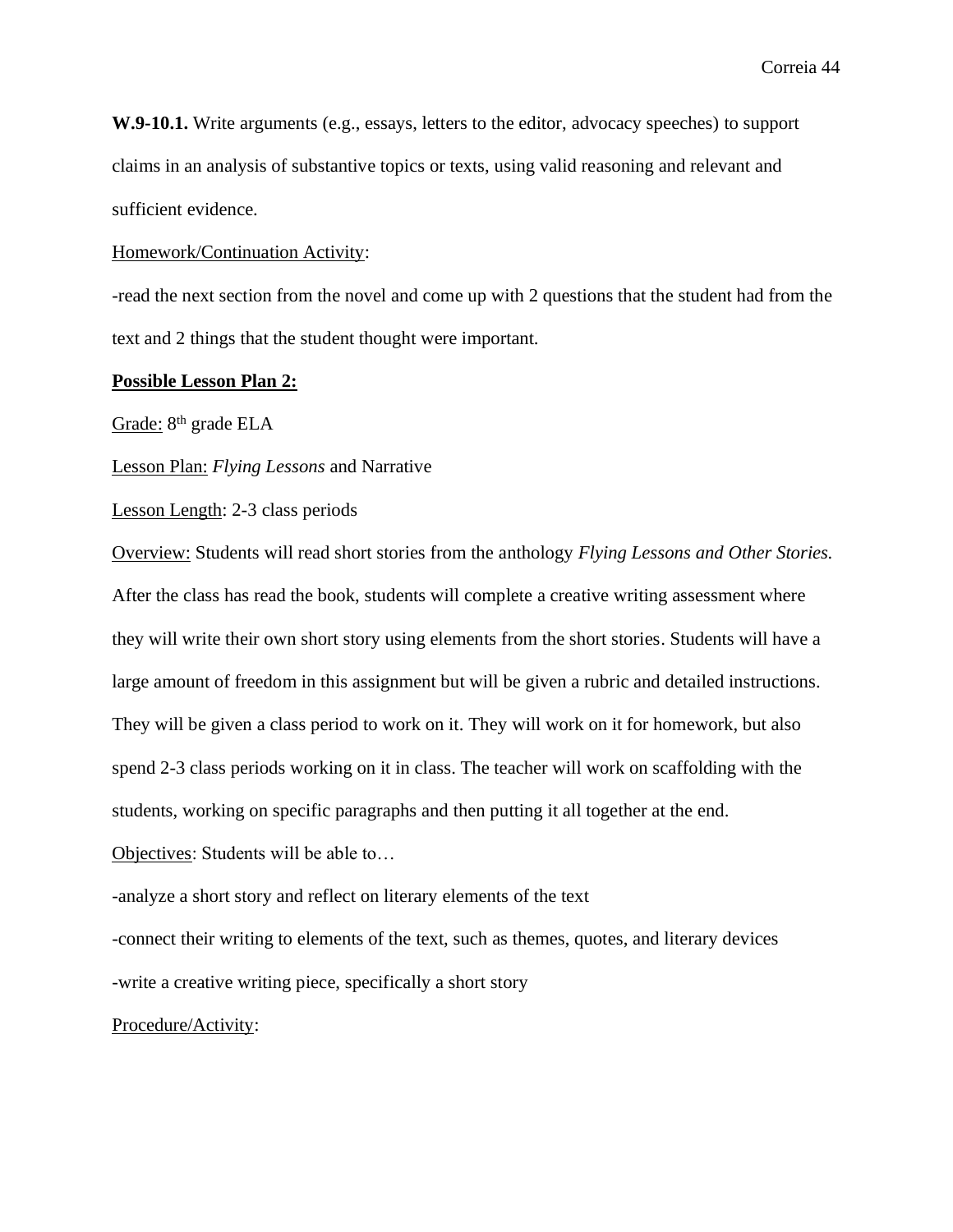**W.9-10.1.** Write arguments (e.g., essays, letters to the editor, advocacy speeches) to support claims in an analysis of substantive topics or texts, using valid reasoning and relevant and sufficient evidence.

Homework/Continuation Activity:

-read the next section from the novel and come up with 2 questions that the student had from the text and 2 things that the student thought were important.

**Possible Lesson Plan 2:**

Grade: 8th grade ELA

Lesson Plan: *Flying Lessons* and Narrative

Lesson Length: 2-3 class periods

Overview: Students will read short stories from the anthology *Flying Lessons and Other Stories.* After the class has read the book, students will complete a creative writing assessment where they will write their own short story using elements from the short stories. Students will have a large amount of freedom in this assignment but will be given a rubric and detailed instructions. They will be given a class period to work on it. They will work on it for homework, but also spend 2-3 class periods working on it in class. The teacher will work on scaffolding with the students, working on specific paragraphs and then putting it all together at the end.

Objectives: Students will be able to…

-analyze a short story and reflect on literary elements of the text

-connect their writing to elements of the text, such as themes, quotes, and literary devices

-write a creative writing piece, specifically a short story

Procedure/Activity: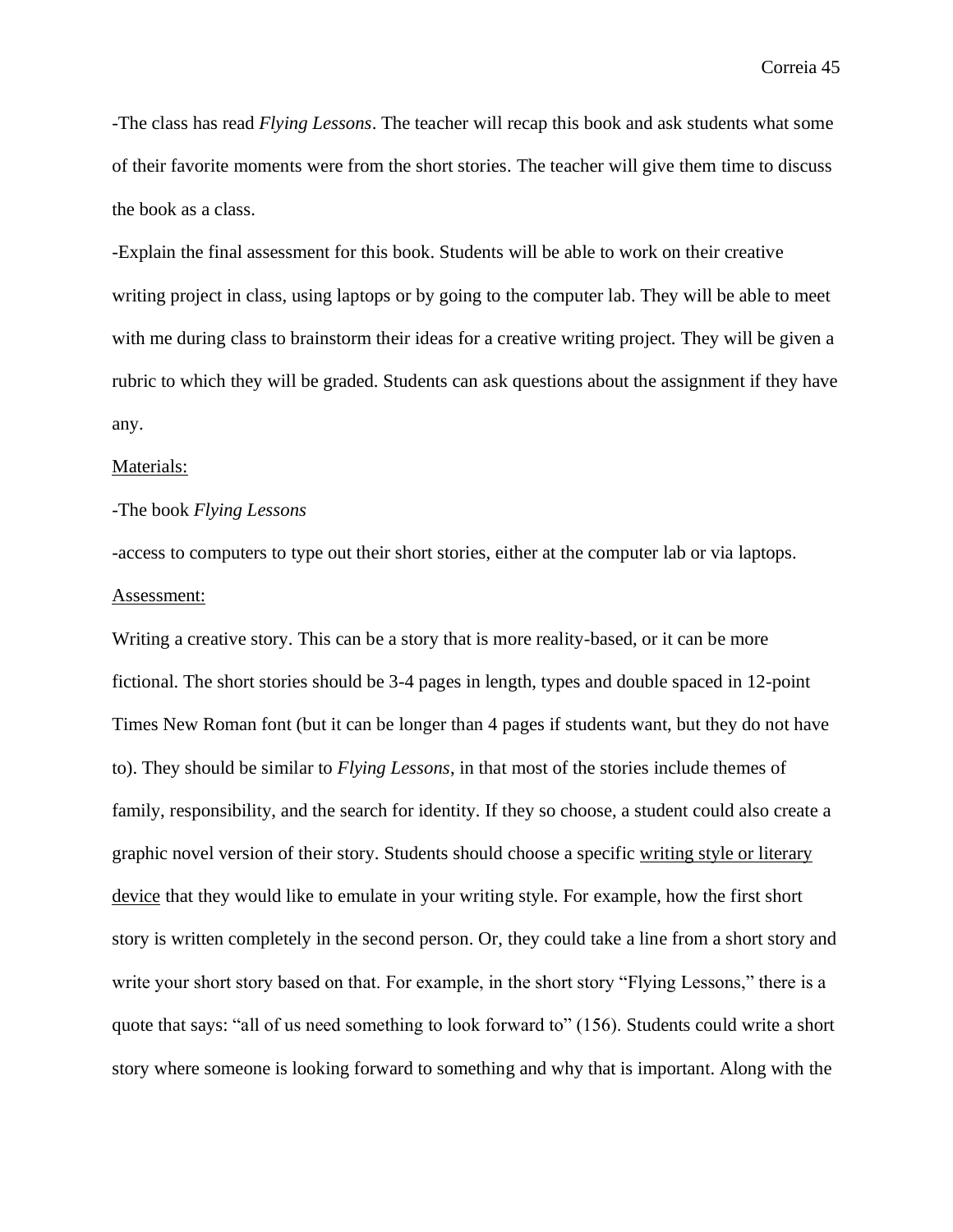-The class has read *Flying Lessons*. The teacher will recap this book and ask students what some of their favorite moments were from the short stories. The teacher will give them time to discuss the book as a class.

-Explain the final assessment for this book. Students will be able to work on their creative writing project in class, using laptops or by going to the computer lab. They will be able to meet with me during class to brainstorm their ideas for a creative writing project. They will be given a rubric to which they will be graded. Students can ask questions about the assignment if they have any.

<u>Materials:</u>

-The book *Flying Lessons*

-access to computers to type out their short stories, either at the computer lab or via laptops.

<u>Assessment:</u>

Writing a creative story. This can be a story that is more reality-based, or it can be more fictional. The short stories should be 3-4 pages in length, types and double spaced in 12-point Times New Roman font (but it can be longer than 4 pages if students want, but they do not have to). They should be similar to *Flying Lessons*, in that most of the stories include themes of family, responsibility, and the search for identity. If they so choose, a student could also create a graphic novel version of their story. Students should choose a specific <u>writing style or literary device</u> that they would like to emulate in your writing style. For example, how the first short story is written completely in the second person. Or, they could take a line from a short story and write your short story based on that. For example, in the short story "Flying Lessons," there is a quote that says: "all of us need something to look forward to" (156). Students could write a short story where someone is looking forward to something and why that is important. Along with the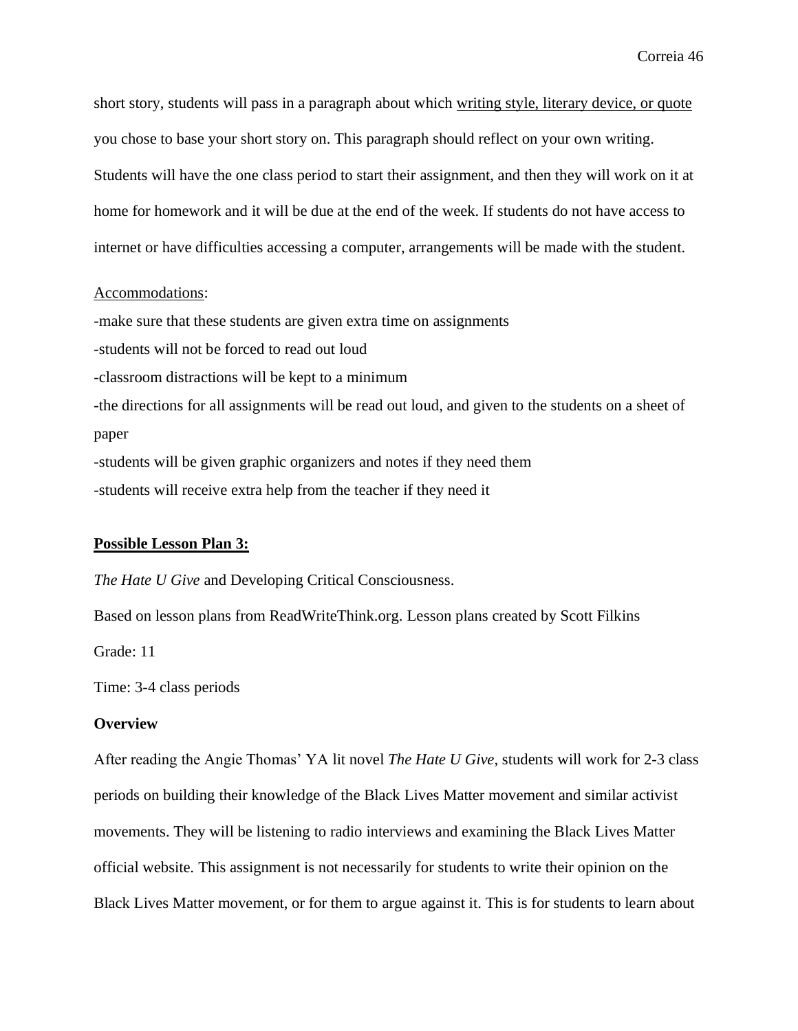short story, students will pass in a paragraph about which <u>writing style, literary device, or quote</u> you chose to base your short story on. This paragraph should reflect on your own writing. Students will have the one class period to start their assignment, and then they will work on it at home for homework and it will be due at the end of the week. If students do not have access to internet or have difficulties accessing a computer, arrangements will be made with the student.

<u>Accommodations</u>:

-make sure that these students are given extra time on assignments
-students will not be forced to read out loud
-classroom distractions will be kept to a minimum
-the directions for all assignments will be read out loud, and given to the students on a sheet of paper
-students will be given graphic organizers and notes if they need them
-students will receive extra help from the teacher if they need it

**<u>Possible Lesson Plan 3:</u>**

*The Hate U Give* and Developing Critical Consciousness.

Based on lesson plans from ReadWriteThink.org. Lesson plans created by Scott Filkins

Grade: 11

Time: 3-4 class periods

**Overview**

After reading the Angie Thomas' YA lit novel *The Hate U Give*, students will work for 2-3 class periods on building their knowledge of the Black Lives Matter movement and similar activist movements. They will be listening to radio interviews and examining the Black Lives Matter official website. This assignment is not necessarily for students to write their opinion on the Black Lives Matter movement, or for them to argue against it. This is for students to learn about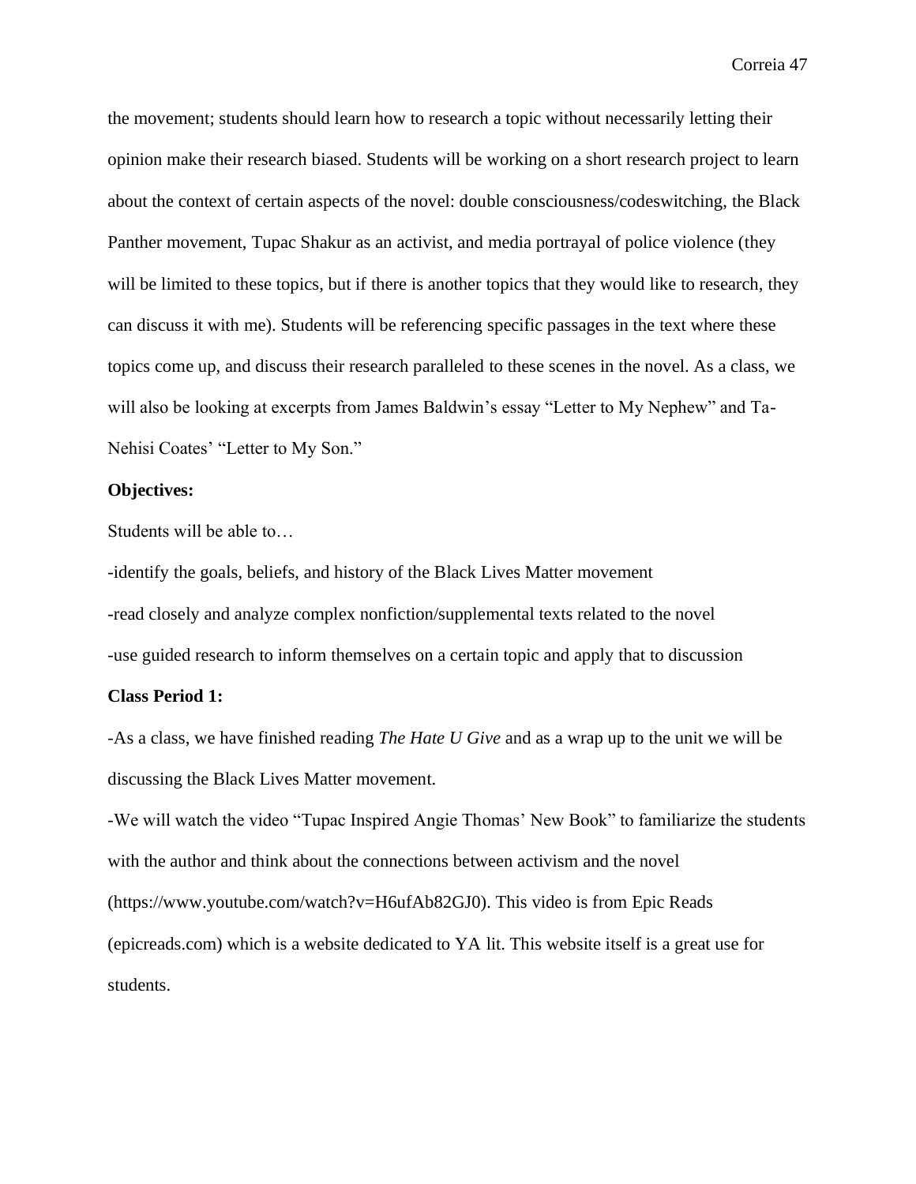the movement; students should learn how to research a topic without necessarily letting their opinion make their research biased. Students will be working on a short research project to learn about the context of certain aspects of the novel: double consciousness/codeswitching, the Black Panther movement, Tupac Shakur as an activist, and media portrayal of police violence (they will be limited to these topics, but if there is another topics that they would like to research, they can discuss it with me). Students will be referencing specific passages in the text where these topics come up, and discuss their research paralleled to these scenes in the novel. As a class, we will also be looking at excerpts from James Baldwin's essay "Letter to My Nephew" and Ta-Nehisi Coates' "Letter to My Son."

**Objectives:**

Students will be able to…

-identify the goals, beliefs, and history of the Black Lives Matter movement

-read closely and analyze complex nonfiction/supplemental texts related to the novel

-use guided research to inform themselves on a certain topic and apply that to discussion

**Class Period 1:**

-As a class, we have finished reading *The Hate U Give* and as a wrap up to the unit we will be discussing the Black Lives Matter movement.

-We will watch the video "Tupac Inspired Angie Thomas' New Book" to familiarize the students with the author and think about the connections between activism and the novel (https://www.youtube.com/watch?v=H6ufAb82GJ0). This video is from Epic Reads (epicreads.com) which is a website dedicated to YA lit. This website itself is a great use for students.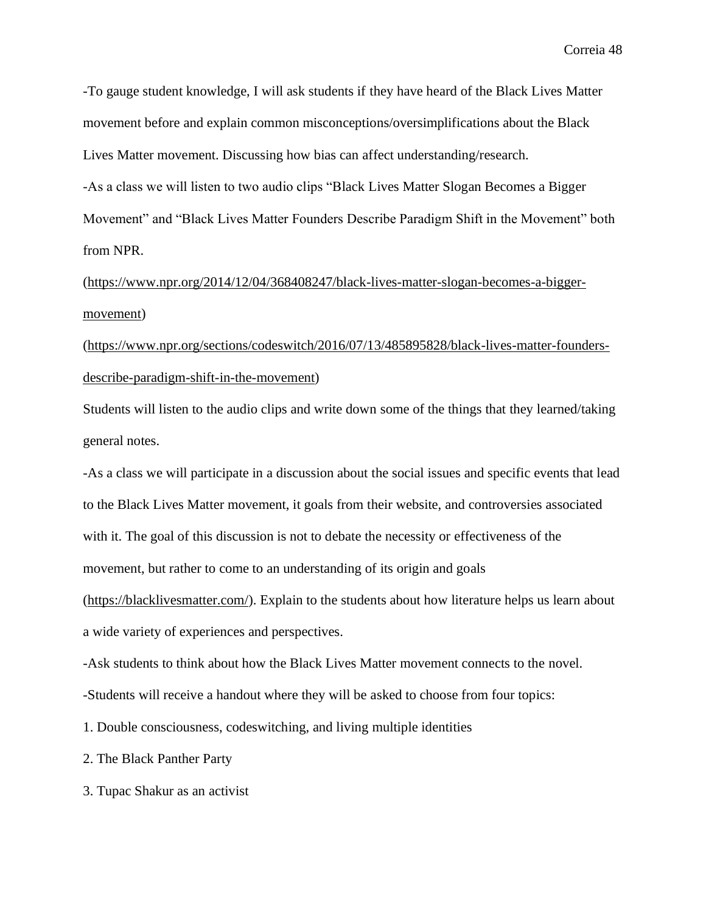-To gauge student knowledge, I will ask students if they have heard of the Black Lives Matter movement before and explain common misconceptions/oversimplifications about the Black Lives Matter movement. Discussing how bias can affect understanding/research.

-As a class we will listen to two audio clips "Black Lives Matter Slogan Becomes a Bigger Movement" and "Black Lives Matter Founders Describe Paradigm Shift in the Movement" both from NPR.

(https://www.npr.org/2014/12/04/368408247/black-lives-matter-slogan-becomes-a-bigger-movement)

(https://www.npr.org/sections/codeswitch/2016/07/13/485895828/black-lives-matter-founders-describe-paradigm-shift-in-the-movement)

Students will listen to the audio clips and write down some of the things that they learned/taking general notes.

-As a class we will participate in a discussion about the social issues and specific events that lead to the Black Lives Matter movement, it goals from their website, and controversies associated with it. The goal of this discussion is not to debate the necessity or effectiveness of the movement, but rather to come to an understanding of its origin and goals (https://blacklivesmatter.com/). Explain to the students about how literature helps us learn about a wide variety of experiences and perspectives.

-Ask students to think about how the Black Lives Matter movement connects to the novel.

-Students will receive a handout where they will be asked to choose from four topics:

1. Double consciousness, codeswitching, and living multiple identities
2. The Black Panther Party
3. Tupac Shakur as an activist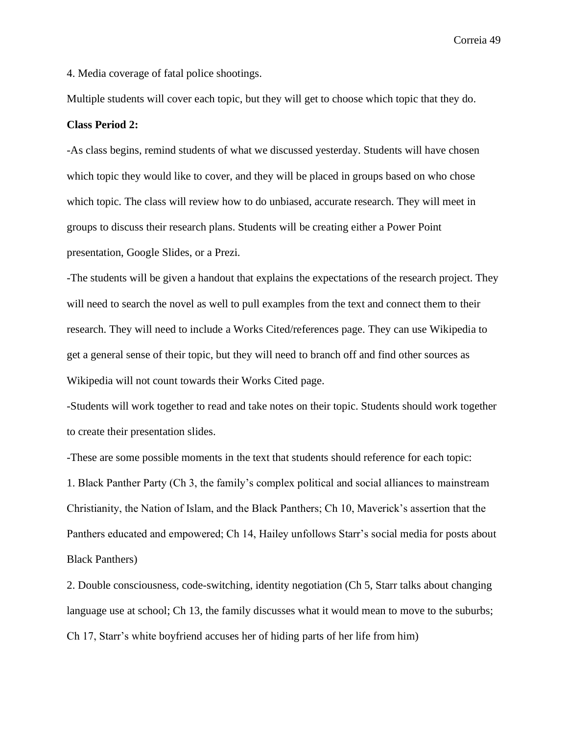4. Media coverage of fatal police shootings.

Multiple students will cover each topic, but they will get to choose which topic that they do.

**Class Period 2:**

-As class begins, remind students of what we discussed yesterday. Students will have chosen which topic they would like to cover, and they will be placed in groups based on who chose which topic. The class will review how to do unbiased, accurate research. They will meet in groups to discuss their research plans. Students will be creating either a Power Point presentation, Google Slides, or a Prezi.

-The students will be given a handout that explains the expectations of the research project. They will need to search the novel as well to pull examples from the text and connect them to their research. They will need to include a Works Cited/references page. They can use Wikipedia to get a general sense of their topic, but they will need to branch off and find other sources as Wikipedia will not count towards their Works Cited page.

-Students will work together to read and take notes on their topic. Students should work together to create their presentation slides.

-These are some possible moments in the text that students should reference for each topic:

1. Black Panther Party (Ch 3, the family's complex political and social alliances to mainstream Christianity, the Nation of Islam, and the Black Panthers; Ch 10, Maverick's assertion that the Panthers educated and empowered; Ch 14, Hailey unfollows Starr's social media for posts about Black Panthers)
2. Double consciousness, code-switching, identity negotiation (Ch 5, Starr talks about changing language use at school; Ch 13, the family discusses what it would mean to move to the suburbs; Ch 17, Starr's white boyfriend accuses her of hiding parts of her life from him)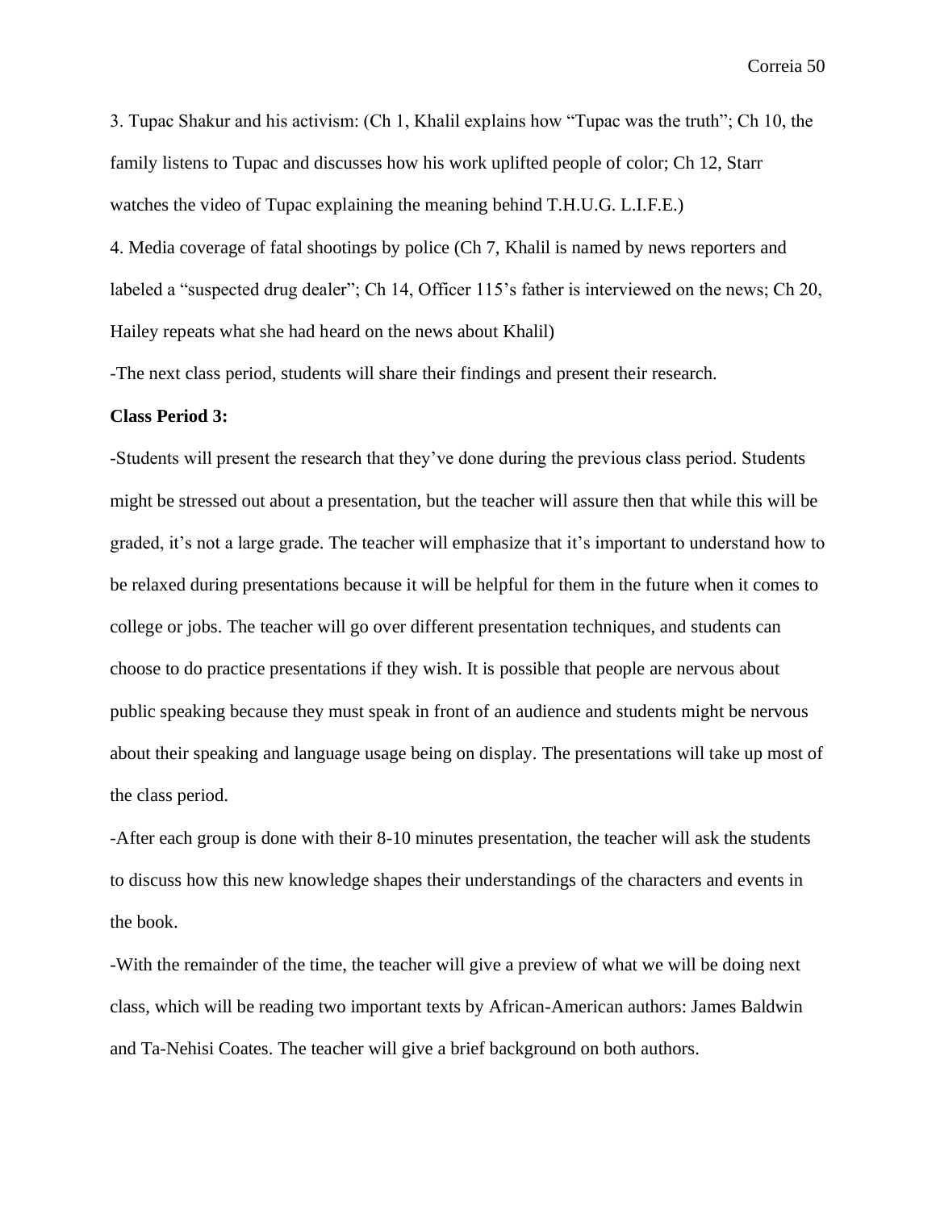3. Tupac Shakur and his activism: (Ch 1, Khalil explains how "Tupac was the truth"; Ch 10, the family listens to Tupac and discusses how his work uplifted people of color; Ch 12, Starr watches the video of Tupac explaining the meaning behind T.H.U.G. L.I.F.E.)

4. Media coverage of fatal shootings by police (Ch 7, Khalil is named by news reporters and labeled a "suspected drug dealer"; Ch 14, Officer 115's father is interviewed on the news; Ch 20, Hailey repeats what she had heard on the news about Khalil)

-The next class period, students will share their findings and present their research.

**Class Period 3:**

-Students will present the research that they've done during the previous class period. Students might be stressed out about a presentation, but the teacher will assure then that while this will be graded, it's not a large grade. The teacher will emphasize that it's important to understand how to be relaxed during presentations because it will be helpful for them in the future when it comes to college or jobs. The teacher will go over different presentation techniques, and students can choose to do practice presentations if they wish. It is possible that people are nervous about public speaking because they must speak in front of an audience and students might be nervous about their speaking and language usage being on display. The presentations will take up most of the class period.

-After each group is done with their 8-10 minutes presentation, the teacher will ask the students to discuss how this new knowledge shapes their understandings of the characters and events in the book.

-With the remainder of the time, the teacher will give a preview of what we will be doing next class, which will be reading two important texts by African-American authors: James Baldwin and Ta-Nehisi Coates. The teacher will give a brief background on both authors.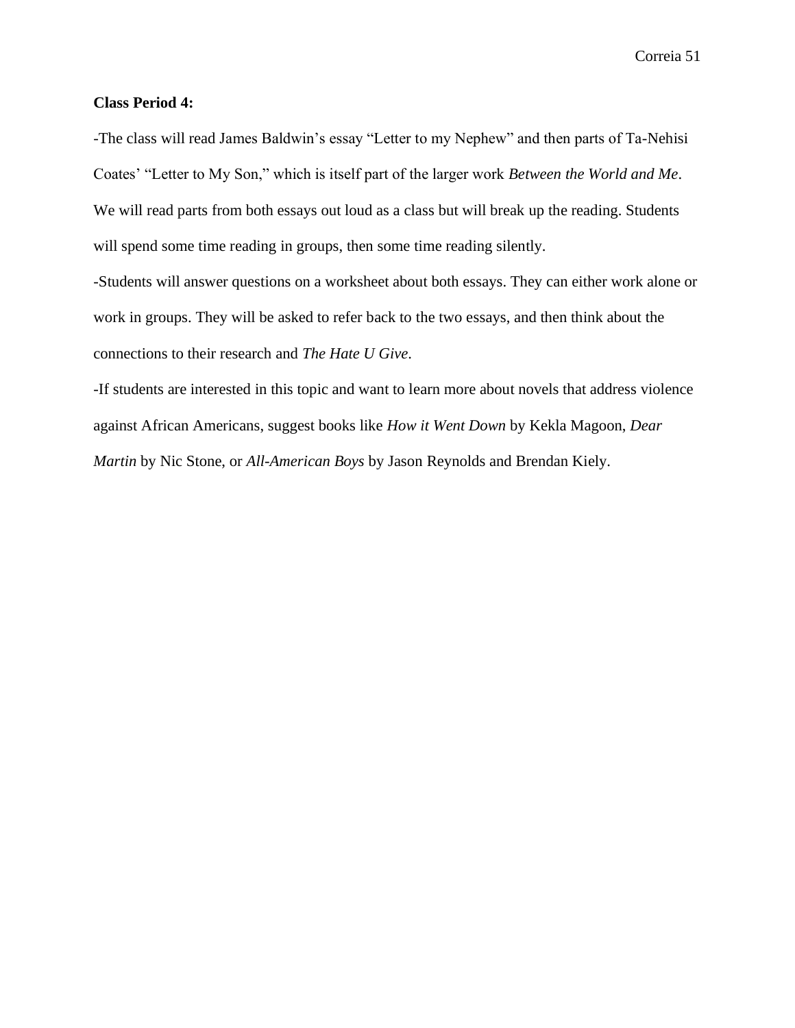**Class Period 4:**

-The class will read James Baldwin's essay "Letter to my Nephew" and then parts of Ta-Nehisi Coates' "Letter to My Son," which is itself part of the larger work *Between the World and Me*. We will read parts from both essays out loud as a class but will break up the reading. Students will spend some time reading in groups, then some time reading silently.

-Students will answer questions on a worksheet about both essays. They can either work alone or work in groups. They will be asked to refer back to the two essays, and then think about the connections to their research and *The Hate U Give*.

-If students are interested in this topic and want to learn more about novels that address violence against African Americans, suggest books like *How it Went Down* by Kekla Magoon, *Dear Martin* by Nic Stone, or *All-American Boys* by Jason Reynolds and Brendan Kiely.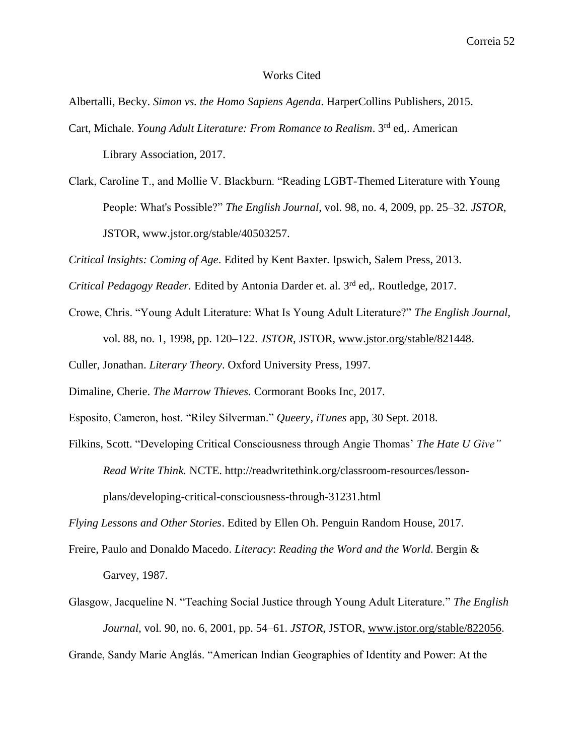# Works Cited

Albertalli, Becky. *Simon vs. the Homo Sapiens Agenda*. HarperCollins Publishers, 2015.

Cart, Michale. *Young Adult Literature: From Romance to Realism*. 3rd ed,. American Library Association, 2017.

Clark, Caroline T., and Mollie V. Blackburn. "Reading LGBT-Themed Literature with Young People: What's Possible?" *The English Journal*, vol. 98, no. 4, 2009, pp. 25–32. *JSTOR*, JSTOR, www.jstor.org/stable/40503257.

*Critical Insights: Coming of Age*. Edited by Kent Baxter. Ipswich, Salem Press, 2013.

*Critical Pedagogy Reader.* Edited by Antonia Darder et. al. 3rd ed,. Routledge, 2017.

Crowe, Chris. "Young Adult Literature: What Is Young Adult Literature?" *The English Journal*, vol. 88, no. 1, 1998, pp. 120–122. *JSTOR*, JSTOR, www.jstor.org/stable/821448.

Culler, Jonathan. *Literary Theory*. Oxford University Press, 1997.

Dimaline, Cherie. *The Marrow Thieves.* Cormorant Books Inc, 2017.

Esposito, Cameron, host. "Riley Silverman." *Queery*, *iTunes* app, 30 Sept. 2018.

Filkins, Scott. "Developing Critical Consciousness through Angie Thomas' *The Hate U Give" Read Write Think.* NCTE. http://readwritethink.org/classroom-resources/lesson-plans/developing-critical-consciousness-through-31231.html

*Flying Lessons and Other Stories*. Edited by Ellen Oh. Penguin Random House, 2017.

Freire, Paulo and Donaldo Macedo. *Literacy*: *Reading the Word and the World*. Bergin & Garvey, 1987.

Glasgow, Jacqueline N. "Teaching Social Justice through Young Adult Literature." *The English Journal*, vol. 90, no. 6, 2001, pp. 54–61. *JSTOR*, JSTOR, www.jstor.org/stable/822056.

Grande, Sandy Marie Anglás. "American Indian Geographies of Identity and Power: At the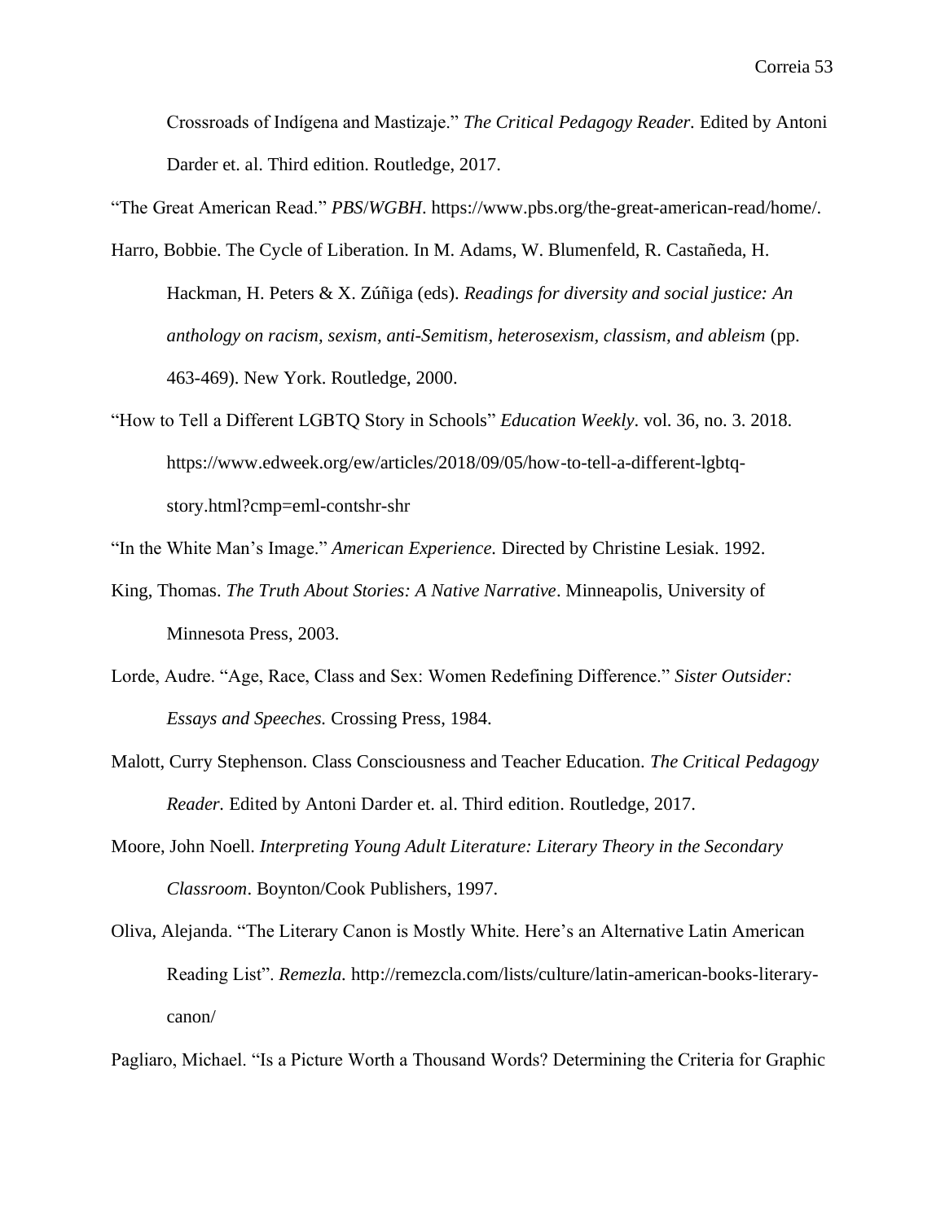Crossroads of Indígena and Mastizaje." *The Critical Pedagogy Reader.* Edited by Antoni Darder et. al. Third edition. Routledge, 2017.

"The Great American Read." *PBS/WGBH*. https://www.pbs.org/the-great-american-read/home/.

Harro, Bobbie. The Cycle of Liberation. In M. Adams, W. Blumenfeld, R. Castañeda, H. Hackman, H. Peters & X. Zúñiga (eds). *Readings for diversity and social justice: An anthology on racism, sexism, anti-Semitism, heterosexism, classism, and ableism* (pp. 463-469). New York. Routledge, 2000.

"How to Tell a Different LGBTQ Story in Schools" *Education Weekly*. vol. 36, no. 3. 2018. https://www.edweek.org/ew/articles/2018/09/05/how-to-tell-a-different-lgbtq-story.html?cmp=eml-contshr-shr

"In the White Man's Image." *American Experience.* Directed by Christine Lesiak. 1992.

King, Thomas. *The Truth About Stories: A Native Narrative*. Minneapolis, University of Minnesota Press, 2003.

Lorde, Audre. "Age, Race, Class and Sex: Women Redefining Difference." *Sister Outsider: Essays and Speeches.* Crossing Press, 1984.

Malott, Curry Stephenson. Class Consciousness and Teacher Education. *The Critical Pedagogy Reader.* Edited by Antoni Darder et. al. Third edition. Routledge, 2017.

Moore, John Noell. *Interpreting Young Adult Literature: Literary Theory in the Secondary Classroom*. Boynton/Cook Publishers, 1997.

Oliva, Alejanda. "The Literary Canon is Mostly White. Here's an Alternative Latin American Reading List". *Remezla.* http://remezcla.com/lists/culture/latin-american-books-literary-canon/

Pagliaro, Michael. "Is a Picture Worth a Thousand Words? Determining the Criteria for Graphic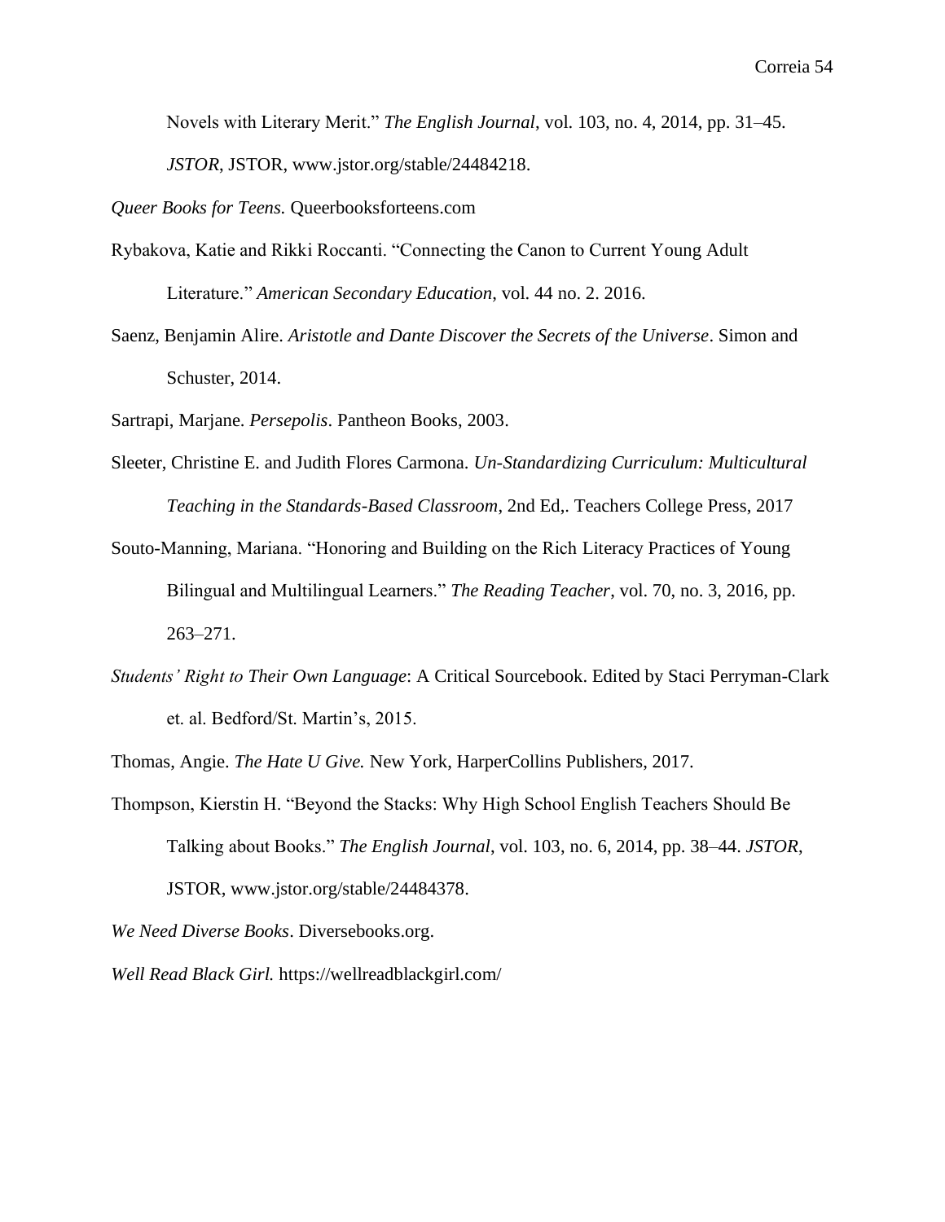Novels with Literary Merit." *The English Journal*, vol. 103, no. 4, 2014, pp. 31–45. *JSTOR*, JSTOR, www.jstor.org/stable/24484218.

*Queer Books for Teens.* Queerbooksforteens.com

Rybakova, Katie and Rikki Roccanti. "Connecting the Canon to Current Young Adult Literature." *American Secondary Education*, vol. 44 no. 2. 2016.

Saenz, Benjamin Alire. *Aristotle and Dante Discover the Secrets of the Universe*. Simon and Schuster, 2014.

Sartrapi, Marjane. *Persepolis*. Pantheon Books, 2003.

Sleeter, Christine E. and Judith Flores Carmona. *Un-Standardizing Curriculum: Multicultural Teaching in the Standards-Based Classroom*, 2nd Ed,. Teachers College Press, 2017

Souto-Manning, Mariana. "Honoring and Building on the Rich Literacy Practices of Young Bilingual and Multilingual Learners." *The Reading Teacher*, vol. 70, no. 3, 2016, pp. 263–271.

*Students' Right to Their Own Language*: A Critical Sourcebook. Edited by Staci Perryman-Clark et. al. Bedford/St. Martin's, 2015.

Thomas, Angie. *The Hate U Give.* New York, HarperCollins Publishers, 2017.

Thompson, Kierstin H. "Beyond the Stacks: Why High School English Teachers Should Be Talking about Books." *The English Journal*, vol. 103, no. 6, 2014, pp. 38–44. *JSTOR*, JSTOR, www.jstor.org/stable/24484378.

*We Need Diverse Books*. Diversebooks.org.

*Well Read Black Girl.* https://wellreadblackgirl.com/